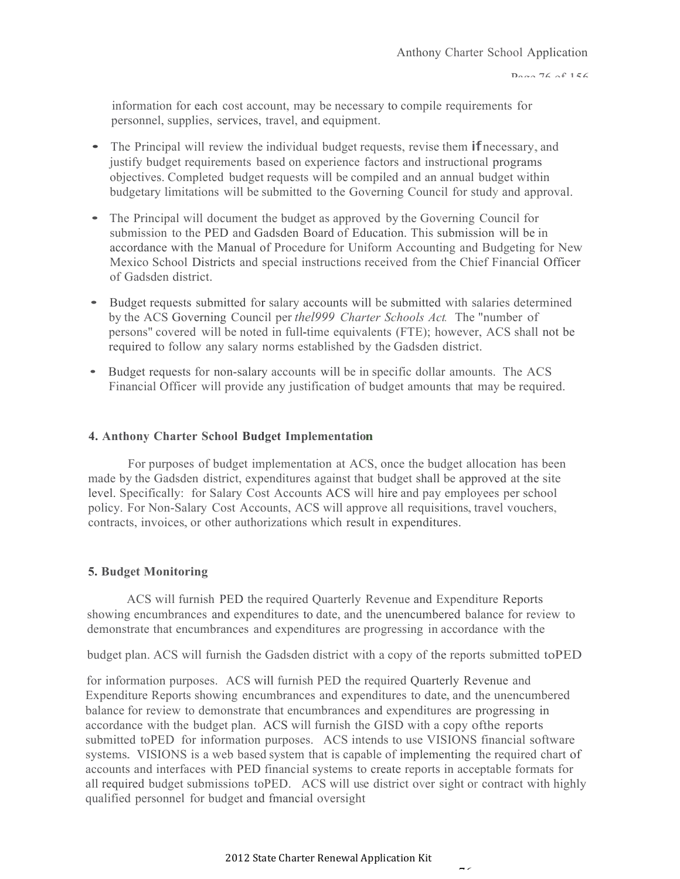information for each cost account, may be necessary to compile requirements for personnel, supplies, services, travel, and equipment.

- The Principal will review the individual budget requests, revise them if necessary, and justify budget requirements based on experience factors and instructional programs objectives. Completed budget requests will be compiled and an annual budget within budgetary limitations will be submitted to the Governing Council for study and approval.
- The Principal will document the budget as approved by the Governing Council for submission to the PED and Gadsden Board of Education. This submission will be in accordance with the Manual of Procedure for Uniform Accounting and Budgeting for New Mexico School Districts and special instructions received from the Chief Financial Officer of Gadsden district.
- Budget requests submitted for salary accounts will be submitted with salaries determined by the ACS Governing Council per *thel999 Charter Schools Act.* The "number of persons" covered will be noted in full-time equivalents (FTE); however, ACS shall not be required to follow any salary norms established by the Gadsden district.
- Budget requests for non-salary accounts will be in specific dollar amounts. The ACS Financial Officer will provide any justification of budget amounts that may be required.

#### 4. Anthony Charter School Budget Implementation

For purposes of budget implementation at ACS, once the budget allocation has been made by the Gadsden district, expenditures against that budget shall be approved at the site level. Specifically: for Salary Cost Accounts ACS will hire and pay employees per school policy. For Non-Salary Cost Accounts, ACS will approve all requisitions, travel vouchers, contracts, invoices, or other authorizations which result in expenditures.

#### 5. Budget Monitoring

ACS will furnish PED the required Quarterly Revenue and Expenditure Reports showing encumbrances and expenditures to date, and the unencumbered balance for review to demonstrate that encumbrances and expenditures are progressing in accordance with the budget plan. ACS will furnish the Gadsden district with a copy of the reports submitted toPED for information purposes. ACS will furnish PED the required Quarterly Revenue and Expenditure Reports showing encumbrances and expenditures to date, and the unencumbered balance for review to demonstrate that encumbrances and expenditures are progressing in accordance with the budget plan. ACS will furnish the GISD with a copy ofthe reports submitted toPED for information purposes. ACS intends to use VISIONS financial software systems. VISIONS is a web based system that is capable of implementing the required chart of accounts and interfaces with PED financial systems to create reports in acceptable formats for all required budget submissions toPED. ACS will use district over sight or contract with highly qualified personnel for budget and fmancial oversight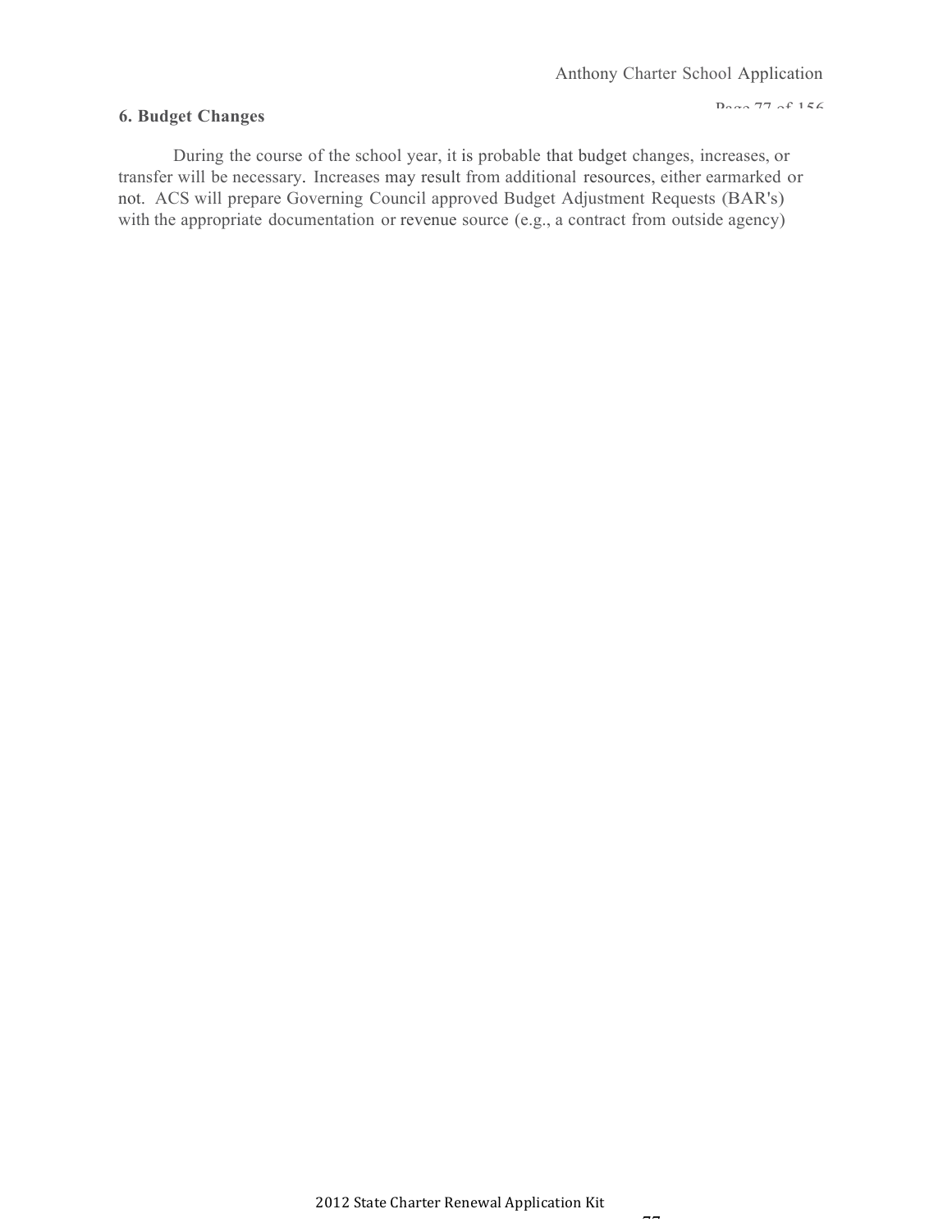**6. Budget Changes**

During the course of the school year, it is probable that budget changes, increases, or transfer will be necessary. Increases may result from additional resources, either earmarked or not. ACS will prepare Governing Council approved Budget Adjustment Requests (BAR's) with the appropriate documentation or revenue source (e.g., a contract from outside agency)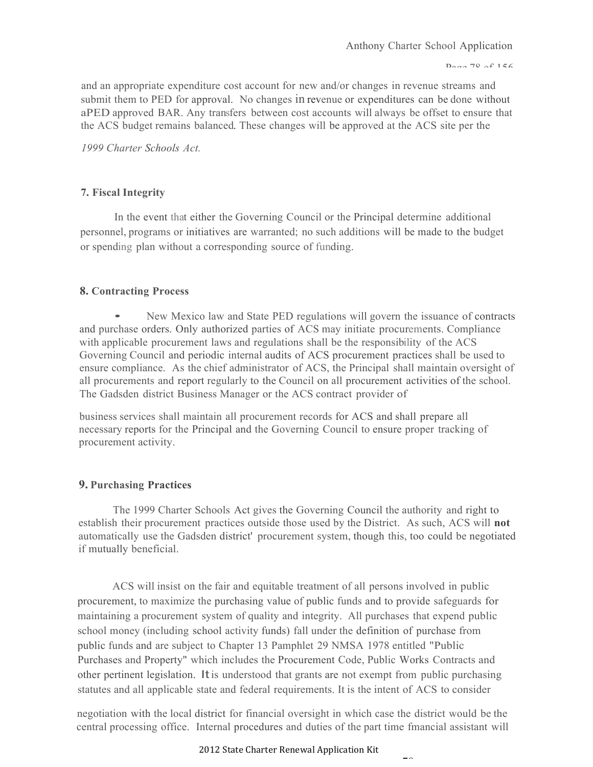and an appropriate expenditure cost account for new and/or changes in revenue streams and submit them to PED for approval. No changes in revenue or expenditures can be done without aPED approved BAR. Any transfers between cost accounts will always be offset to ensure that the ACS budget remains balanced. These changes will be approved at the ACS site per the *1999 Charter Schools Act.*

### 7. Fiscal Integrity

In the event that either the Governing Council or the Principal determine additional personnel, programs or initiatives are warranted; no such additions will be made to the budget or spending plan without a corresponding source of funding.

### 8. Contracting Process

- New Mexico law and State PED regulations will govern the issuance of contracts and purchase orders. Only authorized parties of ACS may initiate procurements. Compliance with applicable procurement laws and regulations shall be the responsibility of the ACS Governing Council and periodic internal audits of ACS procurement practices shall be used to ensure compliance. As the chief administrator of ACS, the Principal shall maintain oversight of all procurements and report regularly to the Council on all procurement activities of the school. The Gadsden district Business Manager or the ACS contract provider of business services shall maintain all procurement records for ACS and shall prepare all necessary reports for the Principal and the Governing Council to ensure proper tracking of procurement activity.

### 9. Purchasing Practices

The 1999 Charter Schools Act gives the Governing Council the authority and right to establish their procurement practices outside those used by the District. As such, ACS will **not** automatically use the Gadsden district' procurement system, though this, too could be negotiated if mutually beneficial.

ACS will insist on the fair and equitable treatment of all persons involved in public procurement, to maximize the purchasing value of public funds and to provide safeguards for maintaining a procurement system of quality and integrity. All purchases that expend public school money (including school activity funds) fall under the definition of purchase from public funds and are subject to Chapter 13 Pamphlet 29 NMSA 1978 entitled "Public Purchases and Property" which includes the Procurement Code, Public Works Contracts and other pertinent legislation. It is understood that grants are not exempt from public purchasing statutes and all applicable state and federal requirements. It is the intent of ACS to consider negotiation with the local district for financial oversight in which case the district would be the central processing office. Internal procedures and duties of the part time fmancial assistant will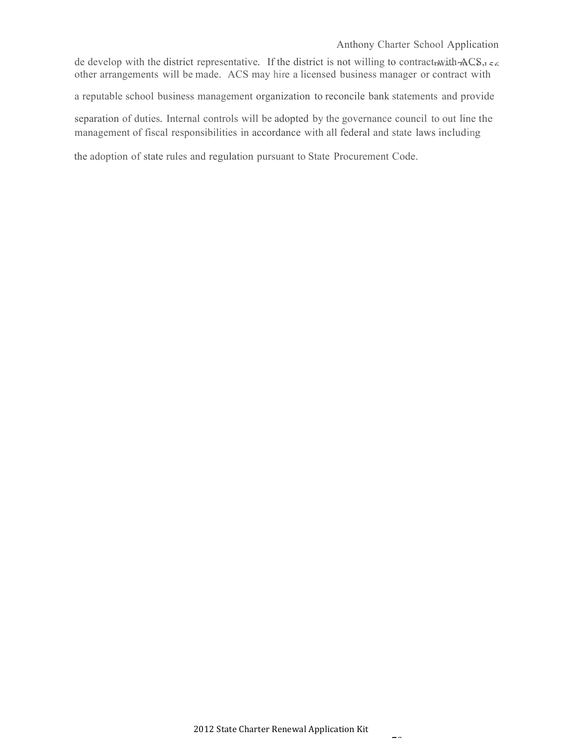de develop with the district representative. If the district is not willing to contract with ACS, other arrangements will be made. ACS may hire a licensed business manager or contract with a reputable school business management organization to reconcile bank statements and provide separation of duties. Internal controls will be adopted by the governance council to out line the management of fiscal responsibilities in accordance with all federal and state laws including the adoption of state rules and regulation pursuant to State Procurement Code.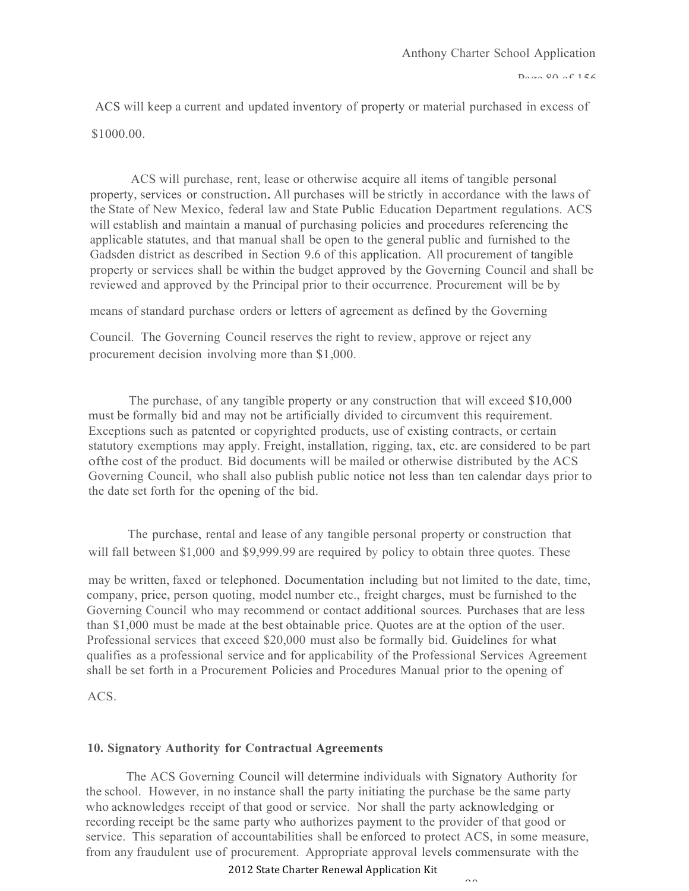ACS will keep a current and updated inventory of property or material purchased in excess of $1000.00.

ACS will purchase, rent, lease or otherwise acquire all items of tangible personal property, services or construction. All purchases will be strictly in accordance with the laws of the State of New Mexico, federal law and State Public Education Department regulations. ACS will establish and maintain a manual of purchasing policies and procedures referencing the applicable statutes, and that manual shall be open to the general public and furnished to the Gadsden district as described in Section 9.6 of this application. All procurement of tangible property or services shall be within the budget approved by the Governing Council and shall be reviewed and approved by the Principal prior to their occurrence. Procurement will be by means of standard purchase orders or letters of agreement as defined by the Governing Council. The Governing Council reserves the right to review, approve or reject any procurement decision involving more than $1,000.

The purchase, of any tangible property or any construction that will exceed $10,000 must be formally bid and may not be artificially divided to circumvent this requirement. Exceptions such as patented or copyrighted products, use of existing contracts, or certain statutory exemptions may apply. Freight, installation, rigging, tax, etc. are considered to be part ofthe cost of the product. Bid documents will be mailed or otherwise distributed by the ACS Governing Council, who shall also publish public notice not less than ten calendar days prior to the date set forth for the opening of the bid.

The purchase, rental and lease of any tangible personal property or construction that will fall between $1,000 and $9,999.99 are required by policy to obtain three quotes. These may be written, faxed or telephoned. Documentation including but not limited to the date, time, company, price, person quoting, model number etc., freight charges, must be furnished to the Governing Council who may recommend or contact additional sources. Purchases that are less than $1,000 must be made at the best obtainable price. Quotes are at the option of the user. Professional services that exceed $20,000 must also be formally bid. Guidelines for what qualifies as a professional service and for applicability of the Professional Services Agreement shall be set forth in a Procurement Policies and Procedures Manual prior to the opening of ACS.

### 10. Signatory Authority for Contractual Agreements

The ACS Governing Council will determine individuals with Signatory Authority for the school. However, in no instance shall the party initiating the purchase be the same party who acknowledges receipt of that good or service. Nor shall the party acknowledging or recording receipt be the same party who authorizes payment to the provider of that good or service. This separation of accountabilities shall be enforced to protect ACS, in some measure, from any fraudulent use of procurement. Appropriate approval levels commensurate with the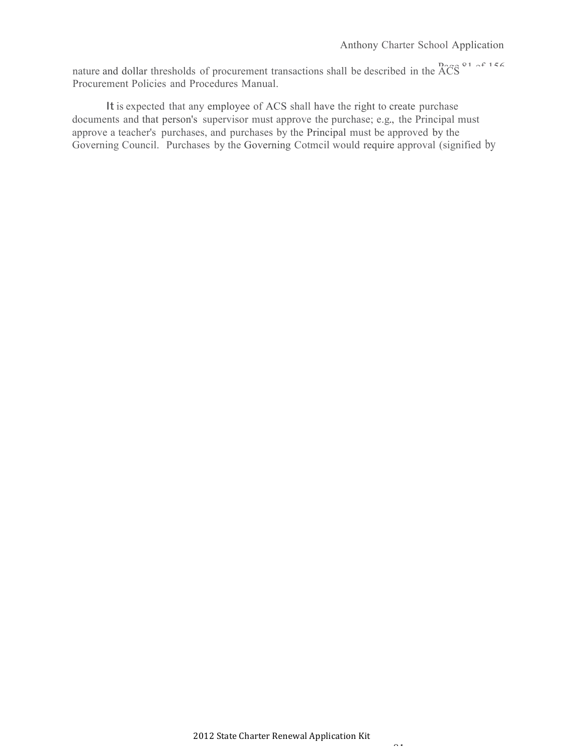nature and dollar thresholds of procurement transactions shall be described in the ACS Procurement Policies and Procedures Manual.

It is expected that any employee of ACS shall have the right to create purchase documents and that person's supervisor must approve the purchase; e.g., the Principal must approve a teacher's purchases, and purchases by the Principal must be approved by the Governing Council. Purchases by the Governing Cotmcil would require approval (signified by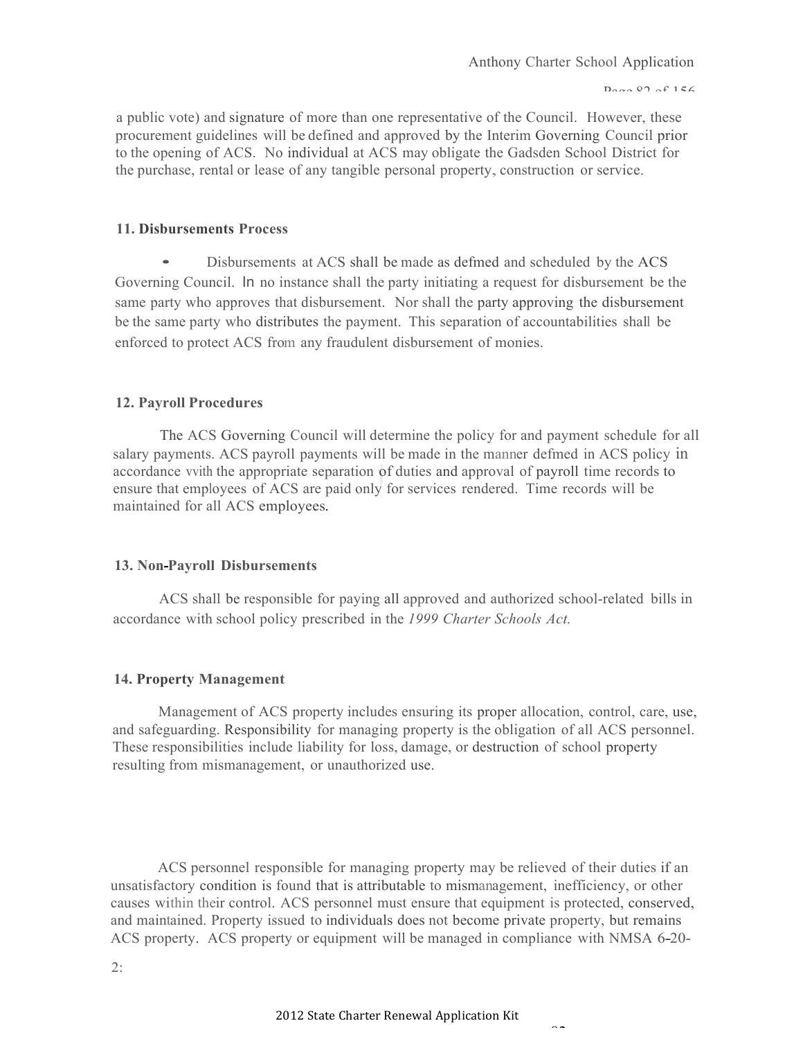a public vote) and signature of more than one representative of the Council. However, these procurement guidelines will be defined and approved by the Interim Governing Council prior to the opening of ACS. No individual at ACS may obligate the Gadsden School District for the purchase, rental or lease of any tangible personal property, construction or service.

### 11. Disbursements Process

- Disbursements at ACS shall be made as defmed and scheduled by the ACS Governing Council. In no instance shall the party initiating a request for disbursement be the same party who approves that disbursement. Nor shall the party approving the disbursement be the same party who distributes the payment. This separation of accountabilities shall be enforced to protect ACS from any fraudulent disbursement of monies.

### 12. Payroll Procedures

The ACS Governing Council will determine the policy for and payment schedule for all salary payments. ACS payroll payments will be made in the manner defmed in ACS policy in accordance vvith the appropriate separation of duties and approval of payroll time records to ensure that employees of ACS are paid only for services rendered. Time records will be maintained for all ACS employees.

### 13. Non-Payroll Disbursements

ACS shall be responsible for paying all approved and authorized school-related bills in accordance with school policy prescribed in the *1999 Charter Schools Act.*

### 14. Property Management

Management of ACS property includes ensuring its proper allocation, control, care, use, and safeguarding. Responsibility for managing property is the obligation of all ACS personnel. These responsibilities include liability for loss, damage, or destruction of school property resulting from mismanagement, or unauthorized use.

ACS personnel responsible for managing property may be relieved of their duties if an unsatisfactory condition is found that is attributable to mismanagement, inefficiency, or other causes within their control. ACS personnel must ensure that equipment is protected, conserved, and maintained. Property issued to individuals does not become private property, but remains ACS property. ACS property or equipment will be managed in compliance with NMSA 6-20-2: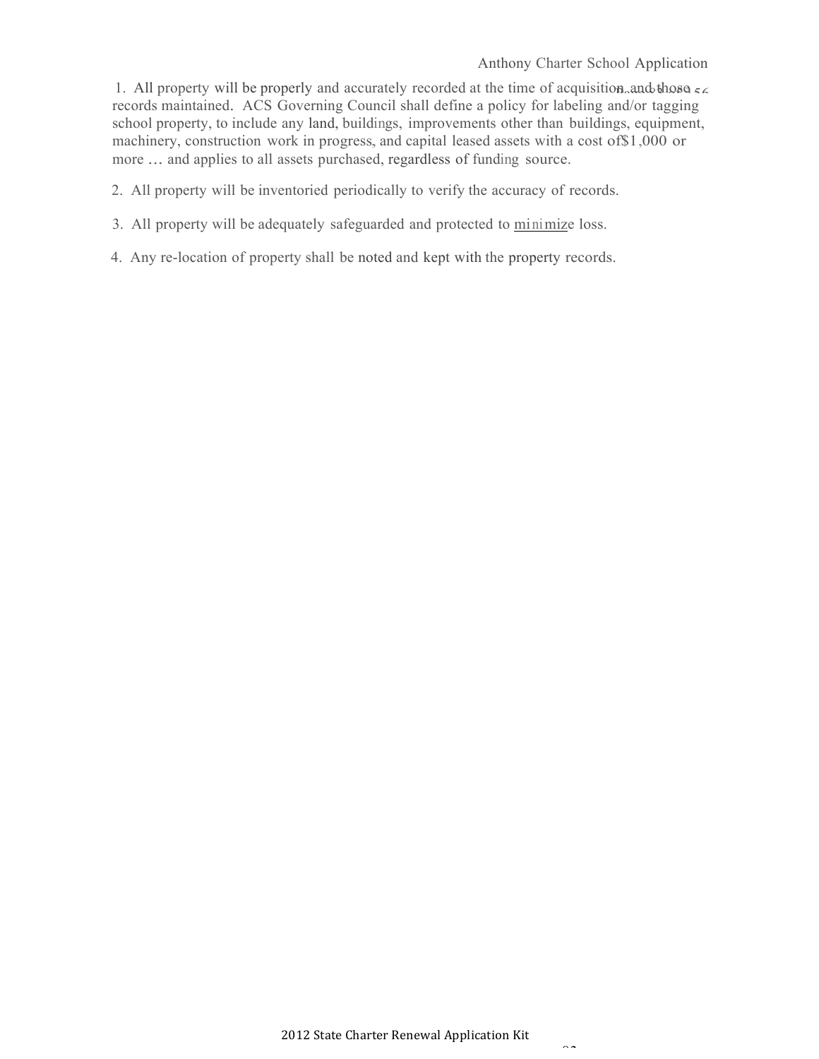1. All property will be properly and accurately recorded at the time of acquisition and those records maintained. ACS Governing Council shall define a policy for labeling and/or tagging school property, to include any land, buildings, improvements other than buildings, equipment, machinery, construction work in progress, and capital leased assets with a cost of$1,000 or more … and applies to all assets purchased, regardless of funding source.

2. All property will be inventoried periodically to verify the accuracy of records.

3. All property will be adequately safeguarded and protected to minimize loss.

4. Any re-location of property shall be noted and kept with the property records.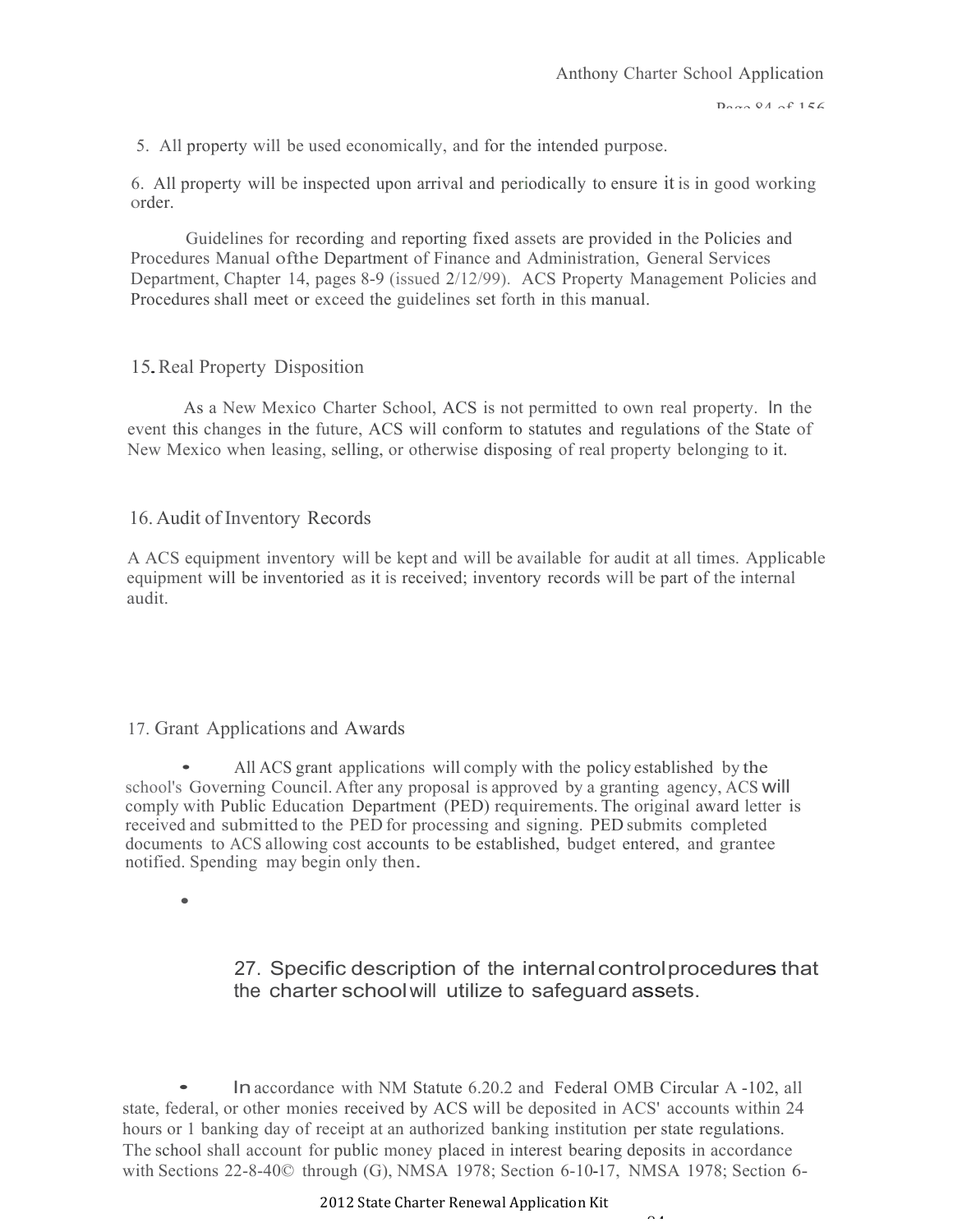5. All property will be used economically, and for the intended purpose.

6. All property will be inspected upon arrival and periodically to ensure it is in good working order.

Guidelines for recording and reporting fixed assets are provided in the Policies and Procedures Manual ofthe Department of Finance and Administration, General Services Department, Chapter 14, pages 8-9 (issued 2/12/99). ACS Property Management Policies and Procedures shall meet or exceed the guidelines set forth in this manual.

## 15. Real Property Disposition

As a New Mexico Charter School, ACS is not permitted to own real property. In the event this changes in the future, ACS will conform to statutes and regulations of the State of New Mexico when leasing, selling, or otherwise disposing of real property belonging to it.

## 16. Audit of Inventory Records

A ACS equipment inventory will be kept and will be available for audit at all times. Applicable equipment will be inventoried as it is received; inventory records will be part of the internal audit.

## 17. Grant Applications and Awards

- All ACS grant applications will comply with the policy established by the school's Governing Council. After any proposal is approved by a granting agency, ACS will comply with Public Education Department (PED) requirements. The original award letter is received and submitted to the PED for processing and signing. PED submits completed documents to ACS allowing cost accounts to be established, budget entered, and grantee notified. Spending may begin only then.
- 

## 27. Specific description of the internal control procedures that the charter school will utilize to safeguard assets.

- In accordance with NM Statute 6.20.2 and Federal OMB Circular A -102, all state, federal, or other monies received by ACS will be deposited in ACS' accounts within 24 hours or 1 banking day of receipt at an authorized banking institution per state regulations. The school shall account for public money placed in interest bearing deposits in accordance with Sections 22-8-40© through (G), NMSA 1978; Section 6-10-17, NMSA 1978; Section 6-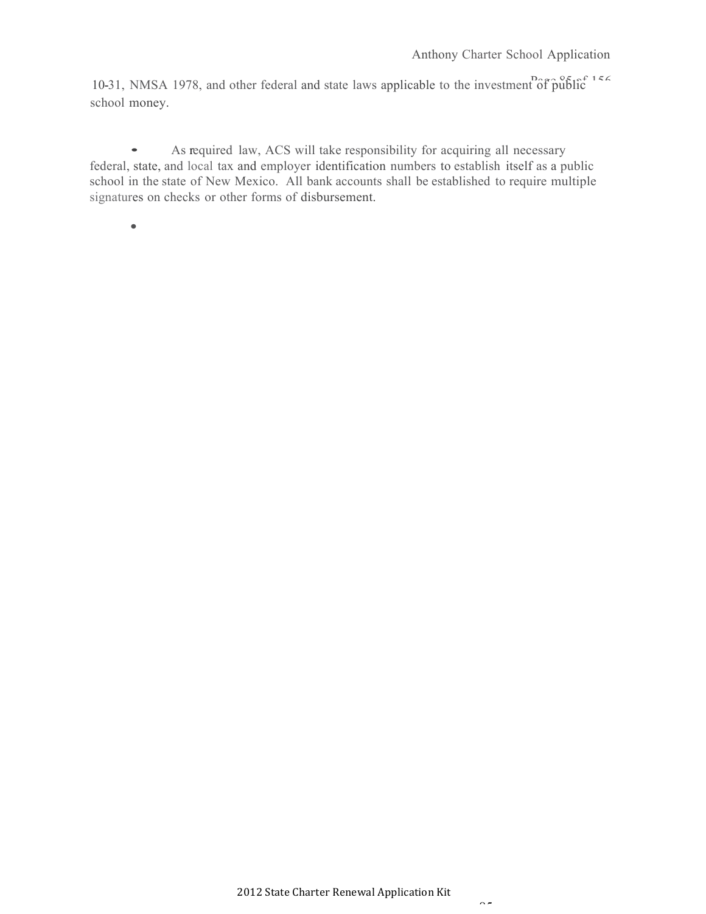10-31, NMSA 1978, and other federal and state laws applicable to the investment of public school money.

- As required law, ACS will take responsibility for acquiring all necessary federal, state, and local tax and employer identification numbers to establish itself as a public school in the state of New Mexico. All bank accounts shall be established to require multiple signatures on checks or other forms of disbursement.

-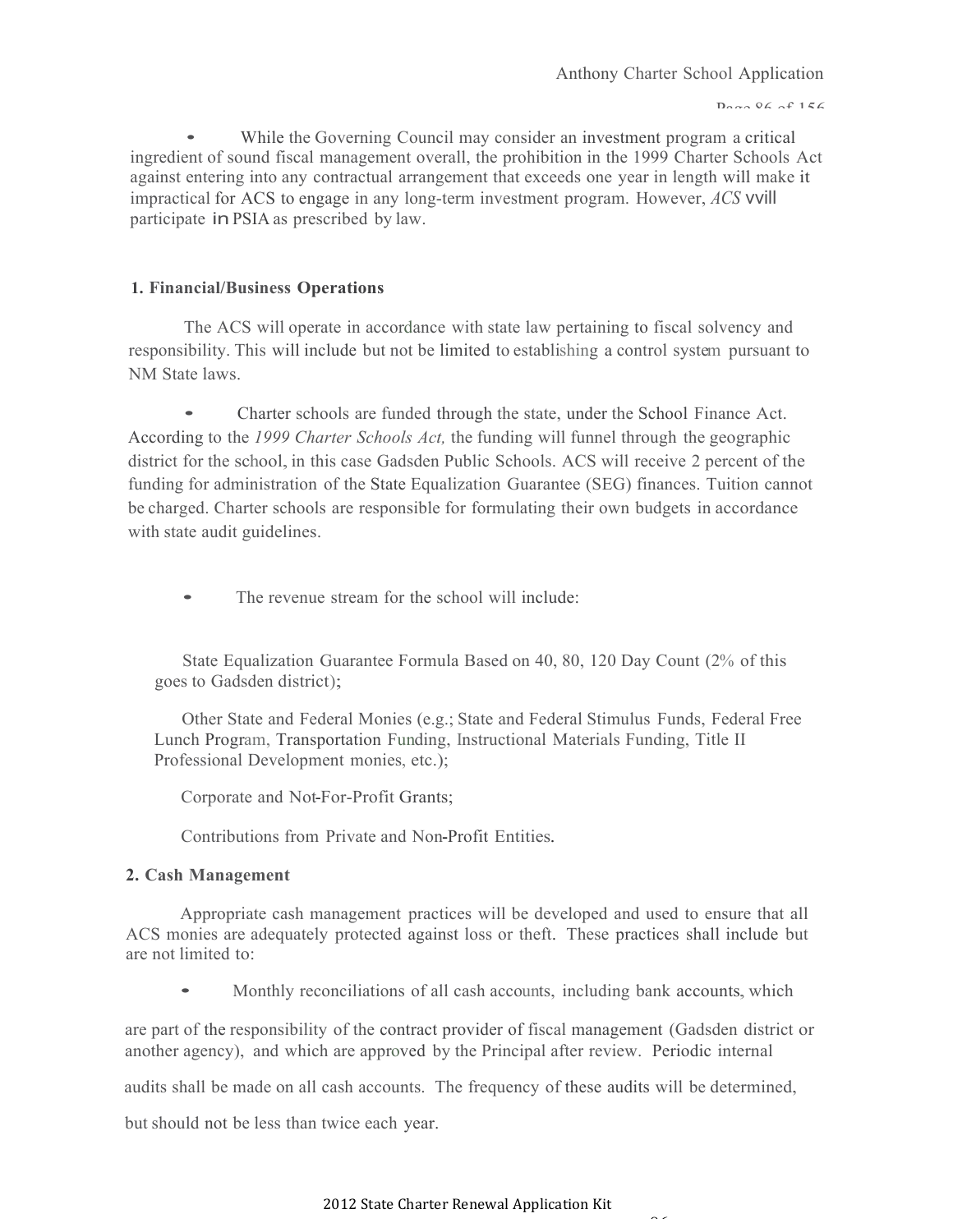- While the Governing Council may consider an investment program a critical ingredient of sound fiscal management overall, the prohibition in the 1999 Charter Schools Act against entering into any contractual arrangement that exceeds one year in length will make it impractical for ACS to engage in any long-term investment program. However, *ACS* will participate in PSIA as prescribed by law.

**1. Financial/Business Operations**

The ACS will operate in accordance with state law pertaining to fiscal solvency and responsibility. This will include but not be limited to establishing a control system pursuant to NM State laws.

- Charter schools are funded through the state, under the School Finance Act. According to the *1999 Charter Schools Act,* the funding will funnel through the geographic district for the school, in this case Gadsden Public Schools. ACS will receive 2 percent of the funding for administration of the State Equalization Guarantee (SEG) finances. Tuition cannot be charged. Charter schools are responsible for formulating their own budgets in accordance with state audit guidelines.

- The revenue stream for the school will include:

  State Equalization Guarantee Formula Based on 40, 80, 120 Day Count (2% of this goes to Gadsden district);

  Other State and Federal Monies (e.g.; State and Federal Stimulus Funds, Federal Free Lunch Program, Transportation Funding, Instructional Materials Funding, Title II Professional Development monies, etc.);

  Corporate and Not-For-Profit Grants;

  Contributions from Private and Non-Profit Entities.

**2. Cash Management**

Appropriate cash management practices will be developed and used to ensure that all ACS monies are adequately protected against loss or theft. These practices shall include but are not limited to:

- Monthly reconciliations of all cash accounts, including bank accounts, which are part of the responsibility of the contract provider of fiscal management (Gadsden district or another agency), and which are approved by the Principal after review. Periodic internal audits shall be made on all cash accounts. The frequency of these audits will be determined, but should not be less than twice each year.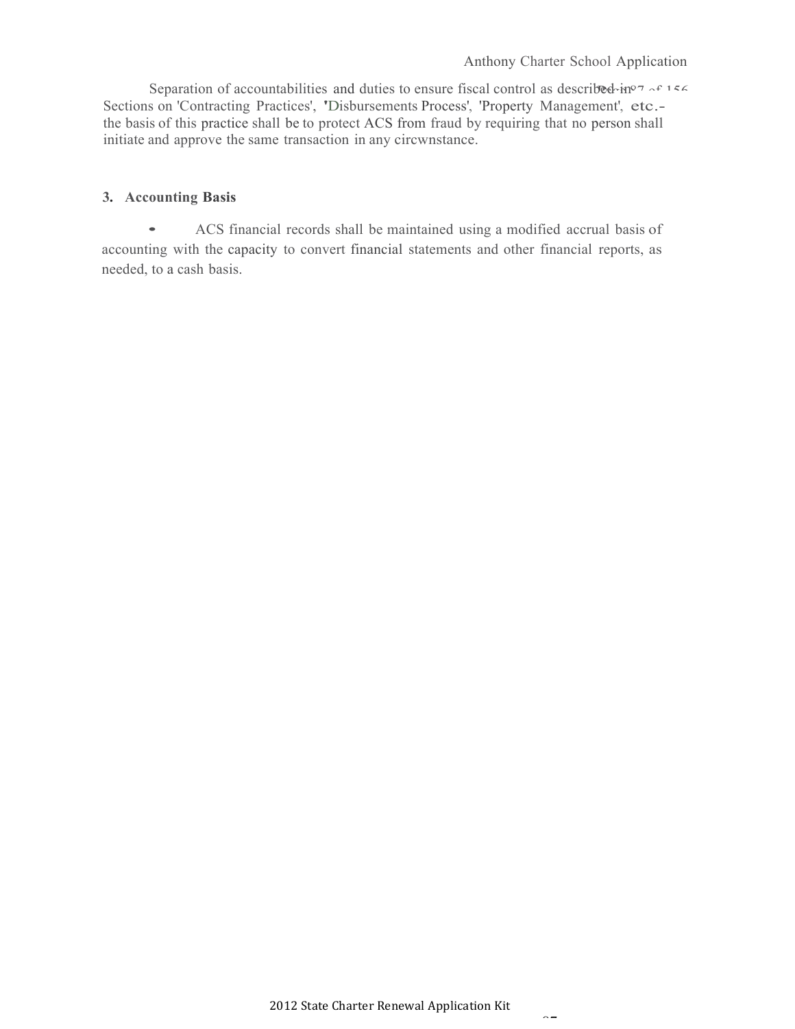Separation of accountabilities and duties to ensure fiscal control as described in Sections on 'Contracting Practices', 'Disbursements Process', 'Property Management', etc.- the basis of this practice shall be to protect ACS from fraud by requiring that no person shall initiate and approve the same transaction in any circwnstance.

### 3. Accounting Basis

- ACS financial records shall be maintained using a modified accrual basis of accounting with the capacity to convert financial statements and other financial reports, as needed, to a cash basis.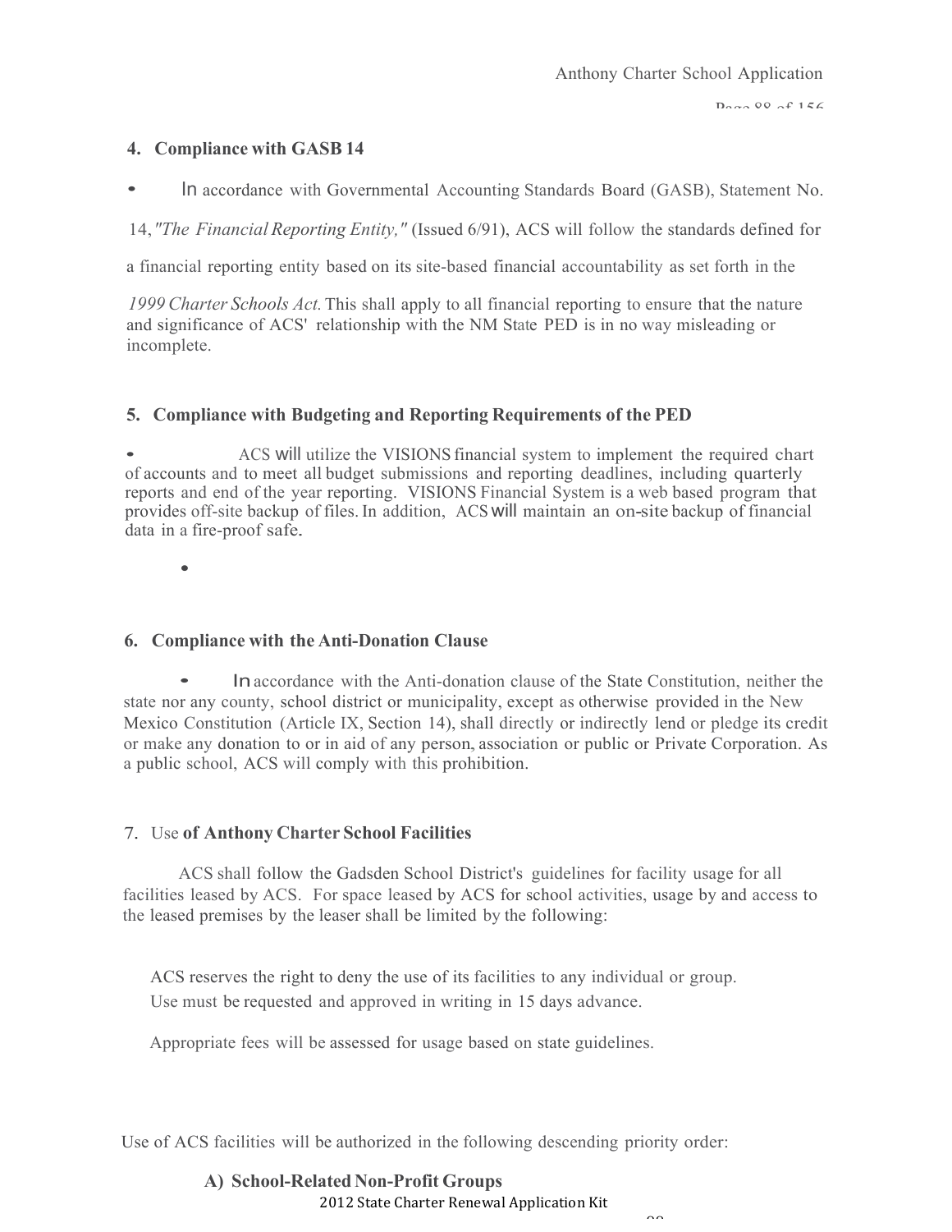## 4. Compliance with GASB 14

- In accordance with Governmental Accounting Standards Board (GASB), Statement No. 14, *"The Financial Reporting Entity,"* (Issued 6/91), ACS will follow the standards defined for a financial reporting entity based on its site-based financial accountability as set forth in the *1999 Charter Schools Act.* This shall apply to all financial reporting to ensure that the nature and significance of ACS' relationship with the NM State PED is in no way misleading or incomplete.

## 5. Compliance with Budgeting and Reporting Requirements of the PED

- ACS will utilize the VISIONS financial system to implement the required chart of accounts and to meet all budget submissions and reporting deadlines, including quarterly reports and end of the year reporting. VISIONS Financial System is a web based program that provides off-site backup of files. In addition, ACS will maintain an on-site backup of financial data in a fire-proof safe.

- 

## 6. Compliance with the Anti-Donation Clause

- In accordance with the Anti-donation clause of the State Constitution, neither the state nor any county, school district or municipality, except as otherwise provided in the New Mexico Constitution (Article IX, Section 14), shall directly or indirectly lend or pledge its credit or make any donation to or in aid of any person, association or public or Private Corporation. As a public school, ACS will comply with this prohibition.

## 7. Use of Anthony Charter School Facilities

ACS shall follow the Gadsden School District's guidelines for facility usage for all facilities leased by ACS. For space leased by ACS for school activities, usage by and access to the leased premises by the leaser shall be limited by the following:

ACS reserves the right to deny the use of its facilities to any individual or group.
Use must be requested and approved in writing in 15 days advance.

Appropriate fees will be assessed for usage based on state guidelines.

Use of ACS facilities will be authorized in the following descending priority order:

**A) School-Related Non-Profit Groups**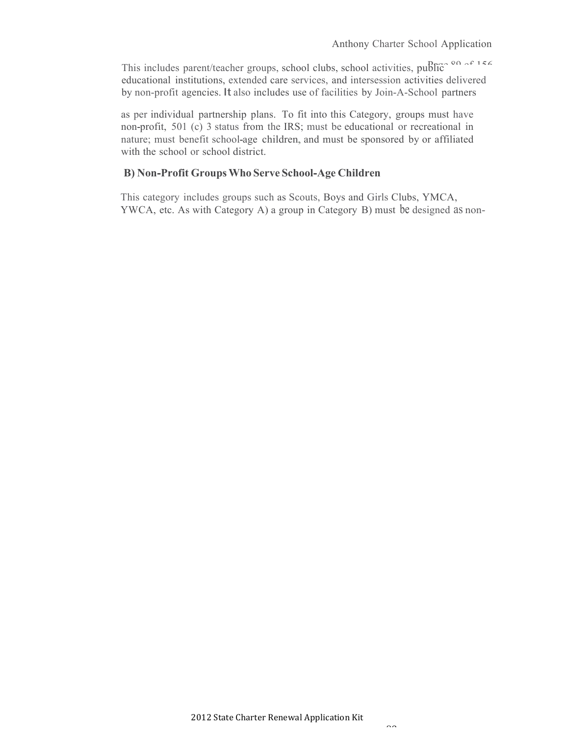This includes parent/teacher groups, school clubs, school activities, public educational institutions, extended care services, and intersession activities delivered by non-profit agencies. It also includes use of facilities by Join-A-School partners

as per individual partnership plans. To fit into this Category, groups must have non-profit, 501 (c) 3 status from the IRS; must be educational or recreational in nature; must benefit school-age children, and must be sponsored by or affiliated with the school or school district.

**B) Non-Profit Groups Who Serve School-Age Children**

This category includes groups such as Scouts, Boys and Girls Clubs, YMCA, YWCA, etc. As with Category A) a group in Category B) must be designed as non-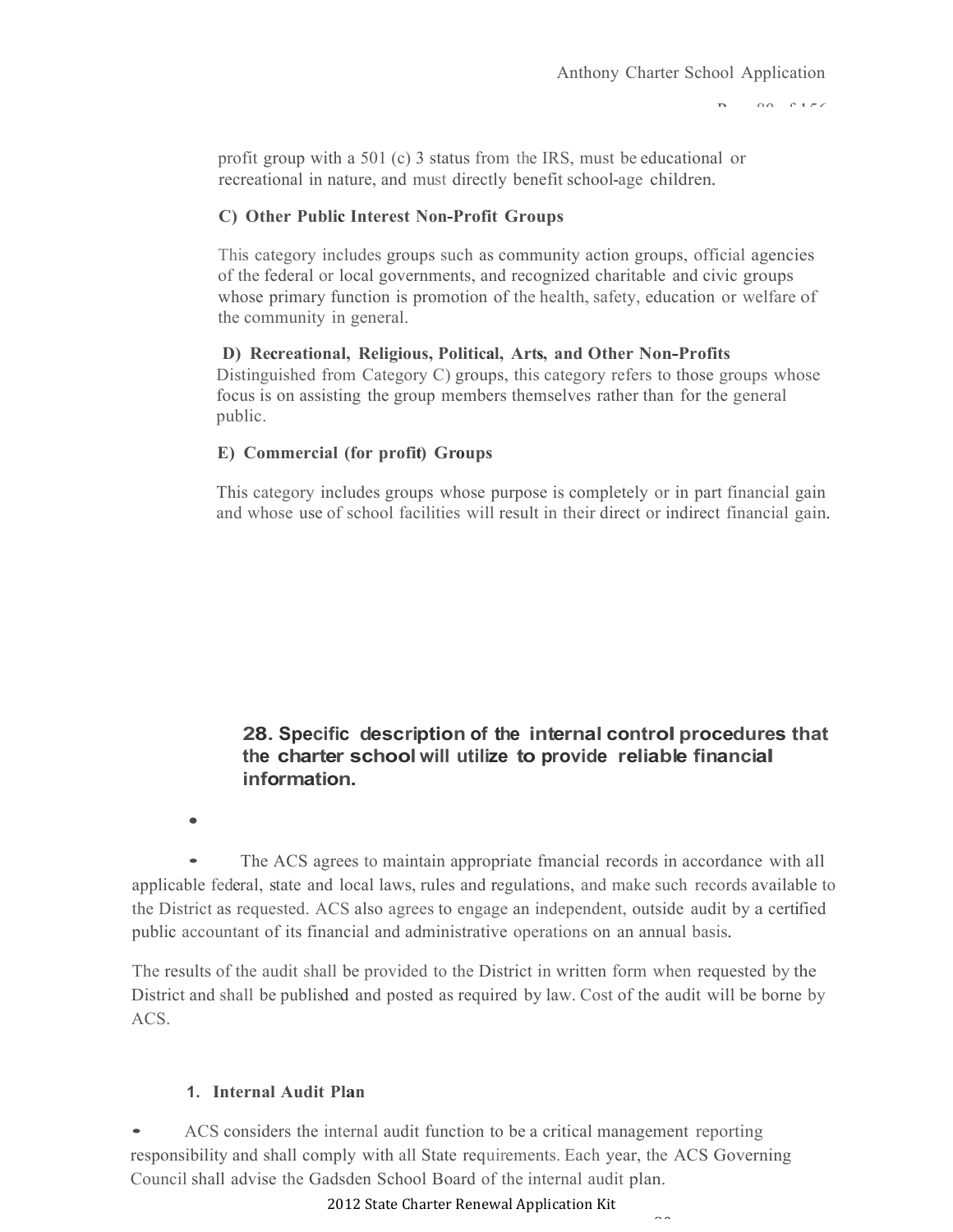profit group with a 501 (c) 3 status from the IRS, must be educational or recreational in nature, and must directly benefit school-age children.

**C) Other Public Interest Non-Profit Groups**

This category includes groups such as community action groups, official agencies of the federal or local governments, and recognized charitable and civic groups whose primary function is promotion of the health, safety, education or welfare of the community in general.

**D) Recreational, Religious, Political, Arts, and Other Non-Profits**

Distinguished from Category C) groups, this category refers to those groups whose focus is on assisting the group members themselves rather than for the general public.

**E) Commercial (for profit) Groups**

This category includes groups whose purpose is completely or in part financial gain and whose use of school facilities will result in their direct or indirect financial gain.

## 28. Specific description of the internal control procedures that the charter school will utilize to provide reliable financial information.

- The ACS agrees to maintain appropriate fmancial records in accordance with all applicable federal, state and local laws, rules and regulations, and make such records available to the District as requested. ACS also agrees to engage an independent, outside audit by a certified public accountant of its financial and administrative operations on an annual basis.

The results of the audit shall be provided to the District in written form when requested by the District and shall be published and posted as required by law. Cost of the audit will be borne by ACS.

### 1. Internal Audit Plan

- ACS considers the internal audit function to be a critical management reporting responsibility and shall comply with all State requirements. Each year, the ACS Governing Council shall advise the Gadsden School Board of the internal audit plan.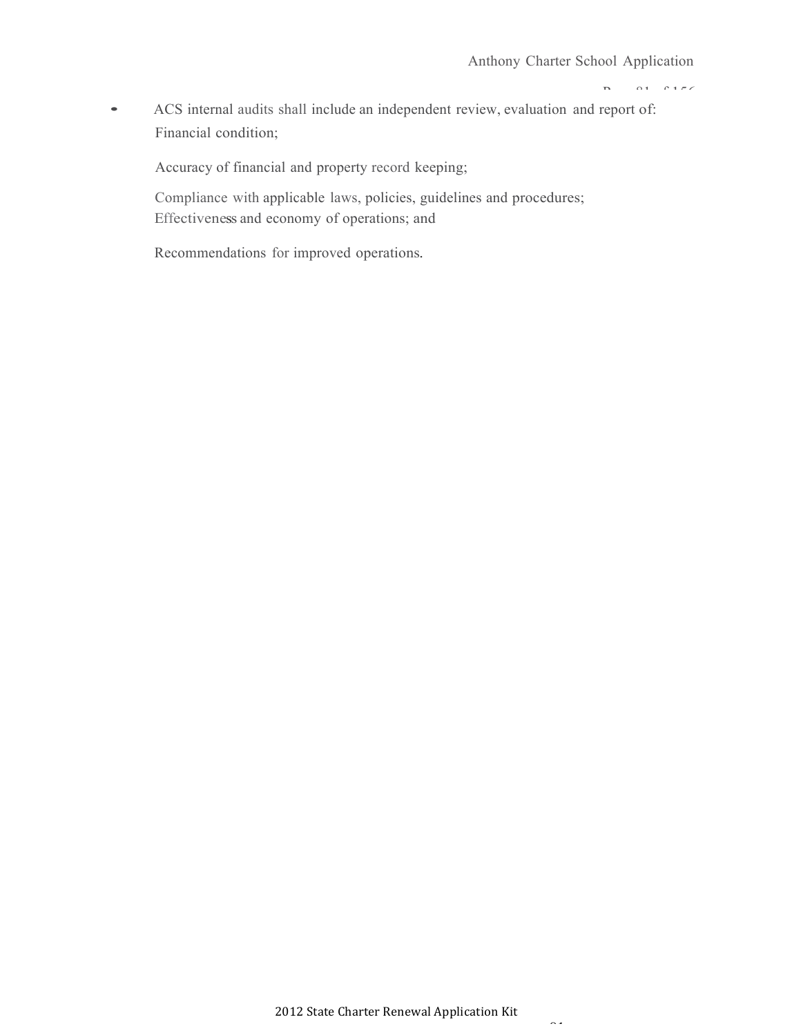- ACS internal audits shall include an independent review, evaluation and report of:
  - Financial condition;
  - Accuracy of financial and property record keeping;
  - Compliance with applicable laws, policies, guidelines and procedures;
  - Effectiveness and economy of operations; and
  - Recommendations for improved operations.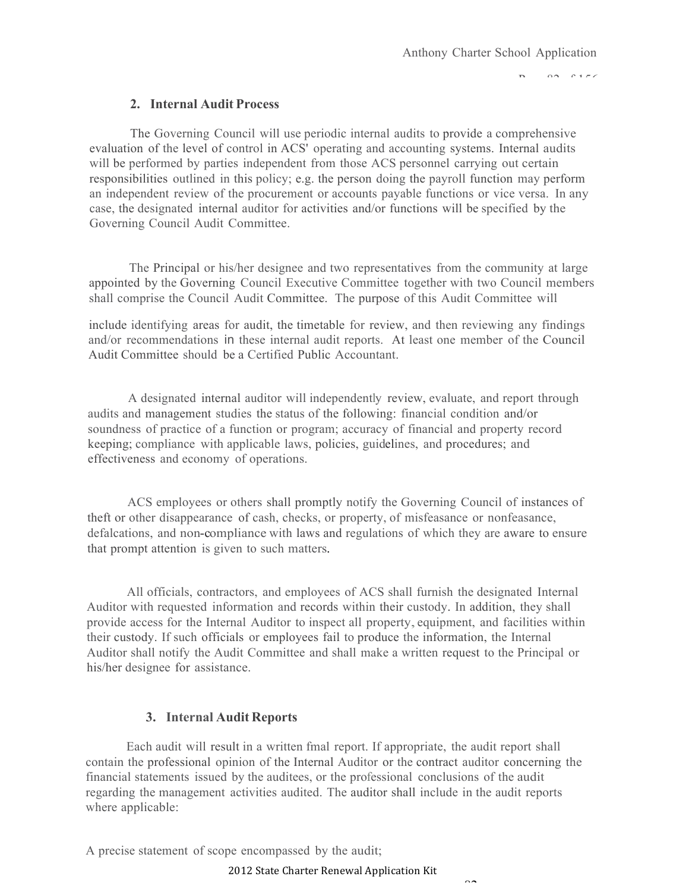## 2. Internal Audit Process

The Governing Council will use periodic internal audits to provide a comprehensive evaluation of the level of control in ACS' operating and accounting systems. Internal audits will be performed by parties independent from those ACS personnel carrying out certain responsibilities outlined in this policy; e.g. the person doing the payroll function may perform an independent review of the procurement or accounts payable functions or vice versa. In any case, the designated internal auditor for activities and/or functions will be specified by the Governing Council Audit Committee.

The Principal or his/her designee and two representatives from the community at large appointed by the Governing Council Executive Committee together with two Council members shall comprise the Council Audit Committee. The purpose of this Audit Committee will include identifying areas for audit, the timetable for review, and then reviewing any findings and/or recommendations in these internal audit reports. At least one member of the Council Audit Committee should be a Certified Public Accountant.

A designated internal auditor will independently review, evaluate, and report through audits and management studies the status of the following: financial condition and/or soundness of practice of a function or program; accuracy of financial and property record keeping; compliance with applicable laws, policies, guidelines, and procedures; and effectiveness and economy of operations.

ACS employees or others shall promptly notify the Governing Council of instances of theft or other disappearance of cash, checks, or property, of misfeasance or nonfeasance, defalcations, and non-compliance with laws and regulations of which they are aware to ensure that prompt attention is given to such matters.

All officials, contractors, and employees of ACS shall furnish the designated Internal Auditor with requested information and records within their custody. In addition, they shall provide access for the Internal Auditor to inspect all property, equipment, and facilities within their custody. If such officials or employees fail to produce the information, the Internal Auditor shall notify the Audit Committee and shall make a written request to the Principal or his/her designee for assistance.

## 3. Internal Audit Reports

Each audit will result in a written fmal report. If appropriate, the audit report shall contain the professional opinion of the Internal Auditor or the contract auditor concerning the financial statements issued by the auditees, or the professional conclusions of the audit regarding the management activities audited. The auditor shall include in the audit reports where applicable:

A precise statement of scope encompassed by the audit;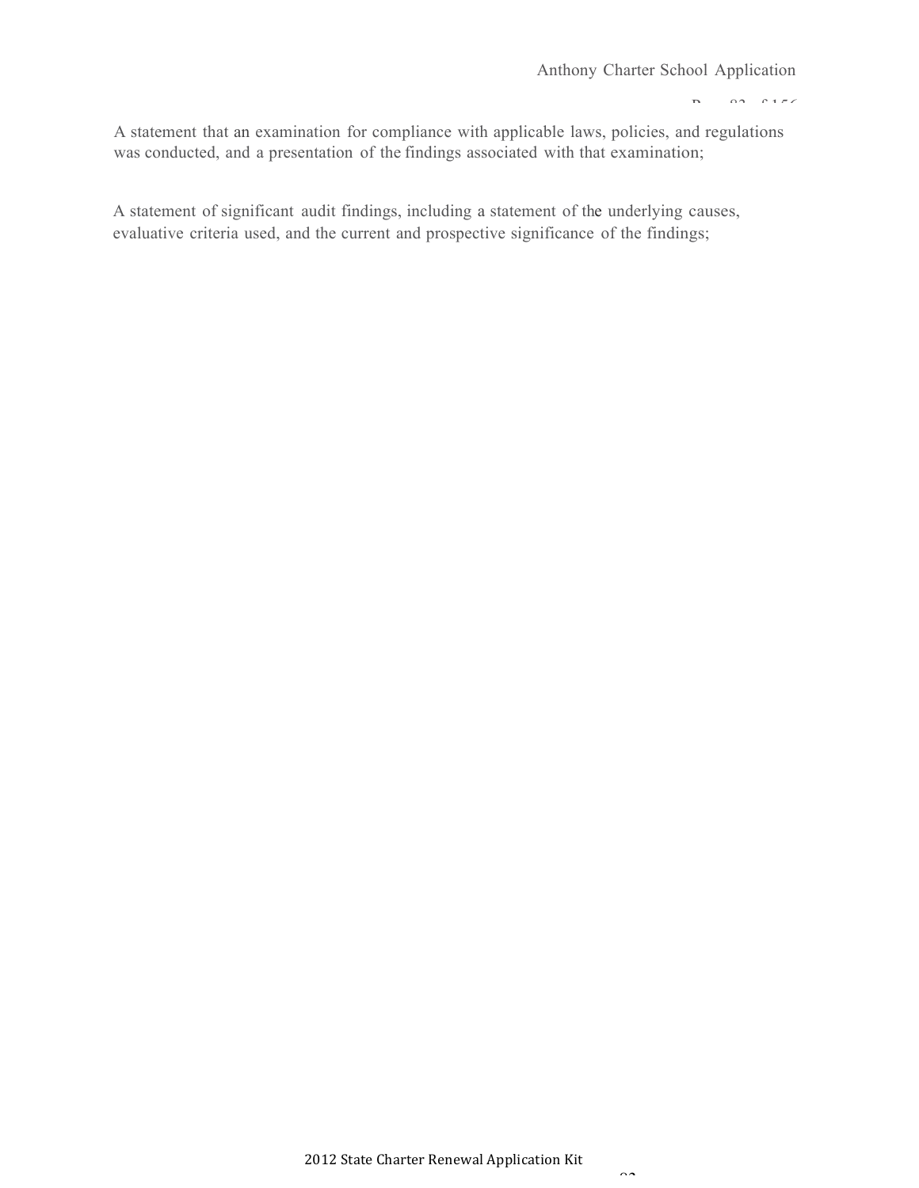A statement that an examination for compliance with applicable laws, policies, and regulations was conducted, and a presentation of the findings associated with that examination;

A statement of significant audit findings, including a statement of the underlying causes, evaluative criteria used, and the current and prospective significance of the findings;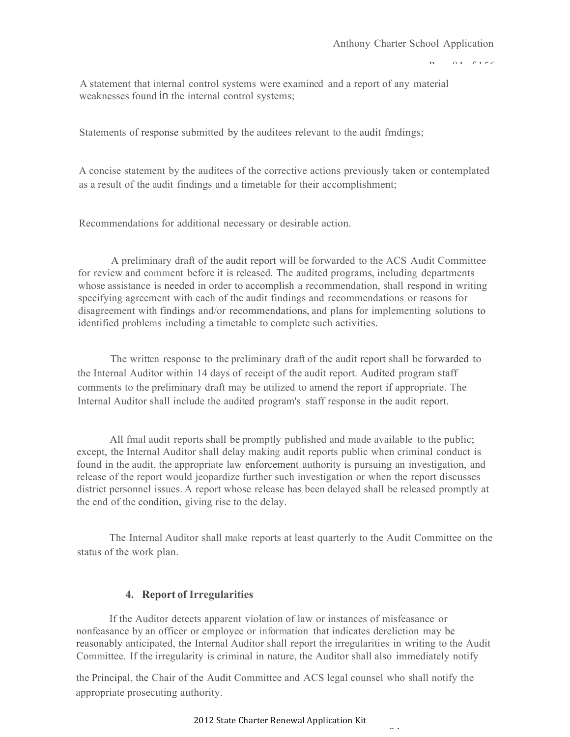A statement that internal control systems were examined and a report of any material weaknesses found in the internal control systems;

Statements of response submitted by the auditees relevant to the audit fmdings;

A concise statement by the auditees of the corrective actions previously taken or contemplated as a result of the audit findings and a timetable for their accomplishment;

Recommendations for additional necessary or desirable action.

A preliminary draft of the audit report will be forwarded to the ACS Audit Committee for review and comment before it is released. The audited programs, including departments whose assistance is needed in order to accomplish a recommendation, shall respond in writing specifying agreement with each of the audit findings and recommendations or reasons for disagreement with findings and/or recommendations, and plans for implementing solutions to identified problems including a timetable to complete such activities.

The written response to the preliminary draft of the audit report shall be forwarded to the Internal Auditor within 14 days of receipt of the audit report. Audited program staff comments to the preliminary draft may be utilized to amend the report if appropriate. The Internal Auditor shall include the audited program's staff response in the audit report.

All fmal audit reports shall be promptly published and made available to the public; except, the Internal Auditor shall delay making audit reports public when criminal conduct is found in the audit, the appropriate law enforcement authority is pursuing an investigation, and release of the report would jeopardize further such investigation or when the report discusses district personnel issues. A report whose release has been delayed shall be released promptly at the end of the condition, giving rise to the delay.

The Internal Auditor shall make reports at least quarterly to the Audit Committee on the status of the work plan.

#### 4. Report of Irregularities

If the Auditor detects apparent violation of law or instances of misfeasance or nonfeasance by an officer or employee or information that indicates dereliction may be reasonably anticipated, the Internal Auditor shall report the irregularities in writing to the Audit Committee. If the irregularity is criminal in nature, the Auditor shall also immediately notify the Principal, the Chair of the Audit Committee and ACS legal counsel who shall notify the appropriate prosecuting authority.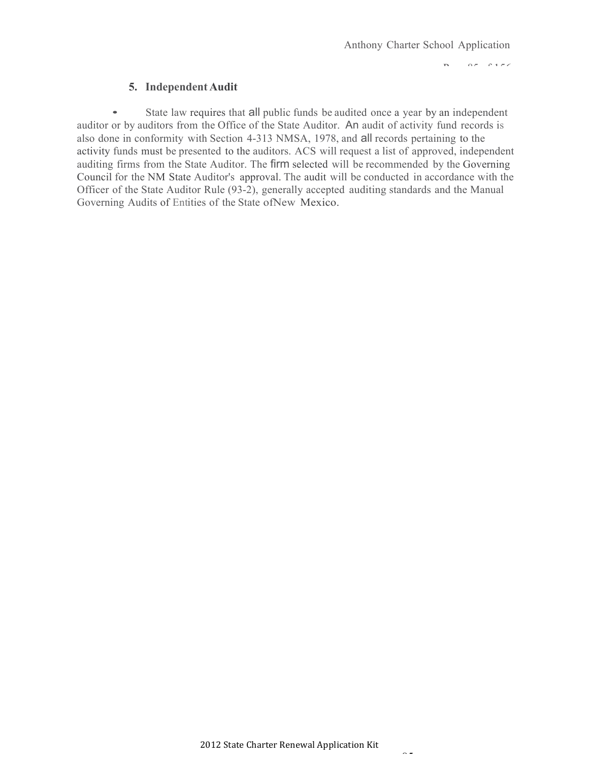## 5. Independent Audit

- State law requires that all public funds be audited once a year by an independent auditor or by auditors from the Office of the State Auditor. An audit of activity fund records is also done in conformity with Section 4-313 NMSA, 1978, and all records pertaining to the activity funds must be presented to the auditors. ACS will request a list of approved, independent auditing firms from the State Auditor. The firm selected will be recommended by the Governing Council for the NM State Auditor's approval. The audit will be conducted in accordance with the Officer of the State Auditor Rule (93-2), generally accepted auditing standards and the Manual Governing Audits of Entities of the State ofNew Mexico.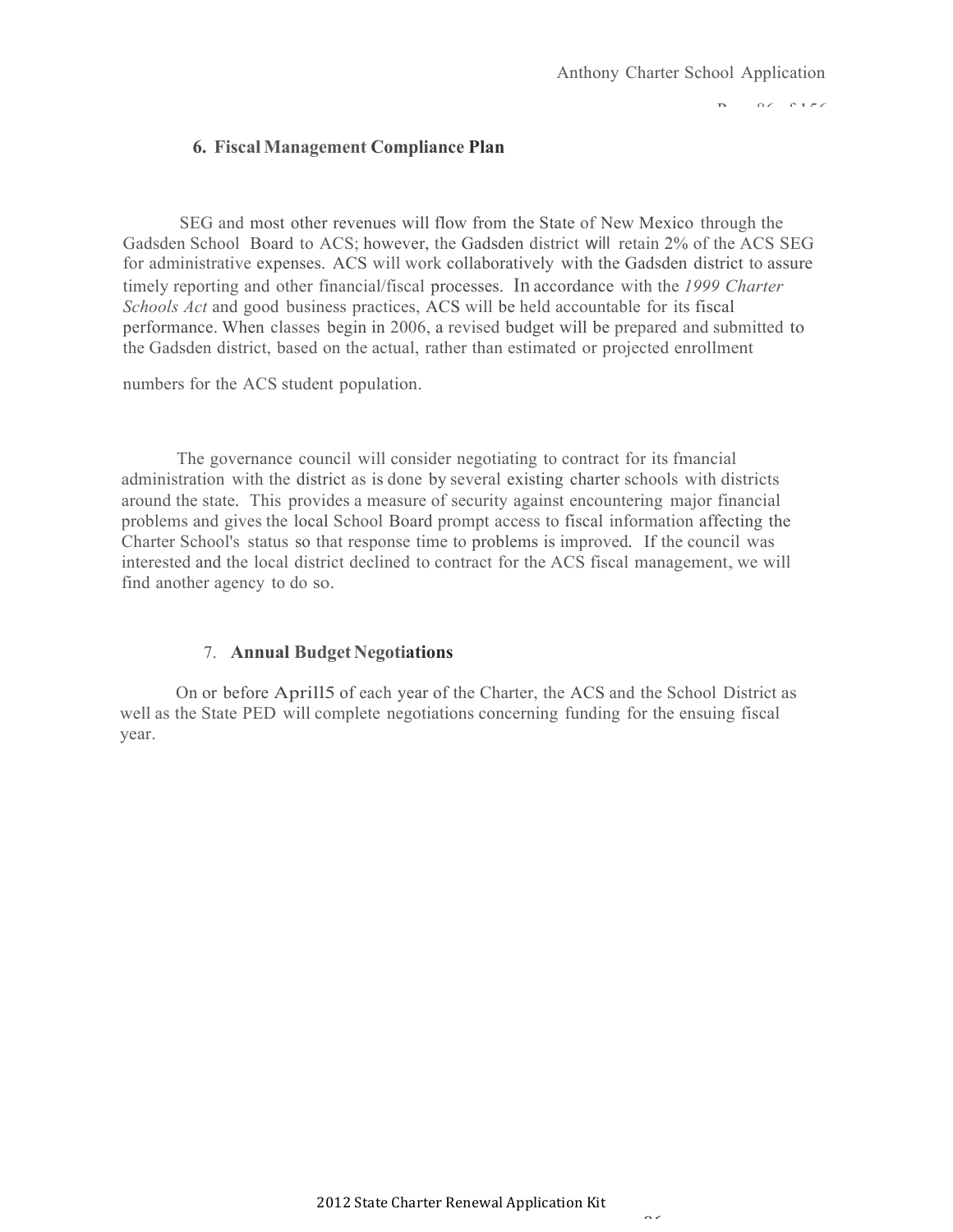### 6. Fiscal Management Compliance Plan

SEG and most other revenues will flow from the State of New Mexico through the Gadsden School Board to ACS; however, the Gadsden district will retain 2% of the ACS SEG for administrative expenses. ACS will work collaboratively with the Gadsden district to assure timely reporting and other financial/fiscal processes. In accordance with the *1999 Charter Schools Act* and good business practices, ACS will be held accountable for its fiscal performance. When classes begin in 2006, a revised budget will be prepared and submitted to the Gadsden district, based on the actual, rather than estimated or projected enrollment numbers for the ACS student population.

The governance council will consider negotiating to contract for its fmancial administration with the district as is done by several existing charter schools with districts around the state. This provides a measure of security against encountering major financial problems and gives the local School Board prompt access to fiscal information affecting the Charter School's status so that response time to problems is improved. If the council was interested and the local district declined to contract for the ACS fiscal management, we will find another agency to do so.

### 7. Annual Budget Negotiations

On or before Aprill5 of each year of the Charter, the ACS and the School District as well as the State PED will complete negotiations concerning funding for the ensuing fiscal year.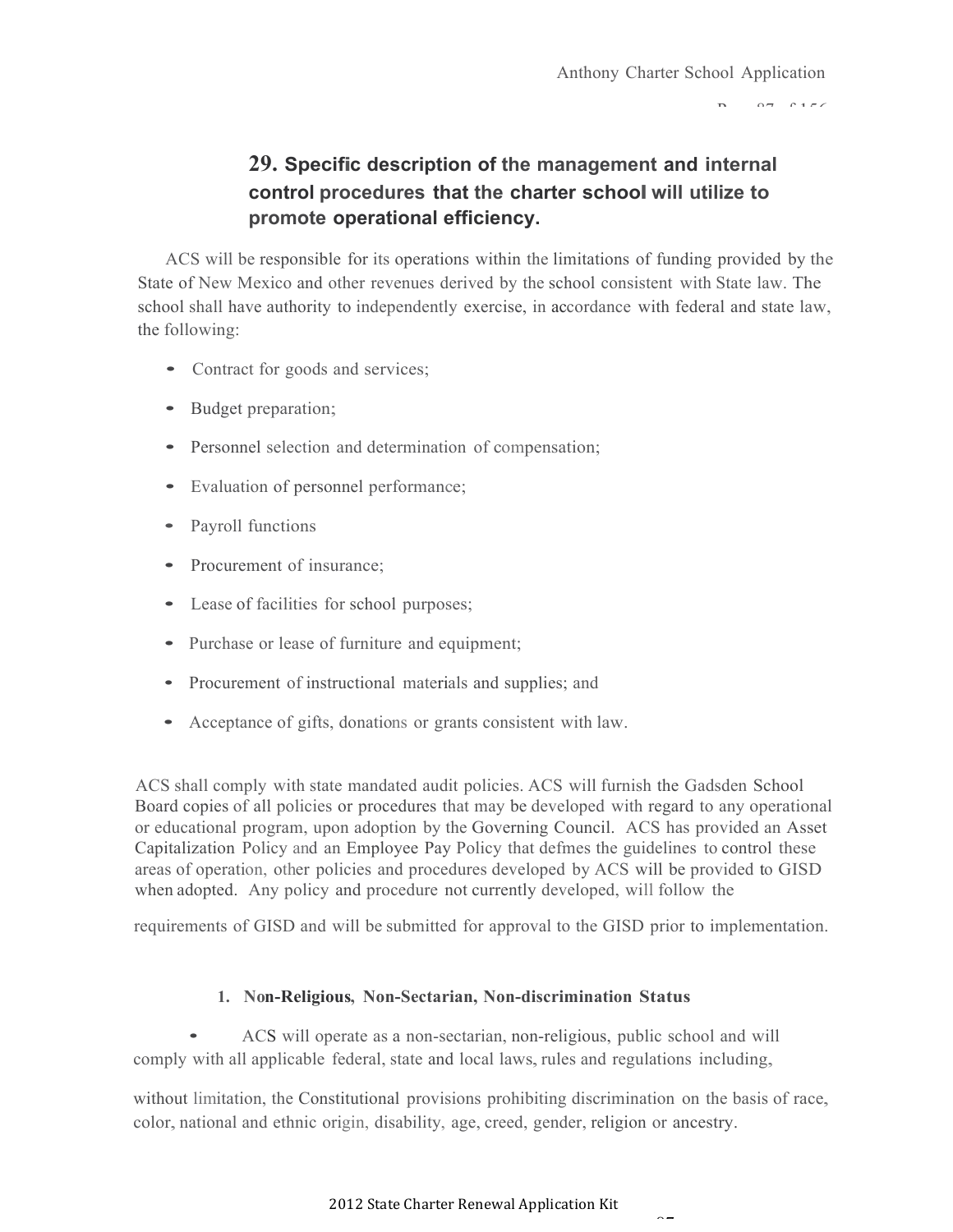## 29. Specific description of the management and internal control procedures that the charter school will utilize to promote operational efficiency.

ACS will be responsible for its operations within the limitations of funding provided by the State of New Mexico and other revenues derived by the school consistent with State law. The school shall have authority to independently exercise, in accordance with federal and state law, the following:

- Contract for goods and services;
- Budget preparation;
- Personnel selection and determination of compensation;
- Evaluation of personnel performance;
- Payroll functions
- Procurement of insurance;
- Lease of facilities for school purposes;
- Purchase or lease of furniture and equipment;
- Procurement of instructional materials and supplies; and
- Acceptance of gifts, donations or grants consistent with law.

ACS shall comply with state mandated audit policies. ACS will furnish the Gadsden School Board copies of all policies or procedures that may be developed with regard to any operational or educational program, upon adoption by the Governing Council. ACS has provided an Asset Capitalization Policy and an Employee Pay Policy that defmes the guidelines to control these areas of operation, other policies and procedures developed by ACS will be provided to GISD when adopted. Any policy and procedure not currently developed, will follow the requirements of GISD and will be submitted for approval to the GISD prior to implementation.

### 1. Non-Religious, Non-Sectarian, Non-discrimination Status

- ACS will operate as a non-sectarian, non-religious, public school and will comply with all applicable federal, state and local laws, rules and regulations including, without limitation, the Constitutional provisions prohibiting discrimination on the basis of race, color, national and ethnic origin, disability, age, creed, gender, religion or ancestry.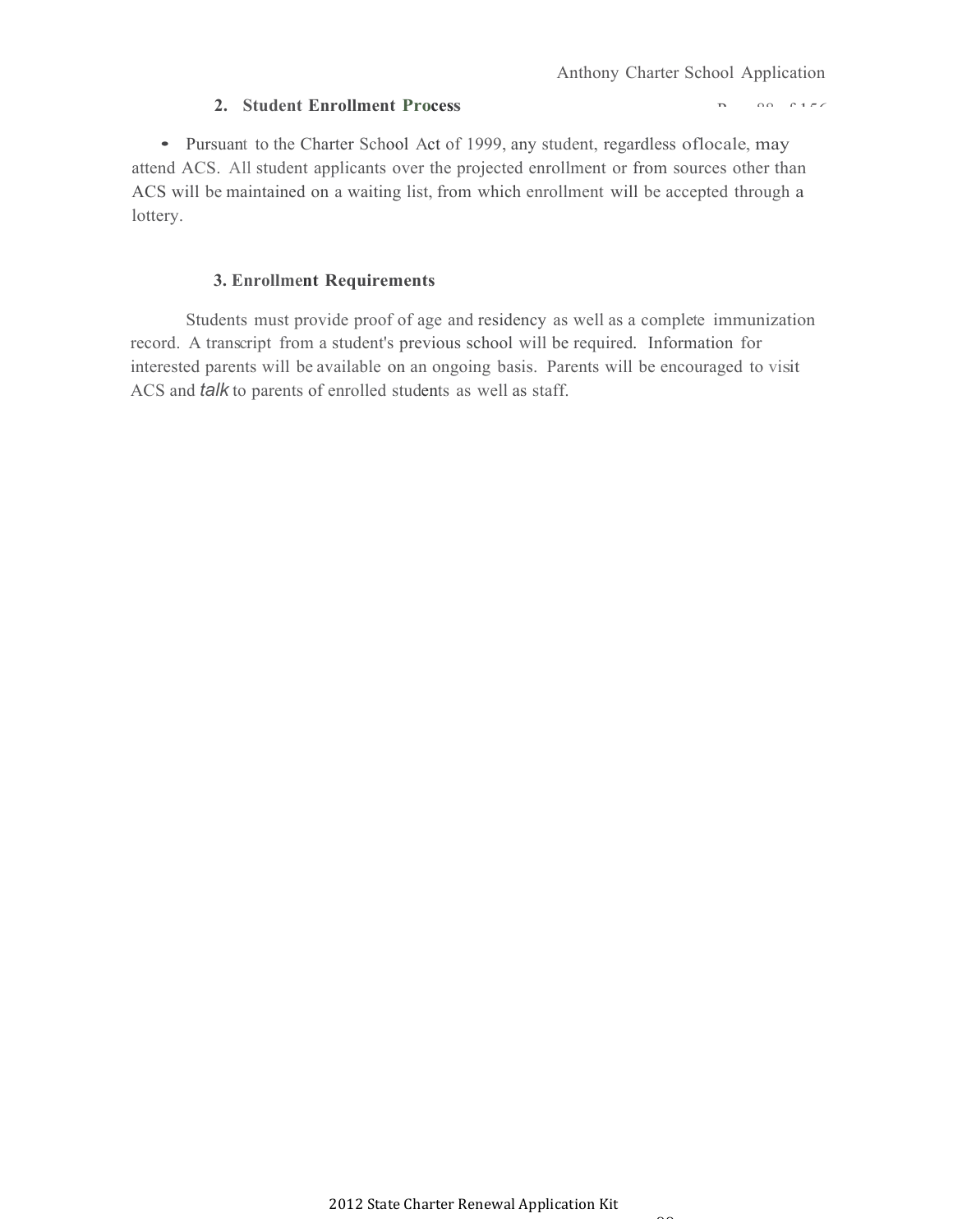### 2. Student Enrollment Process

- Pursuant to the Charter School Act of 1999, any student, regardless oflocale, may attend ACS. All student applicants over the projected enrollment or from sources other than ACS will be maintained on a waiting list, from which enrollment will be accepted through a lottery.

### 3. Enrollment Requirements

Students must provide proof of age and residency as well as a complete immunization record. A transcript from a student's previous school will be required. Information for interested parents will be available on an ongoing basis. Parents will be encouraged to visit ACS and *talk* to parents of enrolled students as well as staff.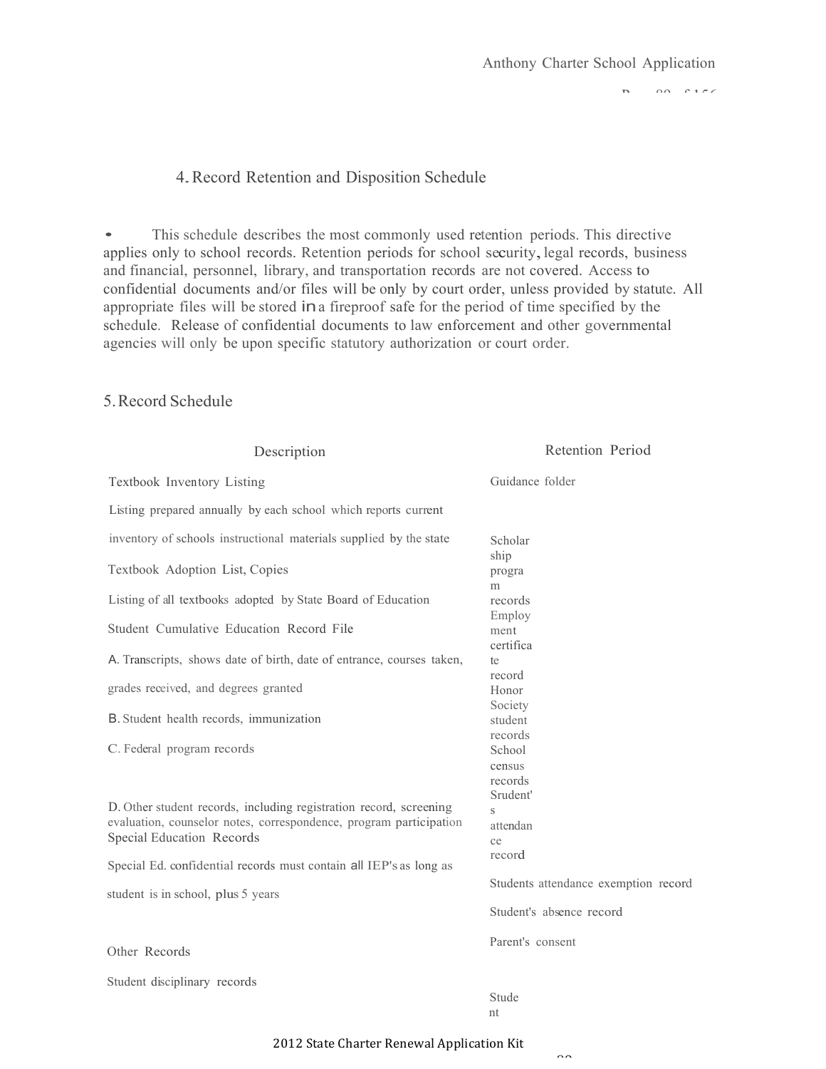### 4. Record Retention and Disposition Schedule

- This schedule describes the most commonly used retention periods. This directive applies only to school records. Retention periods for school security, legal records, business and financial, personnel, library, and transportation records are not covered. Access to confidential documents and/or files will be only by court order, unless provided by statute. All appropriate files will be stored in a fireproof safe for the period of time specified by the schedule. Release of confidential documents to law enforcement and other governmental agencies will only be upon specific statutory authorization or court order.

### 5. Record Schedule

| Description | Retention Period |
|---|---|
| Textbook Inventory Listing | Guidance folder |
| Listing prepared annually by each school which reports current | |
| inventory of schools instructional materials supplied by the state | Scholarship program records |
| Textbook Adoption List, Copies | |
| Listing of all textbooks adopted by State Board of Education | Employment certificate record |
| Student Cumulative Education Record File | |
| A. Transcripts, shows date of birth, date of entrance, courses taken, | Honor Society student records |
| grades received, and degrees granted | |
| B. Student health records, immunization | School census records |
| C. Federal program records | Srudent's attendance record |
| D. Other student records, including registration record, screening evaluation, counselor notes, correspondence, program participation | |
| Special Education Records | |
| Special Ed. confidential records must contain all IEP's as long as | Students attendance exemption record |
| student is in school, plus 5 years | Student's absence record |
| Other Records | Parent's consent |
| Student disciplinary records | Student |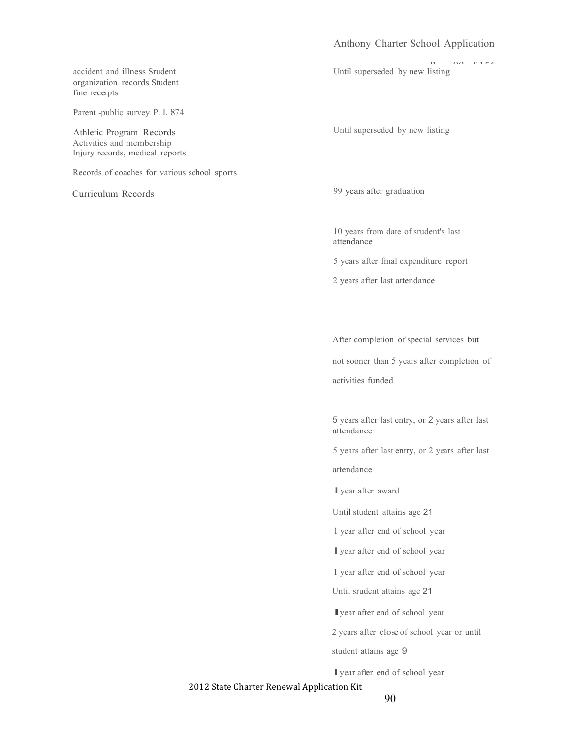| | |
|---|---|
| accident and illness Srudent organization records Student fine receipts | Until superseded by new listing |
| Parent -public survey P. l. 874 | |
| Athletic Program Records<br>Activities and membership<br>Injury records, medical reports | Until superseded by new listing |
| Records of coaches for various school sports | |
| Curriculum Records | 99 years after graduation |
| | 10 years from date of srudent's last attendance |
| | 5 years after fmal expenditure report |
| | 2 years after last attendance |
| | After completion of special services but not sooner than 5 years after completion of activities funded |
| | 5 years after last entry, or 2 years after last attendance |
| | 5 years after last entry, or 2 years after last attendance |
| | I year after award |
| | Until student attains age 21 |
| | 1 year after end of school year |
| | I year after end of school year |
| | 1 year after end of school year |
| | Until srudent attains age 21 |
| | I year after end of school year |
| | 2 years after close of school year or until student attains age 9 |
| | I year after end of school year |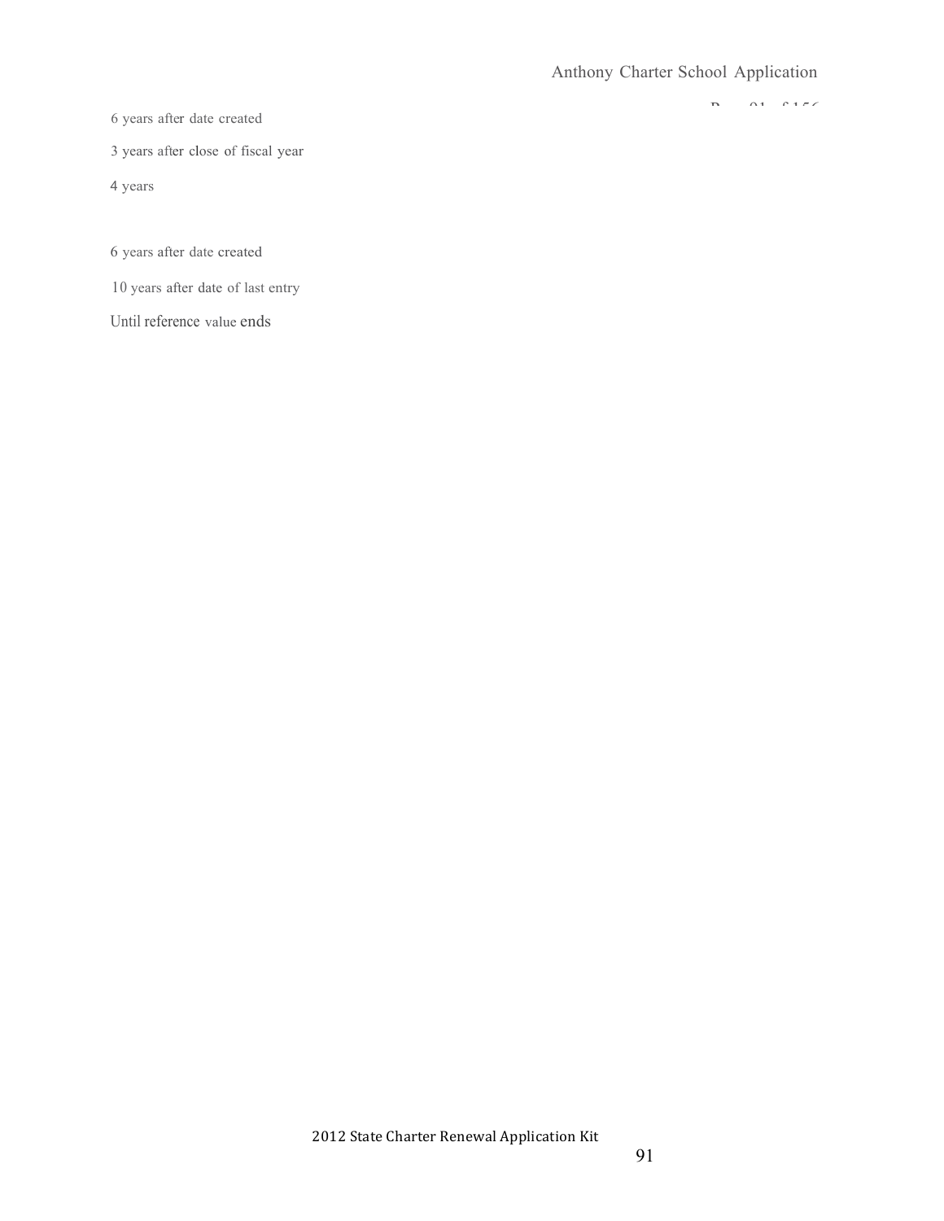6 years after date created

3 years after close of fiscal year

4 years

6 years after date created

10 years after date of last entry

Until reference value ends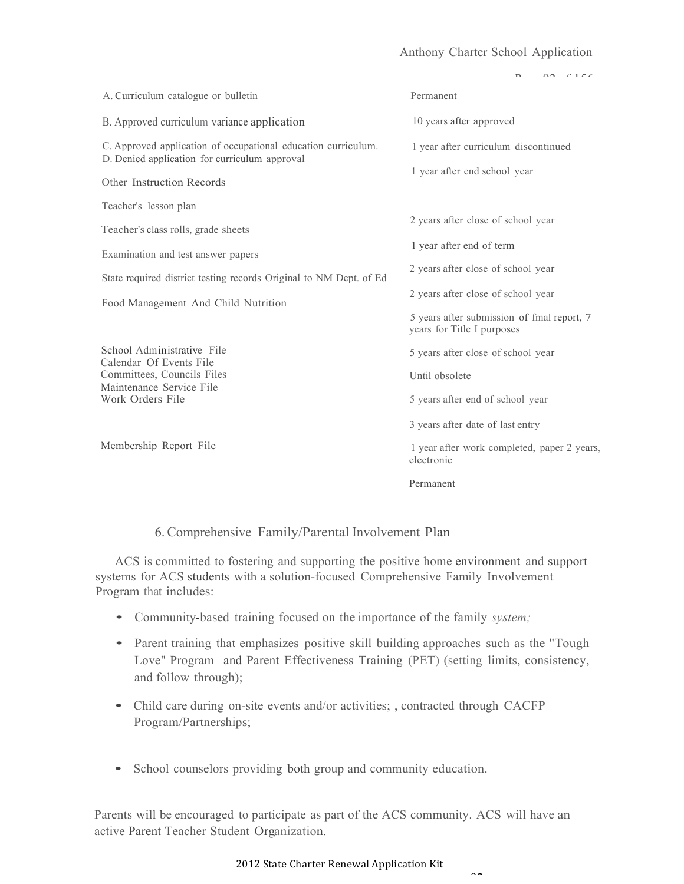| Record | Retention |
|---|---|
| A. Curriculum catalogue or bulletin | Permanent |
| B. Approved curriculum variance application | 10 years after approved |
| C. Approved application of occupational education curriculum. | 1 year after curriculum discontinued |
| D. Denied application for curriculum approval | 1 year after end school year |
| Other Instruction Records | |
| Teacher's lesson plan | 2 years after close of school year |
| Teacher's class rolls, grade sheets | 1 year after end of term |
| Examination and test answer papers | 2 years after close of school year |
| State required district testing records Original to NM Dept. of Ed | 2 years after close of school year |
| Food Management And Child Nutrition | 5 years after submission of fmal report, 7 years for Title I purposes |
| School Administrative File | 5 years after close of school year |
| Calendar Of Events File | Until obsolete |
| Committees, Councils Files | 5 years after end of school year |
| Maintenance Service File | 3 years after date of last entry |
| Work Orders File | 1 year after work completed, paper 2 years, electronic |
| Membership Report File | Permanent |

## 6. Comprehensive Family/Parental Involvement Plan

ACS is committed to fostering and supporting the positive home environment and support systems for ACS students with a solution-focused Comprehensive Family Involvement Program that includes:

- Community-based training focused on the importance of the family *system;*
- Parent training that emphasizes positive skill building approaches such as the "Tough Love" Program and Parent Effectiveness Training (PET) (setting limits, consistency, and follow through);
- Child care during on-site events and/or activities; , contracted through CACFP Program/Partnerships;
- School counselors providing both group and community education.

Parents will be encouraged to participate as part of the ACS community. ACS will have an active Parent Teacher Student Organization.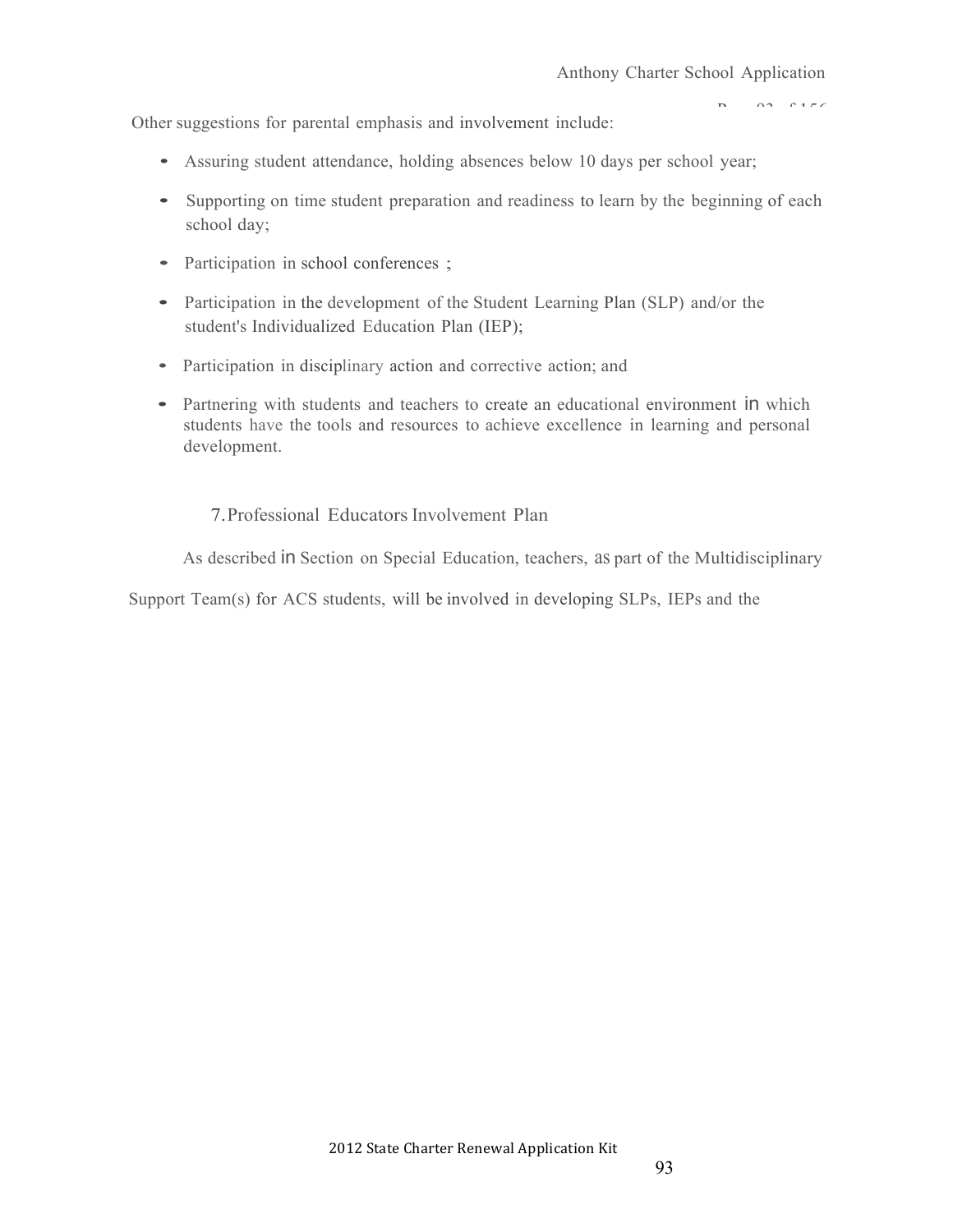Other suggestions for parental emphasis and involvement include:

- Assuring student attendance, holding absences below 10 days per school year;
- Supporting on time student preparation and readiness to learn by the beginning of each school day;
- Participation in school conferences ;
- Participation in the development of the Student Learning Plan (SLP) and/or the student's Individualized Education Plan (IEP);
- Participation in disciplinary action and corrective action; and
- Partnering with students and teachers to create an educational environment in which students have the tools and resources to achieve excellence in learning and personal development.

### 7. Professional Educators Involvement Plan

As described in Section on Special Education, teachers, as part of the Multidisciplinary Support Team(s) for ACS students, will be involved in developing SLPs, IEPs and the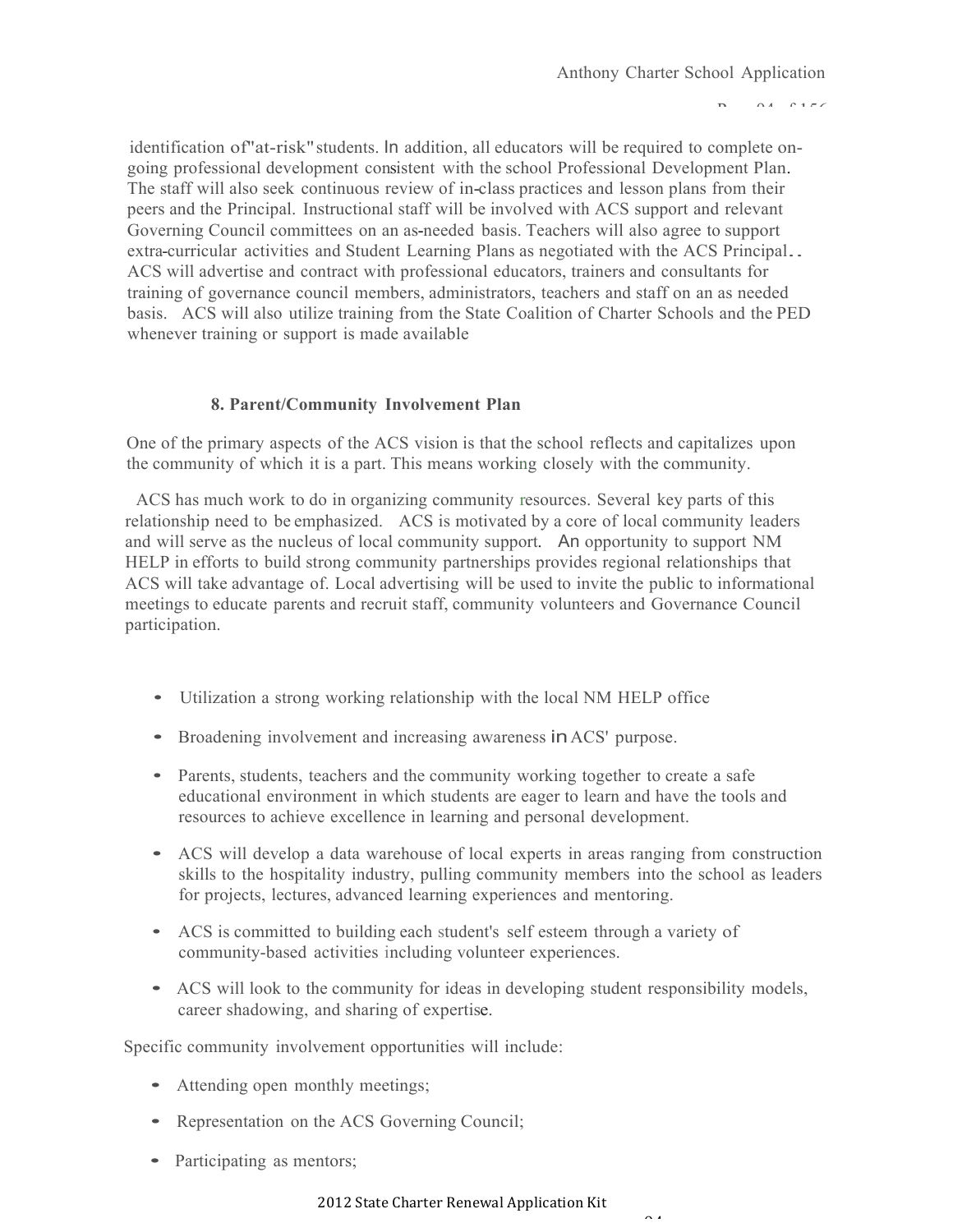identification of "at-risk" students. In addition, all educators will be required to complete on-going professional development consistent with the school Professional Development Plan. The staff will also seek continuous review of in-class practices and lesson plans from their peers and the Principal. Instructional staff will be involved with ACS support and relevant Governing Council committees on an as-needed basis. Teachers will also agree to support extra-curricular activities and Student Learning Plans as negotiated with the ACS Principal.. ACS will advertise and contract with professional educators, trainers and consultants for training of governance council members, administrators, teachers and staff on an as needed basis. ACS will also utilize training from the State Coalition of Charter Schools and the PED whenever training or support is made available

### 8. Parent/Community Involvement Plan

One of the primary aspects of the ACS vision is that the school reflects and capitalizes upon the community of which it is a part. This means working closely with the community.

ACS has much work to do in organizing community resources. Several key parts of this relationship need to be emphasized. ACS is motivated by a core of local community leaders and will serve as the nucleus of local community support. An opportunity to support NM HELP in efforts to build strong community partnerships provides regional relationships that ACS will take advantage of. Local advertising will be used to invite the public to informational meetings to educate parents and recruit staff, community volunteers and Governance Council participation.

- Utilization a strong working relationship with the local NM HELP office
- Broadening involvement and increasing awareness in ACS' purpose.
- Parents, students, teachers and the community working together to create a safe educational environment in which students are eager to learn and have the tools and resources to achieve excellence in learning and personal development.
- ACS will develop a data warehouse of local experts in areas ranging from construction skills to the hospitality industry, pulling community members into the school as leaders for projects, lectures, advanced learning experiences and mentoring.
- ACS is committed to building each student's self esteem through a variety of community-based activities including volunteer experiences.
- ACS will look to the community for ideas in developing student responsibility models, career shadowing, and sharing of expertise.

Specific community involvement opportunities will include:

- Attending open monthly meetings;
- Representation on the ACS Governing Council;
- Participating as mentors;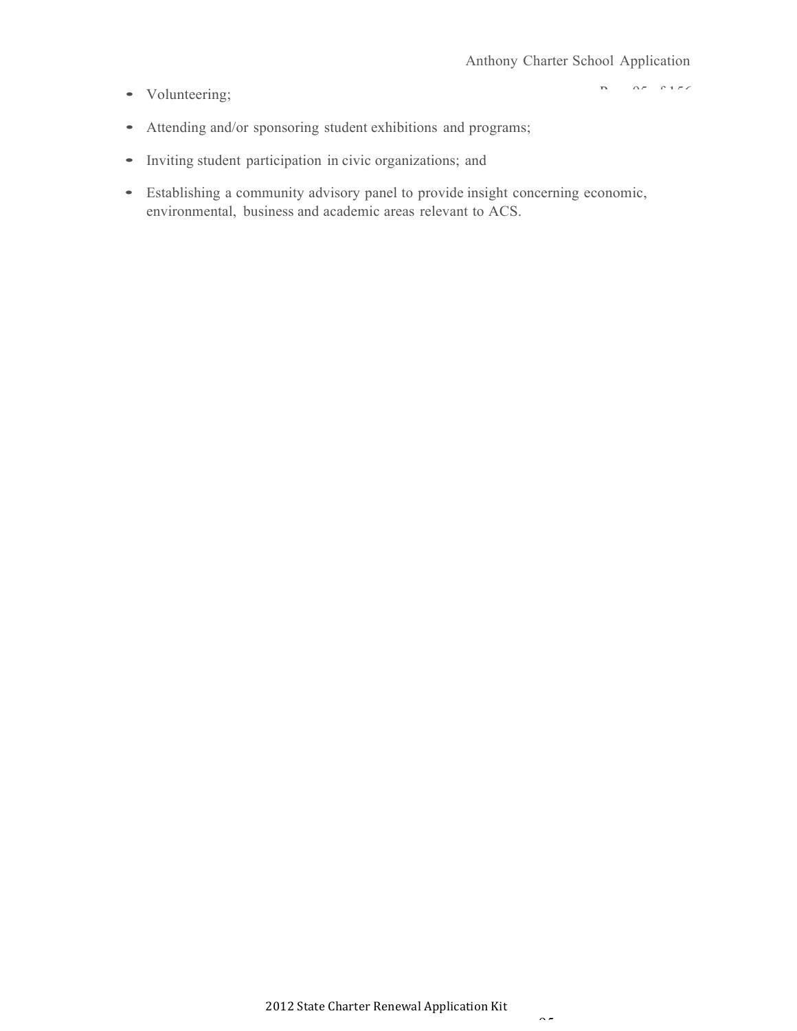- Volunteering;
- Attending and/or sponsoring student exhibitions and programs;
- Inviting student participation in civic organizations; and
- Establishing a community advisory panel to provide insight concerning economic, environmental, business and academic areas relevant to ACS.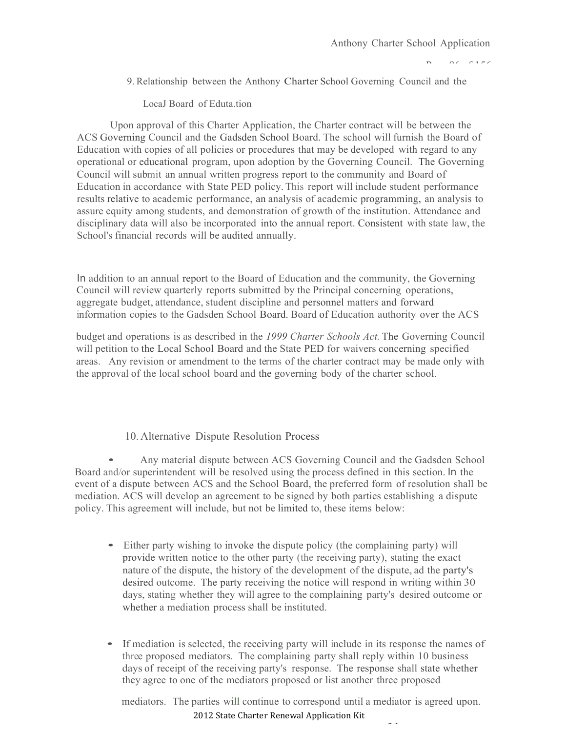9. Relationship between the Anthony Charter School Governing Council and the LocaJ Board of Eduta.tion

Upon approval of this Charter Application, the Charter contract will be between the ACS Governing Council and the Gadsden School Board. The school will furnish the Board of Education with copies of all policies or procedures that may be developed with regard to any operational or educational program, upon adoption by the Governing Council. The Governing Council will submit an annual written progress report to the community and Board of Education in accordance with State PED policy. This report will include student performance results relative to academic performance, an analysis of academic programming, an analysis to assure equity among students, and demonstration of growth of the institution. Attendance and disciplinary data will also be incorporated into the annual report. Consistent with state law, the School's financial records will be audited annually.

In addition to an annual report to the Board of Education and the community, the Governing Council will review quarterly reports submitted by the Principal concerning operations, aggregate budget, attendance, student discipline and personnel matters and forward information copies to the Gadsden School Board. Board of Education authority over the ACS budget and operations is as described in the *1999 Charter Schools Act.* The Governing Council will petition to the Local School Board and the State PED for waivers concerning specified areas. Any revision or amendment to the terms of the charter contract may be made only with the approval of the local school board and the governing body of the charter school.

10. Alternative Dispute Resolution Process

- Any material dispute between ACS Governing Council and the Gadsden School Board and/or superintendent will be resolved using the process defined in this section. In the event of a dispute between ACS and the School Board, the preferred form of resolution shall be mediation. ACS will develop an agreement to be signed by both parties establishing a dispute policy. This agreement will include, but not be limited to, these items below:

  - Either party wishing to invoke the dispute policy (the complaining party) will provide written notice to the other party (the receiving party), stating the exact nature of the dispute, the history of the development of the dispute, ad the party's desired outcome. The party receiving the notice will respond in writing within 30 days, stating whether they will agree to the complaining party's desired outcome or whether a mediation process shall be instituted.

  - If mediation is selected, the receiving party will include in its response the names of three proposed mediators. The complaining party shall reply within 10 business days of receipt of the receiving party's response. The response shall state whether they agree to one of the mediators proposed or list another three proposed mediators. The parties will continue to correspond until a mediator is agreed upon.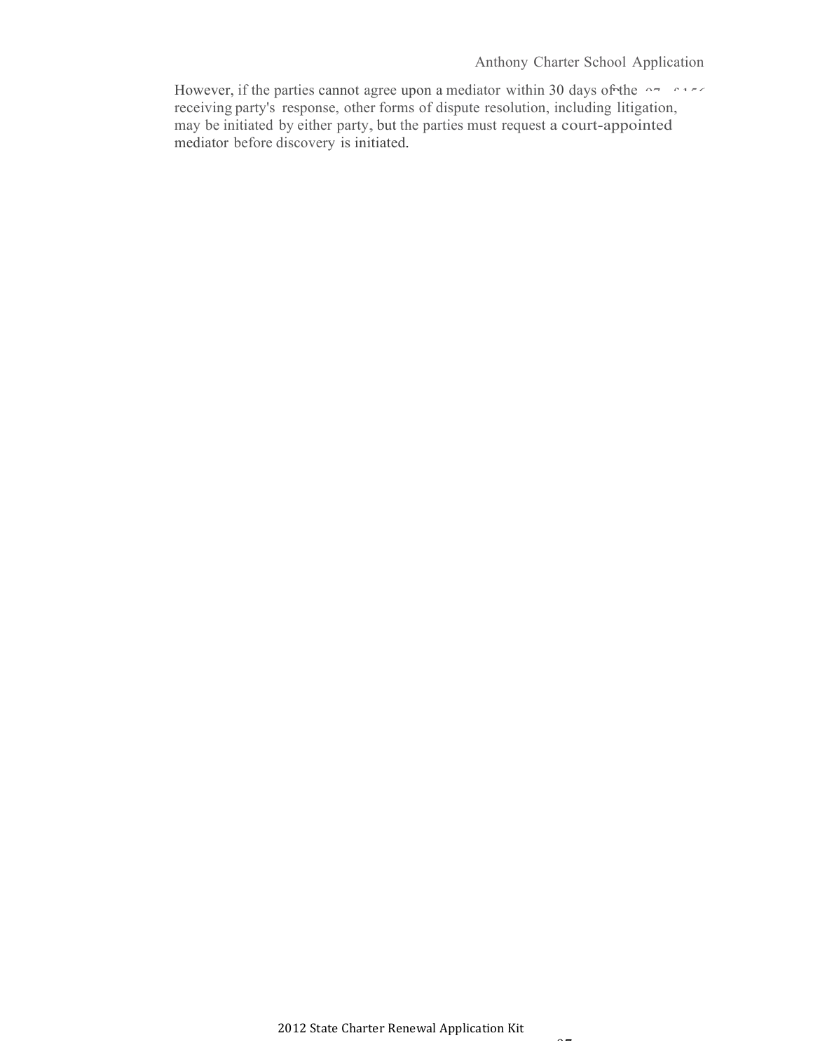However, if the parties cannot agree upon a mediator within 30 days of the receiving party's response, other forms of dispute resolution, including litigation, may be initiated by either party, but the parties must request a court-appointed mediator before discovery is initiated.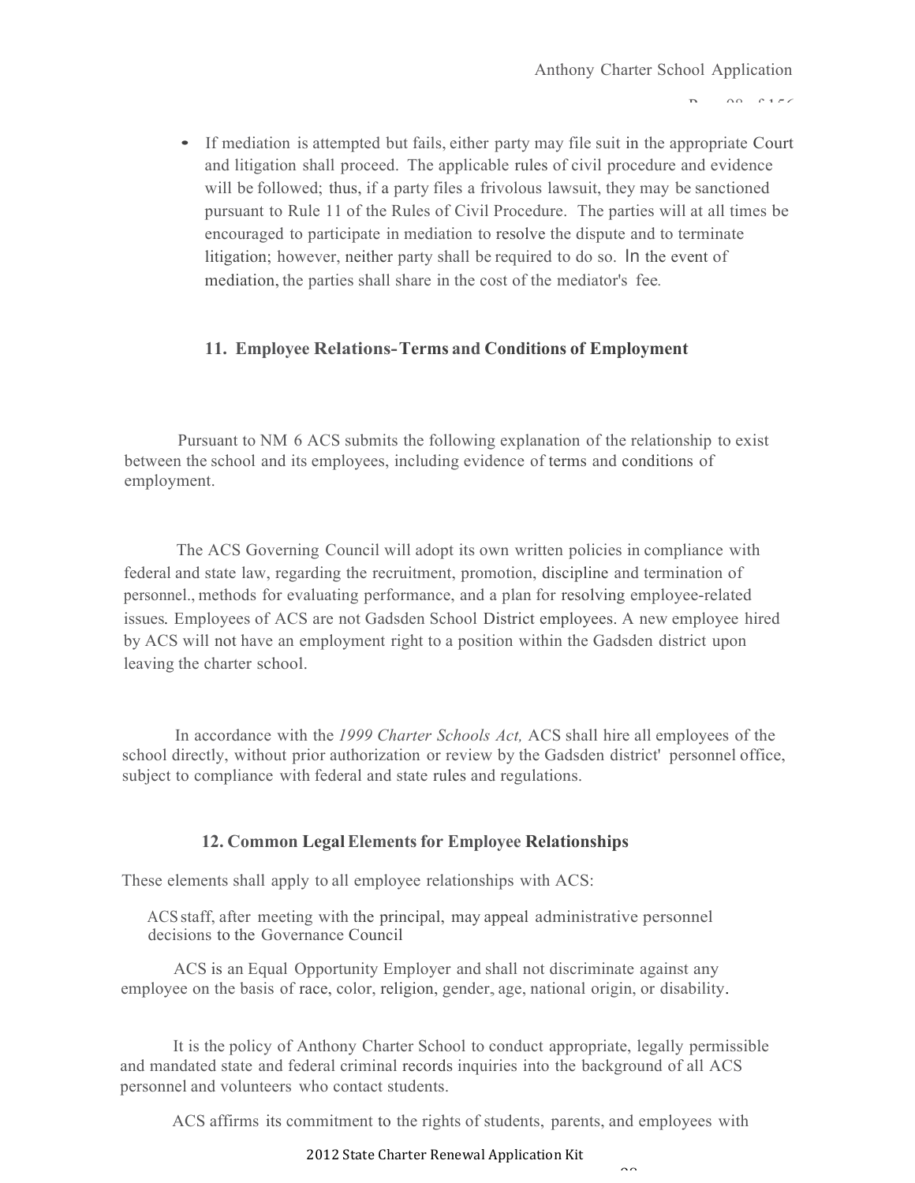- If mediation is attempted but fails, either party may file suit in the appropriate Court and litigation shall proceed. The applicable rules of civil procedure and evidence will be followed; thus, if a party files a frivolous lawsuit, they may be sanctioned pursuant to Rule 11 of the Rules of Civil Procedure. The parties will at all times be encouraged to participate in mediation to resolve the dispute and to terminate litigation; however, neither party shall be required to do so. In the event of mediation, the parties shall share in the cost of the mediator's fee.

### 11. Employee Relations-Terms and Conditions of Employment

Pursuant to NM 6 ACS submits the following explanation of the relationship to exist between the school and its employees, including evidence of terms and conditions of employment.

The ACS Governing Council will adopt its own written policies in compliance with federal and state law, regarding the recruitment, promotion, discipline and termination of personnel., methods for evaluating performance, and a plan for resolving employee-related issues. Employees of ACS are not Gadsden School District employees. A new employee hired by ACS will not have an employment right to a position within the Gadsden district upon leaving the charter school.

In accordance with the *1999 Charter Schools Act,* ACS shall hire all employees of the school directly, without prior authorization or review by the Gadsden district' personnel office, subject to compliance with federal and state rules and regulations.

### 12. Common Legal Elements for Employee Relationships

These elements shall apply to all employee relationships with ACS:

ACS staff, after meeting with the principal, may appeal administrative personnel decisions to the Governance Council

ACS is an Equal Opportunity Employer and shall not discriminate against any employee on the basis of race, color, religion, gender, age, national origin, or disability.

It is the policy of Anthony Charter School to conduct appropriate, legally permissible and mandated state and federal criminal records inquiries into the background of all ACS personnel and volunteers who contact students.

ACS affirms its commitment to the rights of students, parents, and employees with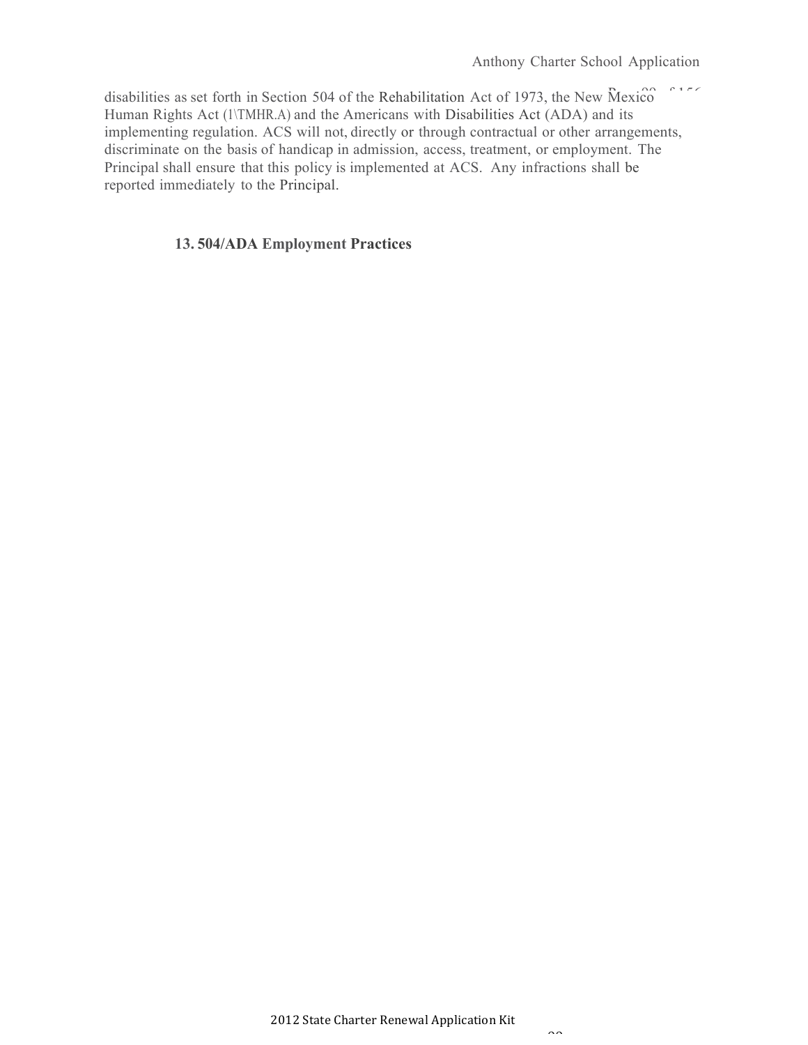disabilities as set forth in Section 504 of the Rehabilitation Act of 1973, the New Mexico Human Rights Act (1\TMHR.A) and the Americans with Disabilities Act (ADA) and its implementing regulation. ACS will not, directly or through contractual or other arrangements, discriminate on the basis of handicap in admission, access, treatment, or employment. The Principal shall ensure that this policy is implemented at ACS. Any infractions shall be reported immediately to the Principal.

**13. 504/ADA Employment Practices**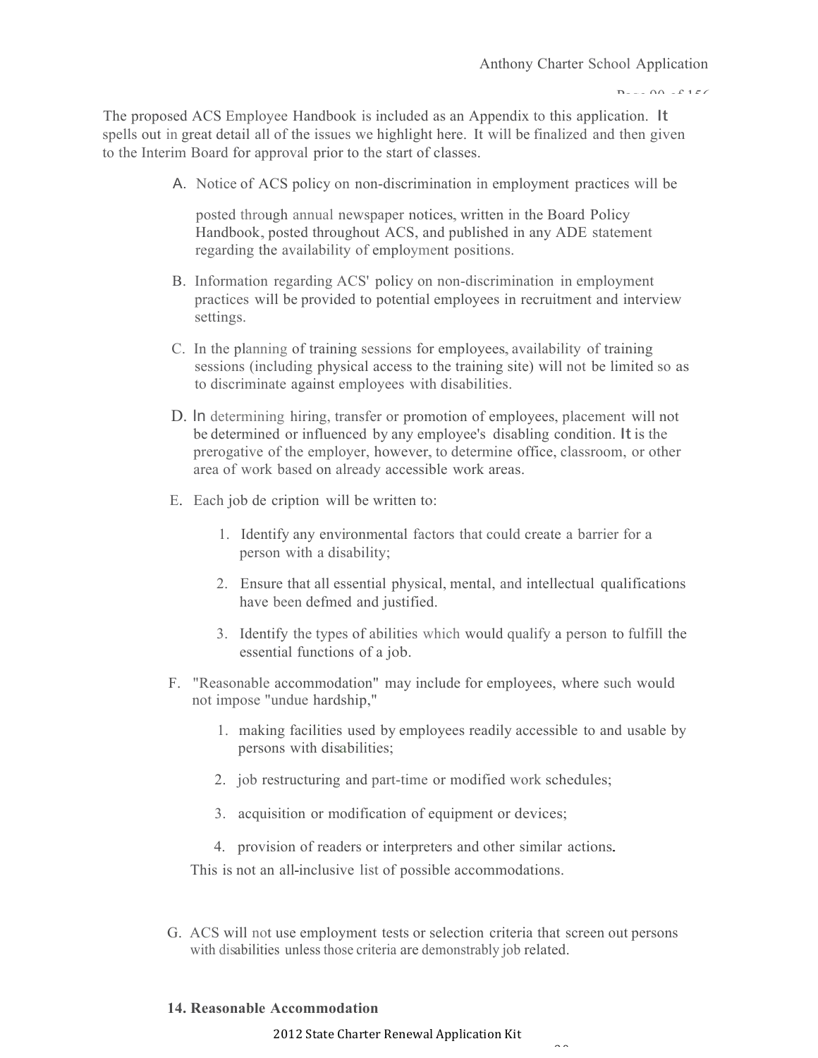The proposed ACS Employee Handbook is included as an Appendix to this application. It spells out in great detail all of the issues we highlight here. It will be finalized and then given to the Interim Board for approval prior to the start of classes.

A. Notice of ACS policy on non-discrimination in employment practices will be posted through annual newspaper notices, written in the Board Policy Handbook, posted throughout ACS, and published in any ADE statement regarding the availability of employment positions.

B. Information regarding ACS' policy on non-discrimination in employment practices will be provided to potential employees in recruitment and interview settings.

C. In the planning of training sessions for employees, availability of training sessions (including physical access to the training site) will not be limited so as to discriminate against employees with disabilities.

D. In determining hiring, transfer or promotion of employees, placement will not be determined or influenced by any employee's disabling condition. It is the prerogative of the employer, however, to determine office, classroom, or other area of work based on already accessible work areas.

E. Each job de cription will be written to:

1. Identify any environmental factors that could create a barrier for a person with a disability;
2. Ensure that all essential physical, mental, and intellectual qualifications have been defmed and justified.
3. Identify the types of abilities which would qualify a person to fulfill the essential functions of a job.

F. "Reasonable accommodation" may include for employees, where such would not impose "undue hardship,"

1. making facilities used by employees readily accessible to and usable by persons with disabilities;
2. job restructuring and part-time or modified work schedules;
3. acquisition or modification of equipment or devices;
4. provision of readers or interpreters and other similar actions.

This is not an all-inclusive list of possible accommodations.

G. ACS will not use employment tests or selection criteria that screen out persons with disabilities unless those criteria are demonstrably job related.

**14. Reasonable Accommodation**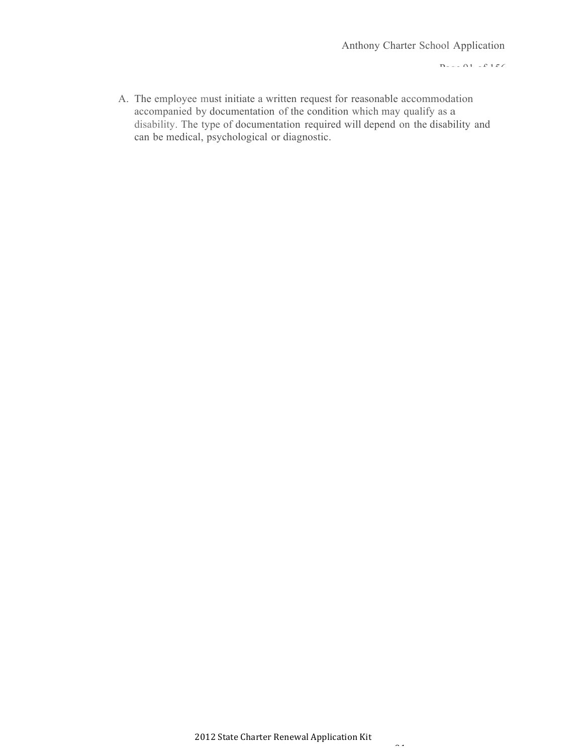A. The employee must initiate a written request for reasonable accommodation accompanied by documentation of the condition which may qualify as a disability. The type of documentation required will depend on the disability and can be medical, psychological or diagnostic.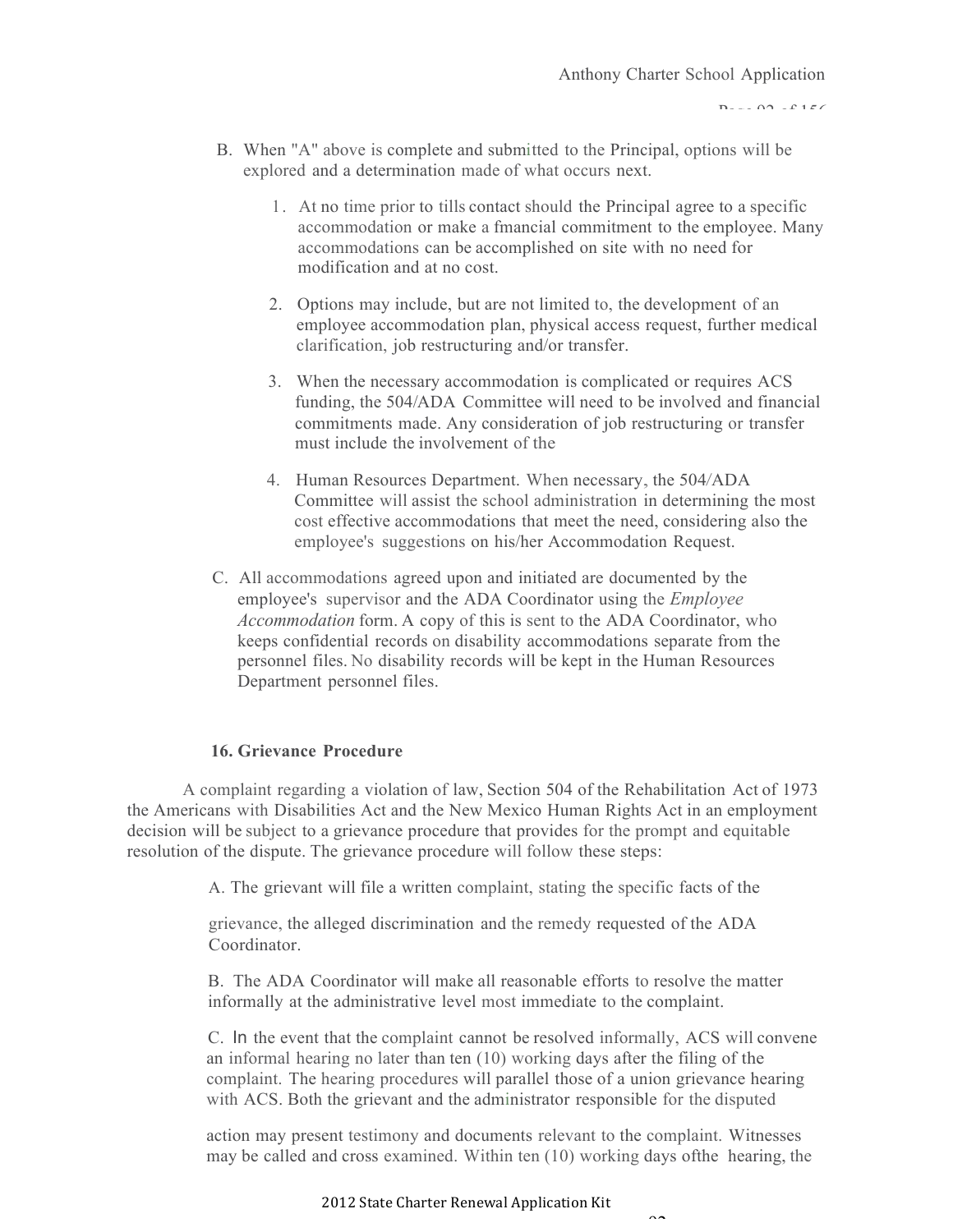B. When "A" above is complete and submitted to the Principal, options will be explored and a determination made of what occurs next.

1. At no time prior to tills contact should the Principal agree to a specific accommodation or make a fmancial commitment to the employee. Many accommodations can be accomplished on site with no need for modification and at no cost.

2. Options may include, but are not limited to, the development of an employee accommodation plan, physical access request, further medical clarification, job restructuring and/or transfer.

3. When the necessary accommodation is complicated or requires ACS funding, the 504/ADA Committee will need to be involved and financial commitments made. Any consideration of job restructuring or transfer must include the involvement of the

4. Human Resources Department. When necessary, the 504/ADA Committee will assist the school administration in determining the most cost effective accommodations that meet the need, considering also the employee's suggestions on his/her Accommodation Request.

C. All accommodations agreed upon and initiated are documented by the employee's supervisor and the ADA Coordinator using the *Employee Accommodation* form. A copy of this is sent to the ADA Coordinator, who keeps confidential records on disability accommodations separate from the personnel files. No disability records will be kept in the Human Resources Department personnel files.

**16. Grievance Procedure**

A complaint regarding a violation of law, Section 504 of the Rehabilitation Act of 1973 the Americans with Disabilities Act and the New Mexico Human Rights Act in an employment decision will be subject to a grievance procedure that provides for the prompt and equitable resolution of the dispute. The grievance procedure will follow these steps:

A. The grievant will file a written complaint, stating the specific facts of the grievance, the alleged discrimination and the remedy requested of the ADA Coordinator.

B. The ADA Coordinator will make all reasonable efforts to resolve the matter informally at the administrative level most immediate to the complaint.

C. In the event that the complaint cannot be resolved informally, ACS will convene an informal hearing no later than ten (10) working days after the filing of the complaint. The hearing procedures will parallel those of a union grievance hearing with ACS. Both the grievant and the administrator responsible for the disputed action may present testimony and documents relevant to the complaint. Witnesses may be called and cross examined. Within ten (10) working days ofthe hearing, the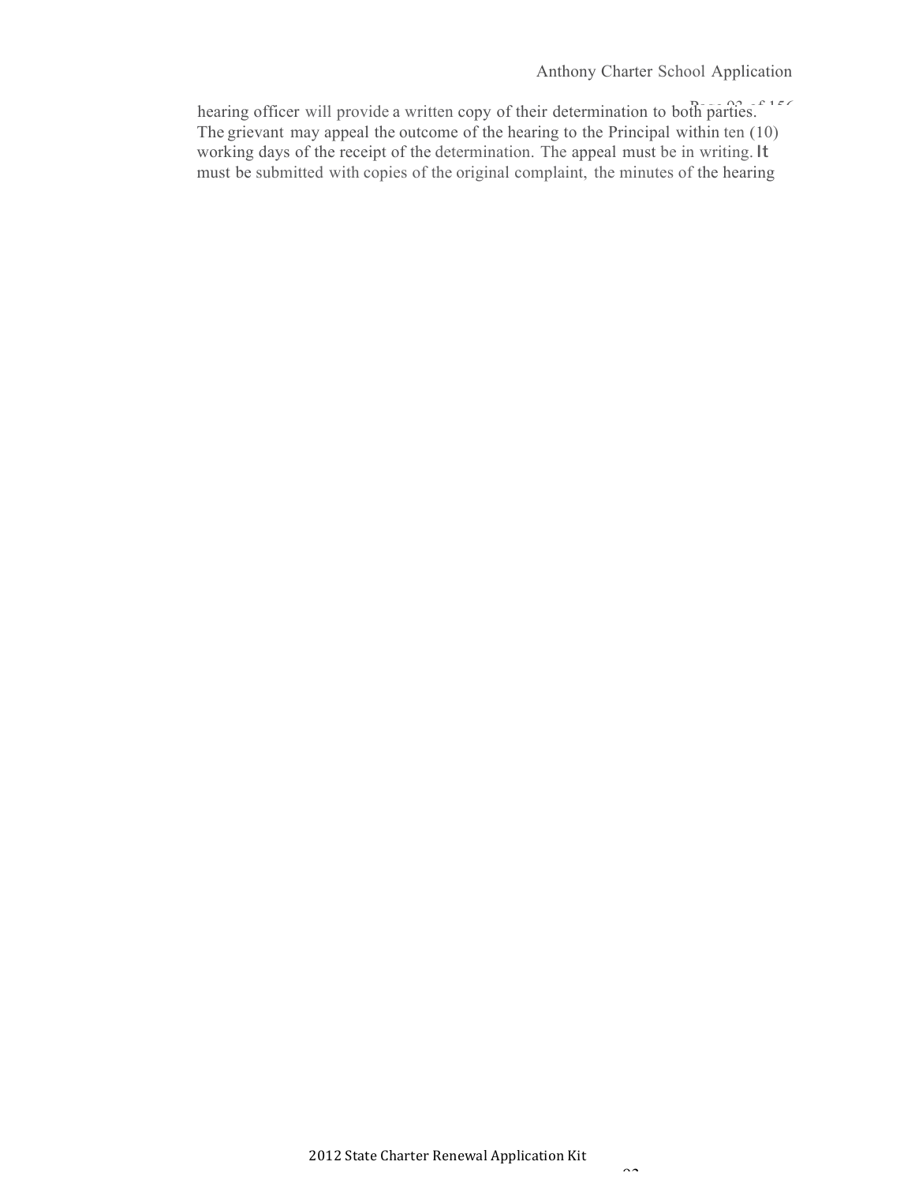hearing officer will provide a written copy of their determination to both parties. The grievant may appeal the outcome of the hearing to the Principal within ten (10) working days of the receipt of the determination. The appeal must be in writing. It must be submitted with copies of the original complaint, the minutes of the hearing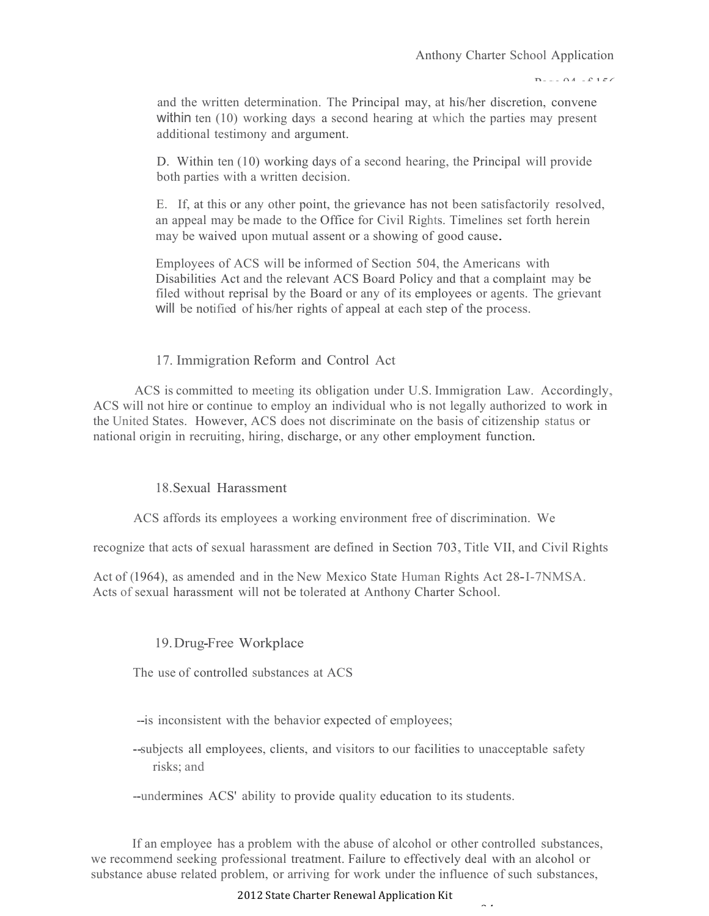and the written determination. The Principal may, at his/her discretion, convene within ten (10) working days a second hearing at which the parties may present additional testimony and argument.

D. Within ten (10) working days of a second hearing, the Principal will provide both parties with a written decision.

E. If, at this or any other point, the grievance has not been satisfactorily resolved, an appeal may be made to the Office for Civil Rights. Timelines set forth herein may be waived upon mutual assent or a showing of good cause.

Employees of ACS will be informed of Section 504, the Americans with Disabilities Act and the relevant ACS Board Policy and that a complaint may be filed without reprisal by the Board or any of its employees or agents. The grievant will be notified of his/her rights of appeal at each step of the process.

### 17. Immigration Reform and Control Act

ACS is committed to meeting its obligation under U.S. Immigration Law. Accordingly, ACS will not hire or continue to employ an individual who is not legally authorized to work in the United States. However, ACS does not discriminate on the basis of citizenship status or national origin in recruiting, hiring, discharge, or any other employment function.

### 18. Sexual Harassment

ACS affords its employees a working environment free of discrimination. We recognize that acts of sexual harassment are defined in Section 703, Title VII, and Civil Rights Act of (1964), as amended and in the New Mexico State Human Rights Act 28-I-7NMSA. Acts of sexual harassment will not be tolerated at Anthony Charter School.

### 19. Drug-Free Workplace

The use of controlled substances at ACS

--is inconsistent with the behavior expected of employees;

--subjects all employees, clients, and visitors to our facilities to unacceptable safety risks; and

--undermines ACS' ability to provide quality education to its students.

If an employee has a problem with the abuse of alcohol or other controlled substances, we recommend seeking professional treatment. Failure to effectively deal with an alcohol or substance abuse related problem, or arriving for work under the influence of such substances,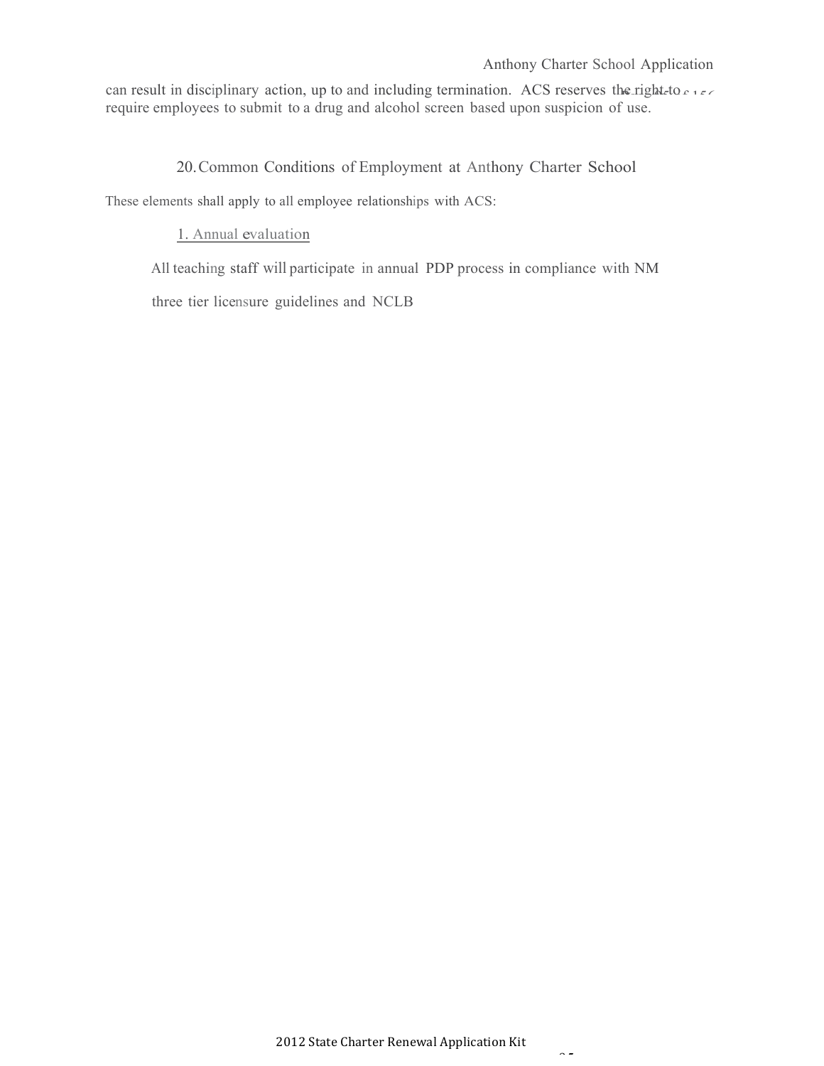can result in disciplinary action, up to and including termination. ACS reserves the right to require employees to submit to a drug and alcohol screen based upon suspicion of use.

## 20. Common Conditions of Employment at Anthony Charter School

These elements shall apply to all employee relationships with ACS:

1. Annual evaluation

All teaching staff will participate in annual PDP process in compliance with NM three tier licensure guidelines and NCLB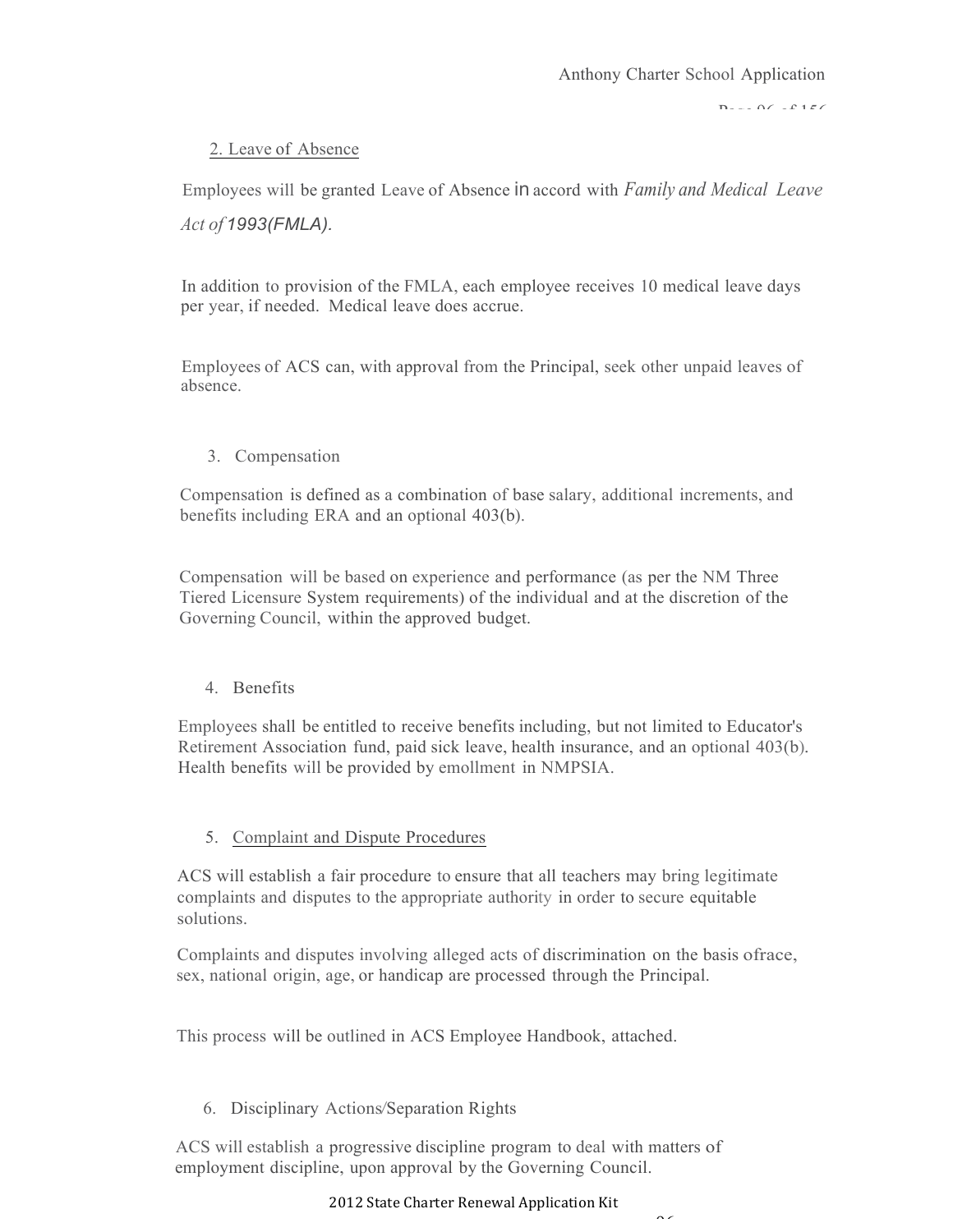2. Leave of Absence

Employees will be granted Leave of Absence in accord with *Family and Medical Leave Act of 1993(FMLA).*

In addition to provision of the FMLA, each employee receives 10 medical leave days per year, if needed. Medical leave does accrue.

Employees of ACS can, with approval from the Principal, seek other unpaid leaves of absence.

3. Compensation

Compensation is defined as a combination of base salary, additional increments, and benefits including ERA and an optional 403(b).

Compensation will be based on experience and performance (as per the NM Three Tiered Licensure System requirements) of the individual and at the discretion of the Governing Council, within the approved budget.

4. Benefits

Employees shall be entitled to receive benefits including, but not limited to Educator's Retirement Association fund, paid sick leave, health insurance, and an optional 403(b). Health benefits will be provided by emollment in NMPSIA.

5. Complaint and Dispute Procedures

ACS will establish a fair procedure to ensure that all teachers may bring legitimate complaints and disputes to the appropriate authority in order to secure equitable solutions.

Complaints and disputes involving alleged acts of discrimination on the basis ofrace, sex, national origin, age, or handicap are processed through the Principal.

This process will be outlined in ACS Employee Handbook, attached.

6. Disciplinary Actions/Separation Rights

ACS will establish a progressive discipline program to deal with matters of employment discipline, upon approval by the Governing Council.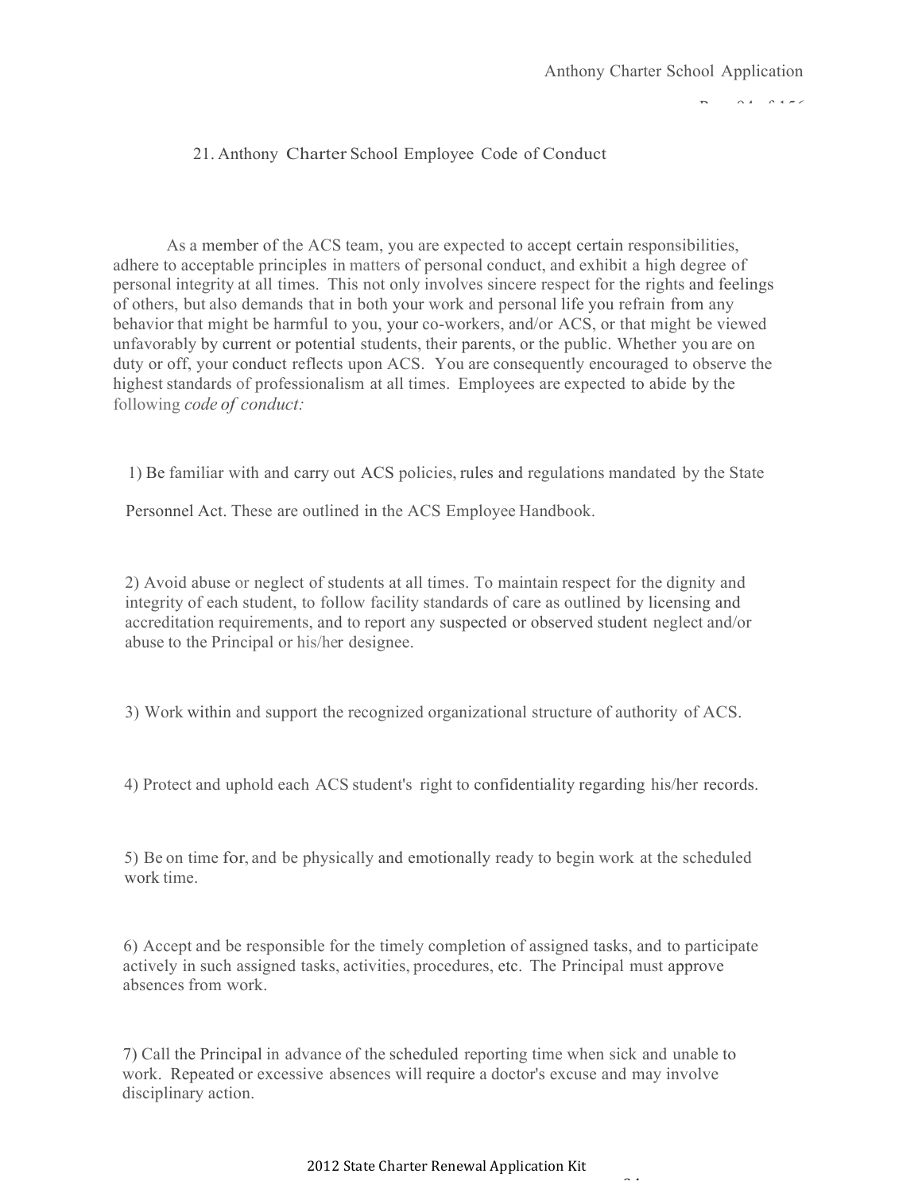## 21. Anthony Charter School Employee Code of Conduct

As a member of the ACS team, you are expected to accept certain responsibilities, adhere to acceptable principles in matters of personal conduct, and exhibit a high degree of personal integrity at all times. This not only involves sincere respect for the rights and feelings of others, but also demands that in both your work and personal life you refrain from any behavior that might be harmful to you, your co-workers, and/or ACS, or that might be viewed unfavorably by current or potential students, their parents, or the public. Whether you are on duty or off, your conduct reflects upon ACS. You are consequently encouraged to observe the highest standards of professionalism at all times. Employees are expected to abide by the following *code of conduct:*

1) Be familiar with and carry out ACS policies, rules and regulations mandated by the State Personnel Act. These are outlined in the ACS Employee Handbook.

2) Avoid abuse or neglect of students at all times. To maintain respect for the dignity and integrity of each student, to follow facility standards of care as outlined by licensing and accreditation requirements, and to report any suspected or observed student neglect and/or abuse to the Principal or his/her designee.

3) Work within and support the recognized organizational structure of authority of ACS.

4) Protect and uphold each ACS student's right to confidentiality regarding his/her records.

5) Be on time for, and be physically and emotionally ready to begin work at the scheduled work time.

6) Accept and be responsible for the timely completion of assigned tasks, and to participate actively in such assigned tasks, activities, procedures, etc. The Principal must approve absences from work.

7) Call the Principal in advance of the scheduled reporting time when sick and unable to work. Repeated or excessive absences will require a doctor's excuse and may involve disciplinary action.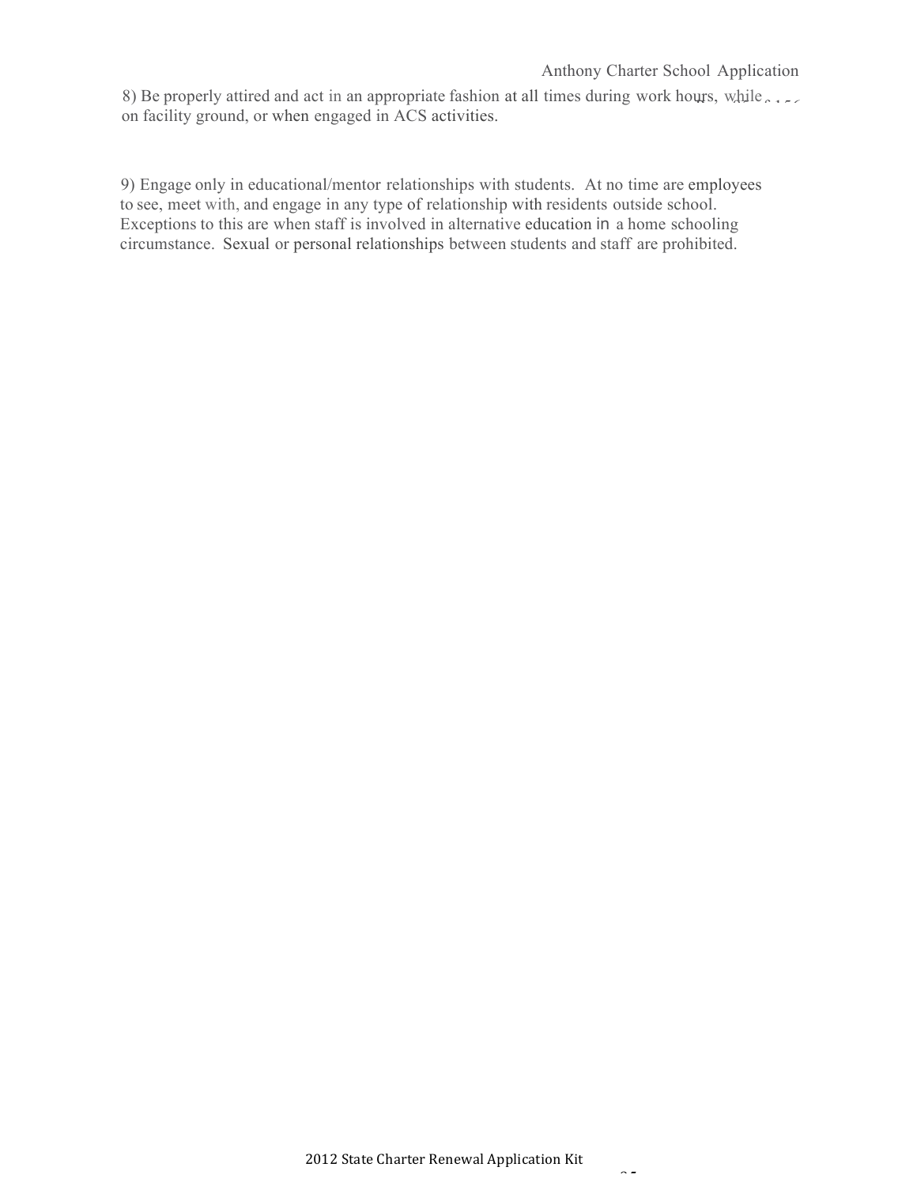8) Be properly attired and act in an appropriate fashion at all times during work hours, while on facility ground, or when engaged in ACS activities.

9) Engage only in educational/mentor relationships with students. At no time are employees to see, meet with, and engage in any type of relationship with residents outside school. Exceptions to this are when staff is involved in alternative education in a home schooling circumstance. Sexual or personal relationships between students and staff are prohibited.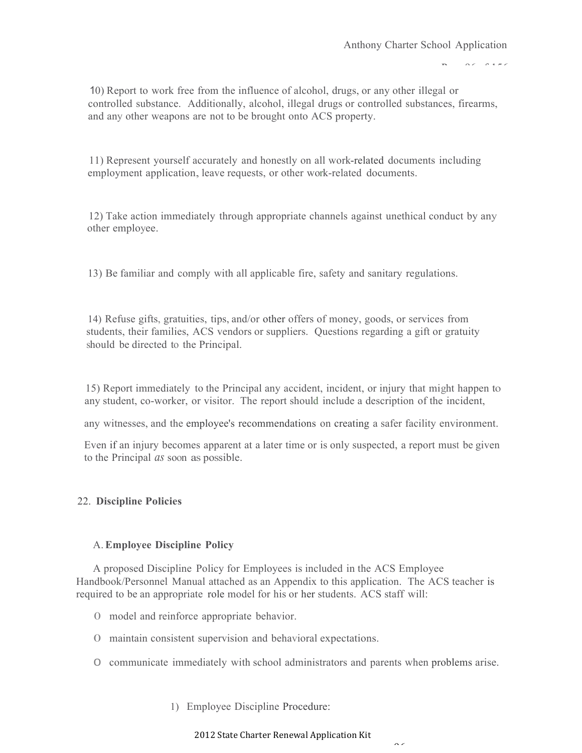10) Report to work free from the influence of alcohol, drugs, or any other illegal or controlled substance. Additionally, alcohol, illegal drugs or controlled substances, firearms, and any other weapons are not to be brought onto ACS property.

11) Represent yourself accurately and honestly on all work-related documents including employment application, leave requests, or other work-related documents.

12) Take action immediately through appropriate channels against unethical conduct by any other employee.

13) Be familiar and comply with all applicable fire, safety and sanitary regulations.

14) Refuse gifts, gratuities, tips, and/or other offers of money, goods, or services from students, their families, ACS vendors or suppliers. Questions regarding a gift or gratuity should be directed to the Principal.

15) Report immediately to the Principal any accident, incident, or injury that might happen to any student, co-worker, or visitor. The report should include a description of the incident, any witnesses, and the employee's recommendations on creating a safer facility environment. Even if an injury becomes apparent at a later time or is only suspected, a report must be given to the Principal *as* soon as possible.

## 22. Discipline Policies

### A. Employee Discipline Policy

A proposed Discipline Policy for Employees is included in the ACS Employee Handbook/Personnel Manual attached as an Appendix to this application. The ACS teacher is required to be an appropriate role model for his or her students. ACS staff will:

- model and reinforce appropriate behavior.
- maintain consistent supervision and behavioral expectations.
- communicate immediately with school administrators and parents when problems arise.

1) Employee Discipline Procedure: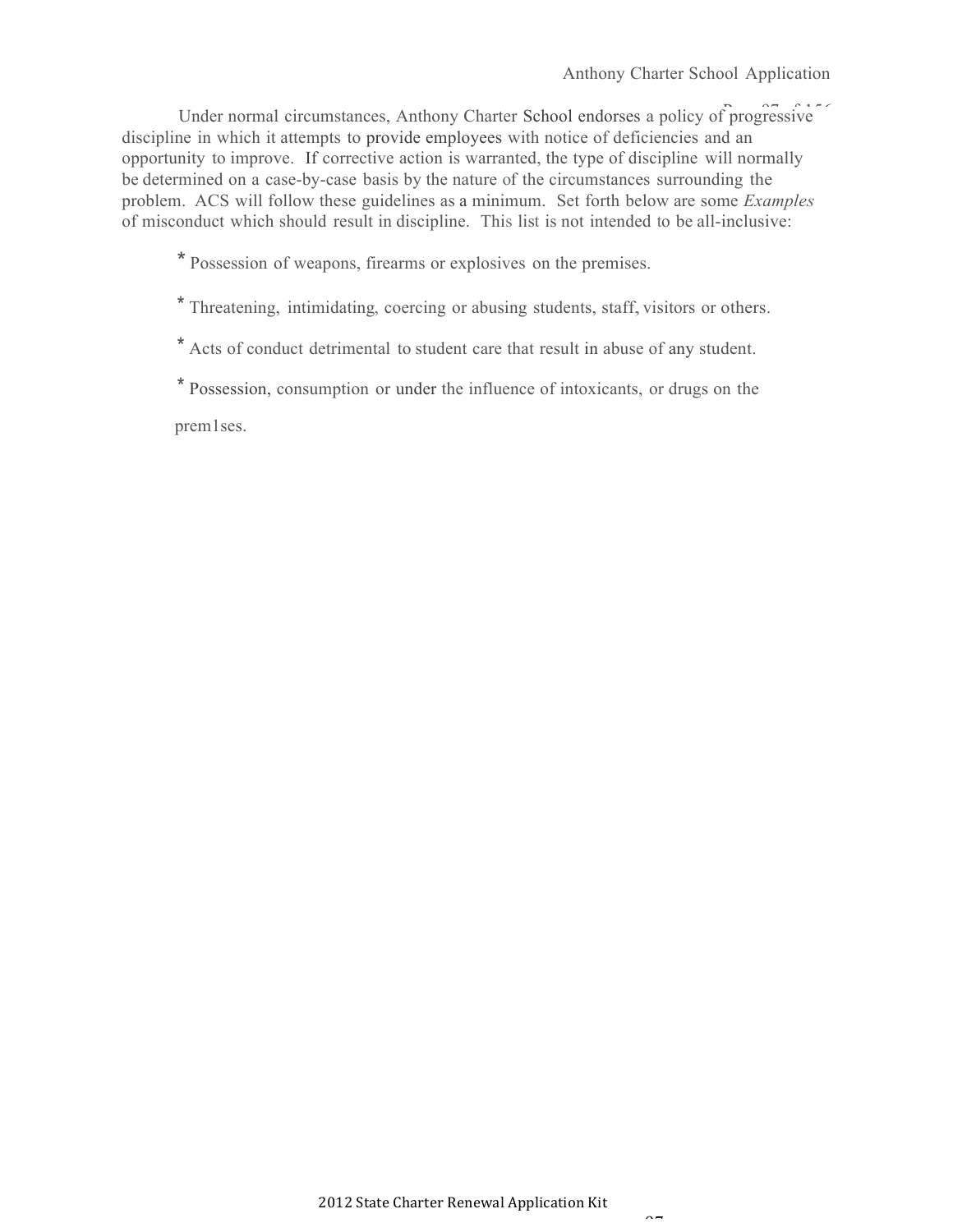Under normal circumstances, Anthony Charter School endorses a policy of progressive discipline in which it attempts to provide employees with notice of deficiencies and an opportunity to improve. If corrective action is warranted, the type of discipline will normally be determined on a case-by-case basis by the nature of the circumstances surrounding the problem. ACS will follow these guidelines as a minimum. Set forth below are some *Examples* of misconduct which should result in discipline. This list is not intended to be all-inclusive:

* Possession of weapons, firearms or explosives on the premises.
* Threatening, intimidating, coercing or abusing students, staff, visitors or others.
* Acts of conduct detrimental to student care that result in abuse of any student.
* Possession, consumption or under the influence of intoxicants, or drugs on the prem1ses.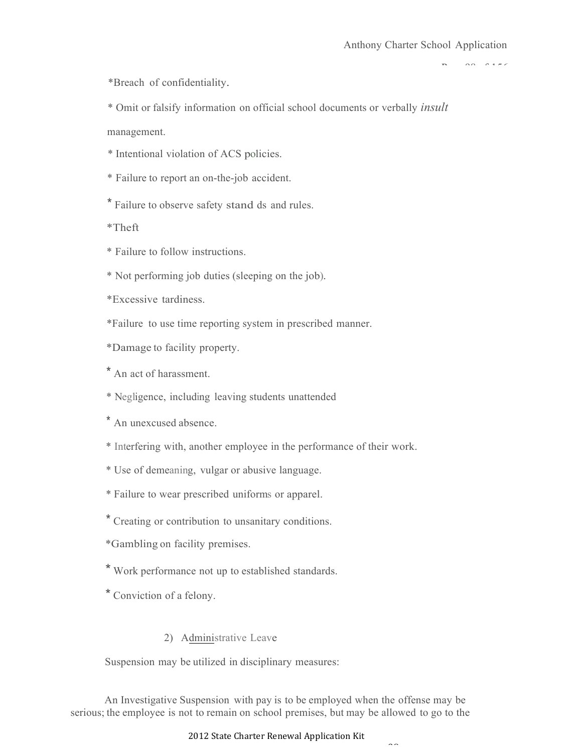*Breach of confidentiality.

* Omit or falsify information on official school documents or verbally *insult* management.

* Intentional violation of ACS policies.

* Failure to report an on-the-job accident.

* Failure to observe safety stand ds and rules.

*Theft

* Failure to follow instructions.

* Not performing job duties (sleeping on the job).

*Excessive tardiness.

*Failure to use time reporting system in prescribed manner.

*Damage to facility property.

* An act of harassment.

* Negligence, including leaving students unattended

* An unexcused absence.

* Interfering with, another employee in the performance of their work.

* Use of demeaning, vulgar or abusive language.

* Failure to wear prescribed uniforms or apparel.

* Creating or contribution to unsanitary conditions.

*Gambling on facility premises.

* Work performance not up to established standards.

* Conviction of a felony.

2) Administrative Leave

Suspension may be utilized in disciplinary measures:

An Investigative Suspension with pay is to be employed when the offense may be serious; the employee is not to remain on school premises, but may be allowed to go to the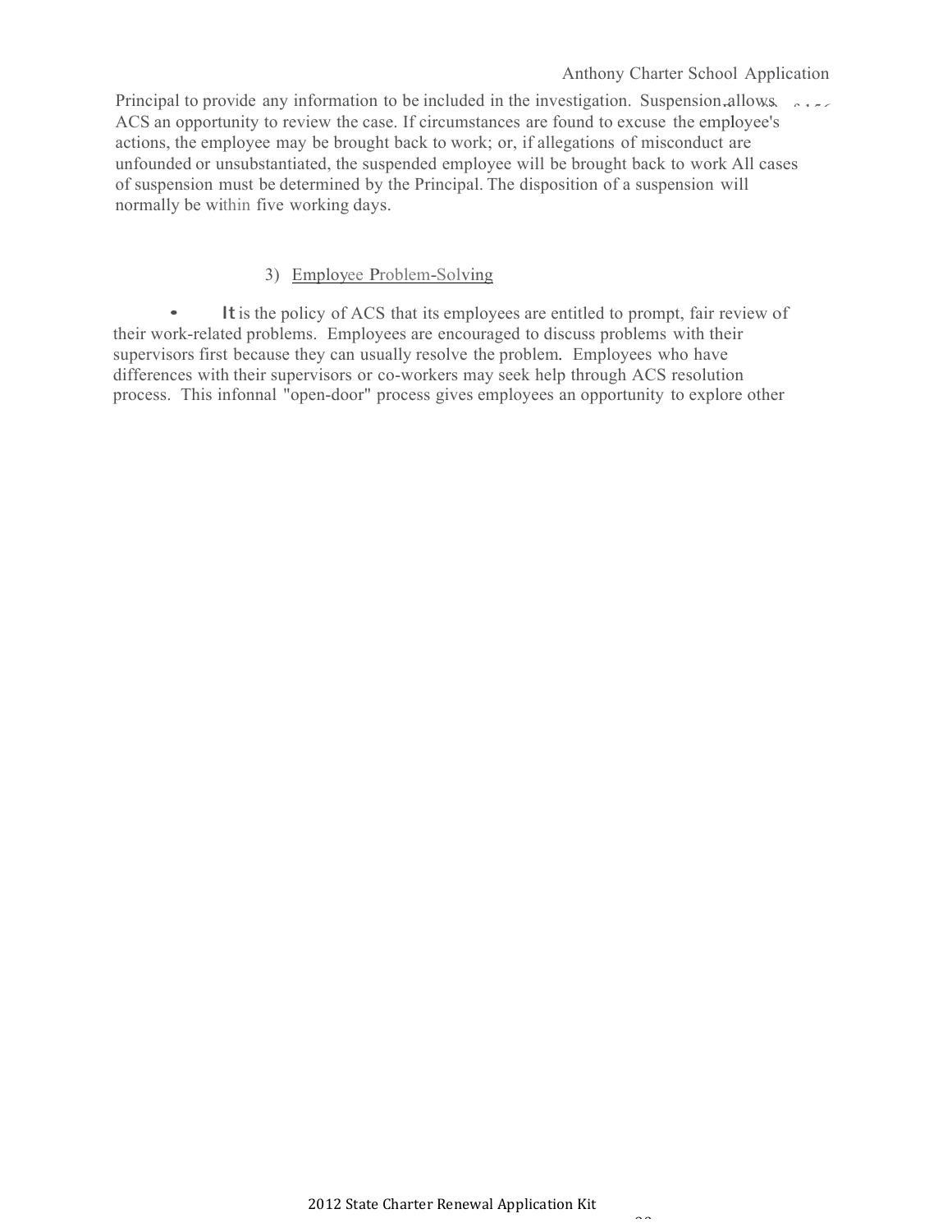Principal to provide any information to be included in the investigation. Suspension allows ACS an opportunity to review the case. If circumstances are found to excuse the employee's actions, the employee may be brought back to work; or, if allegations of misconduct are unfounded or unsubstantiated, the suspended employee will be brought back to work All cases of suspension must be determined by the Principal. The disposition of a suspension will normally be within five working days.

3) Employee Problem-Solving

- It is the policy of ACS that its employees are entitled to prompt, fair review of their work-related problems. Employees are encouraged to discuss problems with their supervisors first because they can usually resolve the problem. Employees who have differences with their supervisors or co-workers may seek help through ACS resolution process. This infonnal "open-door" process gives employees an opportunity to explore other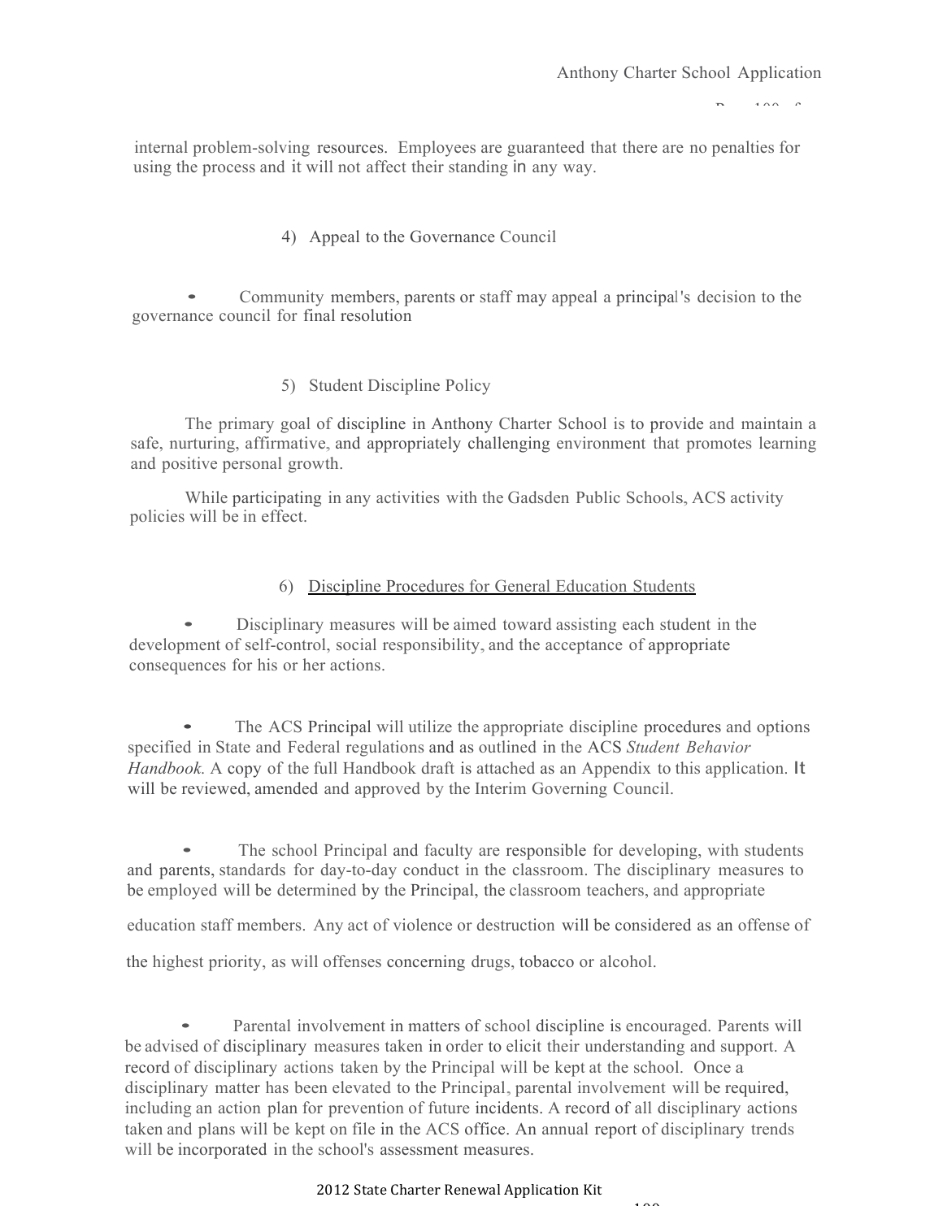internal problem-solving resources. Employees are guaranteed that there are no penalties for using the process and it will not affect their standing in any way.

4) Appeal to the Governance Council

- Community members, parents or staff may appeal a principal's decision to the governance council for final resolution

5) Student Discipline Policy

The primary goal of discipline in Anthony Charter School is to provide and maintain a safe, nurturing, affirmative, and appropriately challenging environment that promotes learning and positive personal growth.

While participating in any activities with the Gadsden Public Schools, ACS activity policies will be in effect.

6) <u>Discipline Procedures for General Education Students</u>

- Disciplinary measures will be aimed toward assisting each student in the development of self-control, social responsibility, and the acceptance of appropriate consequences for his or her actions.

- The ACS Principal will utilize the appropriate discipline procedures and options specified in State and Federal regulations and as outlined in the ACS *Student Behavior Handbook.* A copy of the full Handbook draft is attached as an Appendix to this application. It will be reviewed, amended and approved by the Interim Governing Council.

- The school Principal and faculty are responsible for developing, with students and parents, standards for day-to-day conduct in the classroom. The disciplinary measures to be employed will be determined by the Principal, the classroom teachers, and appropriate education staff members. Any act of violence or destruction will be considered as an offense of the highest priority, as will offenses concerning drugs, tobacco or alcohol.

- Parental involvement in matters of school discipline is encouraged. Parents will be advised of disciplinary measures taken in order to elicit their understanding and support. A record of disciplinary actions taken by the Principal will be kept at the school. Once a disciplinary matter has been elevated to the Principal, parental involvement will be required, including an action plan for prevention of future incidents. A record of all disciplinary actions taken and plans will be kept on file in the ACS office. An annual report of disciplinary trends will be incorporated in the school's assessment measures.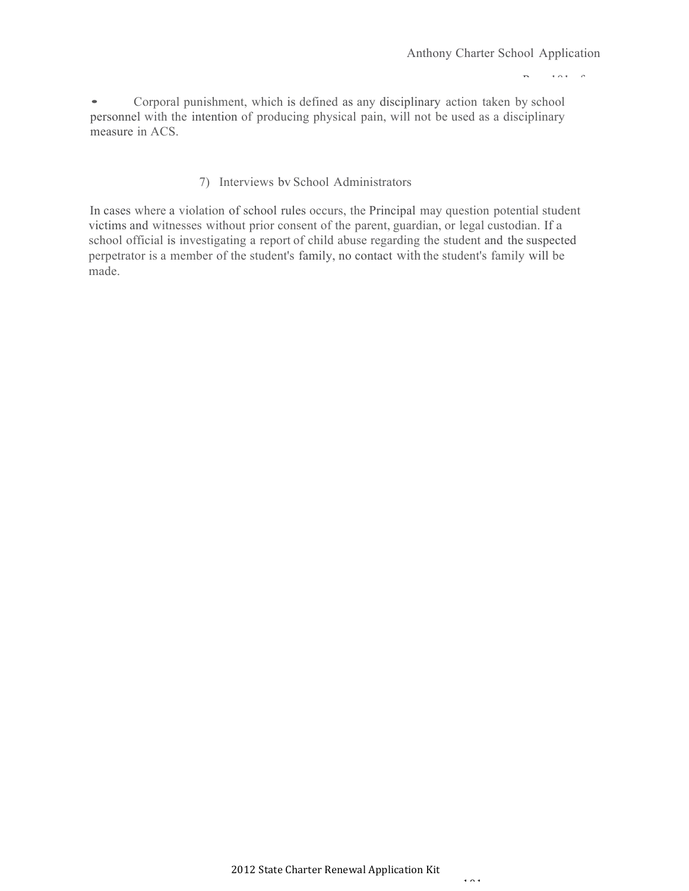- Corporal punishment, which is defined as any disciplinary action taken by school personnel with the intention of producing physical pain, will not be used as a disciplinary measure in ACS.

### 7) Interviews bv School Administrators

In cases where a violation of school rules occurs, the Principal may question potential student victims and witnesses without prior consent of the parent, guardian, or legal custodian. If a school official is investigating a report of child abuse regarding the student and the suspected perpetrator is a member of the student's family, no contact with the student's family will be made.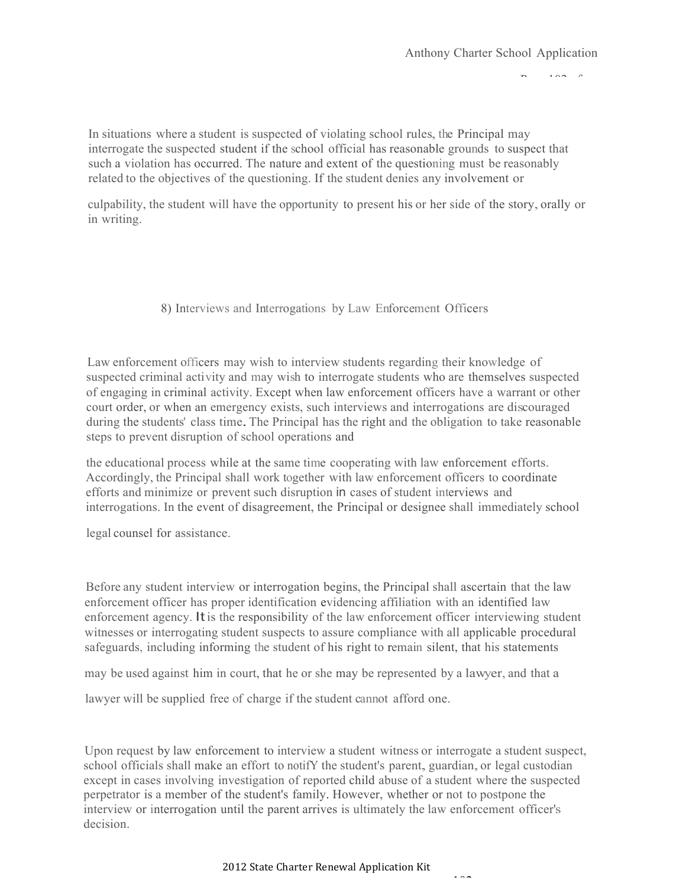In situations where a student is suspected of violating school rules, the Principal may interrogate the suspected student if the school official has reasonable grounds to suspect that such a violation has occurred. The nature and extent of the questioning must be reasonably related to the objectives of the questioning. If the student denies any involvement or culpability, the student will have the opportunity to present his or her side of the story, orally or in writing.

### 8) Interviews and Interrogations by Law Enforcement Officers

Law enforcement officers may wish to interview students regarding their knowledge of suspected criminal activity and may wish to interrogate students who are themselves suspected of engaging in criminal activity. Except when law enforcement officers have a warrant or other court order, or when an emergency exists, such interviews and interrogations are discouraged during the students' class time. The Principal has the right and the obligation to take reasonable steps to prevent disruption of school operations and the educational process while at the same time cooperating with law enforcement efforts. Accordingly, the Principal shall work together with law enforcement officers to coordinate efforts and minimize or prevent such disruption in cases of student interviews and interrogations. In the event of disagreement, the Principal or designee shall immediately school legal counsel for assistance.

Before any student interview or interrogation begins, the Principal shall ascertain that the law enforcement officer has proper identification evidencing affiliation with an identified law enforcement agency. It is the responsibility of the law enforcement officer interviewing student witnesses or interrogating student suspects to assure compliance with all applicable procedural safeguards, including informing the student of his right to remain silent, that his statements may be used against him in court, that he or she may be represented by a lawyer, and that a lawyer will be supplied free of charge if the student cannot afford one.

Upon request by law enforcement to interview a student witness or interrogate a student suspect, school officials shall make an effort to notifY the student's parent, guardian, or legal custodian except in cases involving investigation of reported child abuse of a student where the suspected perpetrator is a member of the student's family. However, whether or not to postpone the interview or interrogation until the parent arrives is ultimately the law enforcement officer's decision.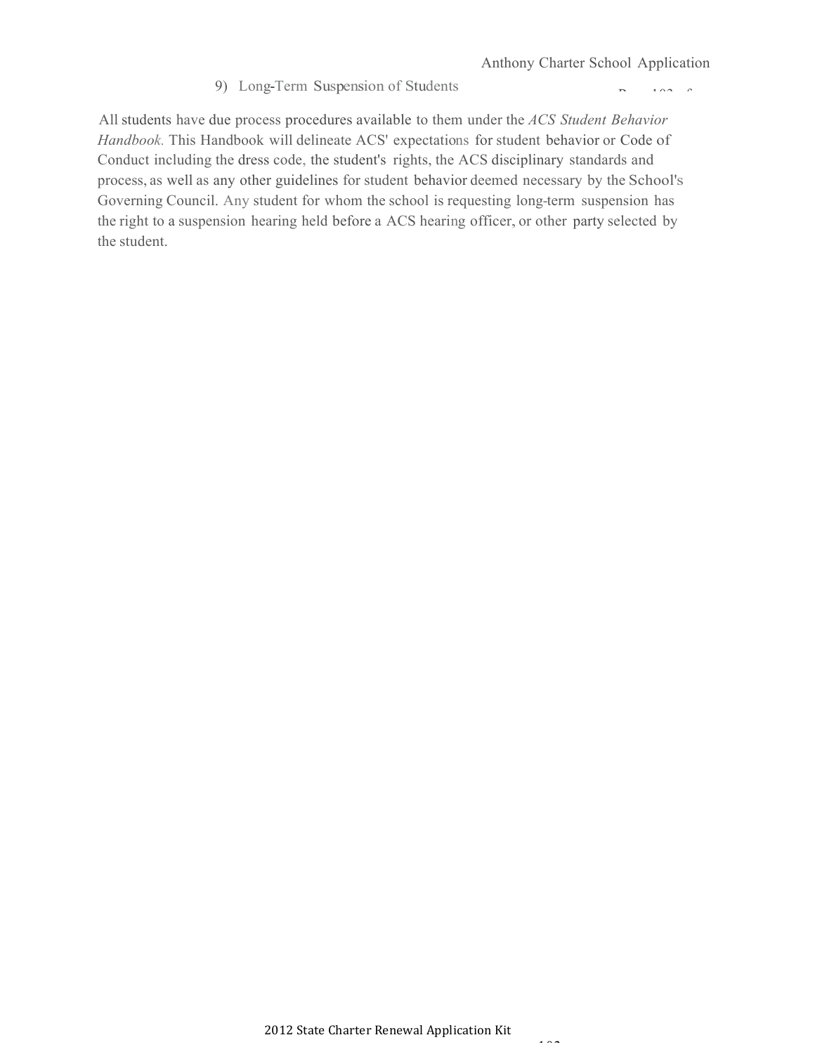### 9) Long-Term Suspension of Students

All students have due process procedures available to them under the *ACS Student Behavior Handbook.* This Handbook will delineate ACS' expectations for student behavior or Code of Conduct including the dress code, the student's rights, the ACS disciplinary standards and process, as well as any other guidelines for student behavior deemed necessary by the School's Governing Council. Any student for whom the school is requesting long-term suspension has the right to a suspension hearing held before a ACS hearing officer, or other party selected by the student.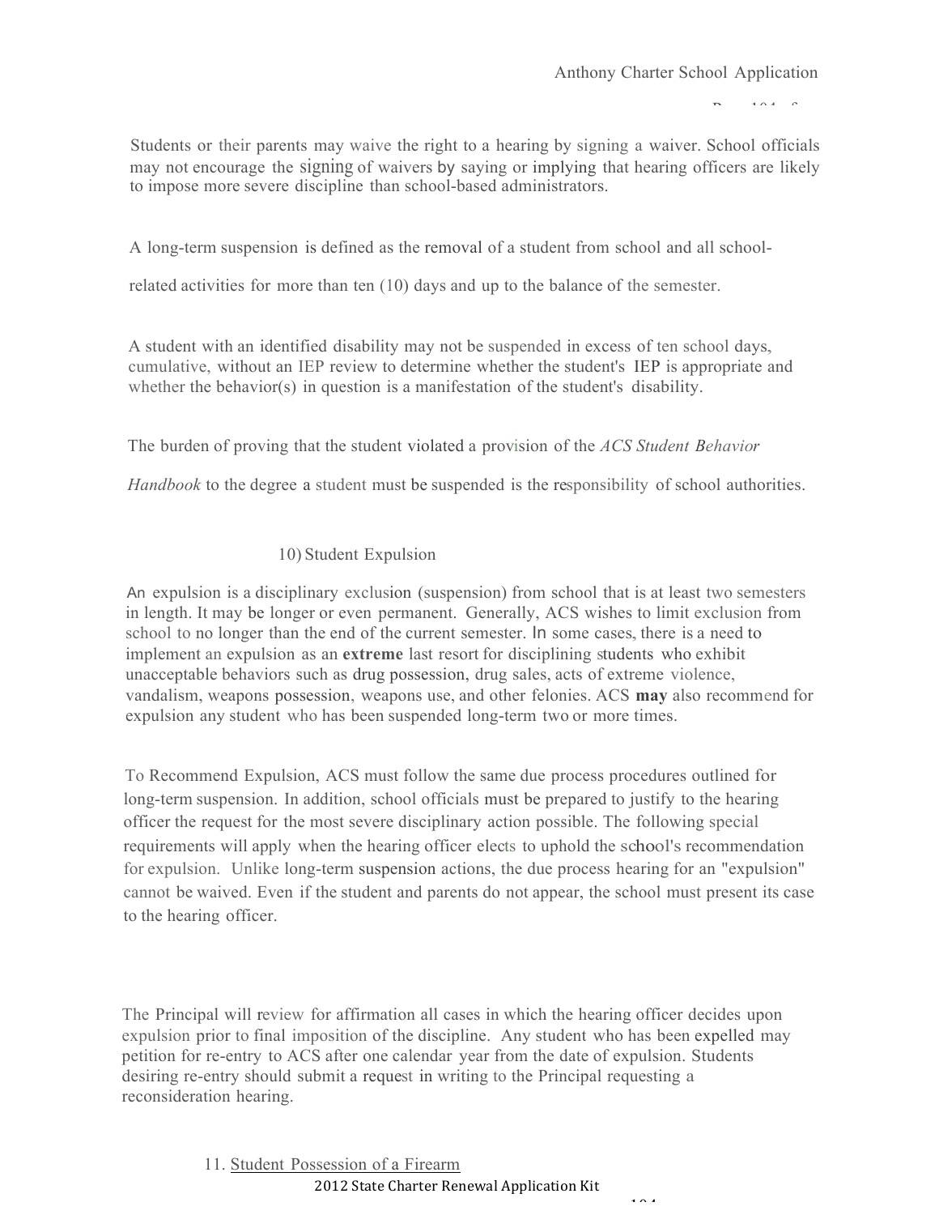Students or their parents may waive the right to a hearing by signing a waiver. School officials may not encourage the signing of waivers by saying or implying that hearing officers are likely to impose more severe discipline than school-based administrators.

A long-term suspension is defined as the removal of a student from school and all school-related activities for more than ten (10) days and up to the balance of the semester.

A student with an identified disability may not be suspended in excess of ten school days, cumulative, without an IEP review to determine whether the student's IEP is appropriate and whether the behavior(s) in question is a manifestation of the student's disability.

The burden of proving that the student violated a provision of the *ACS Student Behavior Handbook* to the degree a student must be suspended is the responsibility of school authorities.

### 10) Student Expulsion

An expulsion is a disciplinary exclusion (suspension) from school that is at least two semesters in length. It may be longer or even permanent. Generally, ACS wishes to limit exclusion from school to no longer than the end of the current semester. In some cases, there is a need to implement an expulsion as an **extreme** last resort for disciplining students who exhibit unacceptable behaviors such as drug possession, drug sales, acts of extreme violence, vandalism, weapons possession, weapons use, and other felonies. ACS **may** also recommend for expulsion any student who has been suspended long-term two or more times.

To Recommend Expulsion, ACS must follow the same due process procedures outlined for long-term suspension. In addition, school officials must be prepared to justify to the hearing officer the request for the most severe disciplinary action possible. The following special requirements will apply when the hearing officer elects to uphold the school's recommendation for expulsion. Unlike long-term suspension actions, the due process hearing for an "expulsion" cannot be waived. Even if the student and parents do not appear, the school must present its case to the hearing officer.

The Principal will review for affirmation all cases in which the hearing officer decides upon expulsion prior to final imposition of the discipline. Any student who has been expelled may petition for re-entry to ACS after one calendar year from the date of expulsion. Students desiring re-entry should submit a request in writing to the Principal requesting a reconsideration hearing.

### 11. Student Possession of a Firearm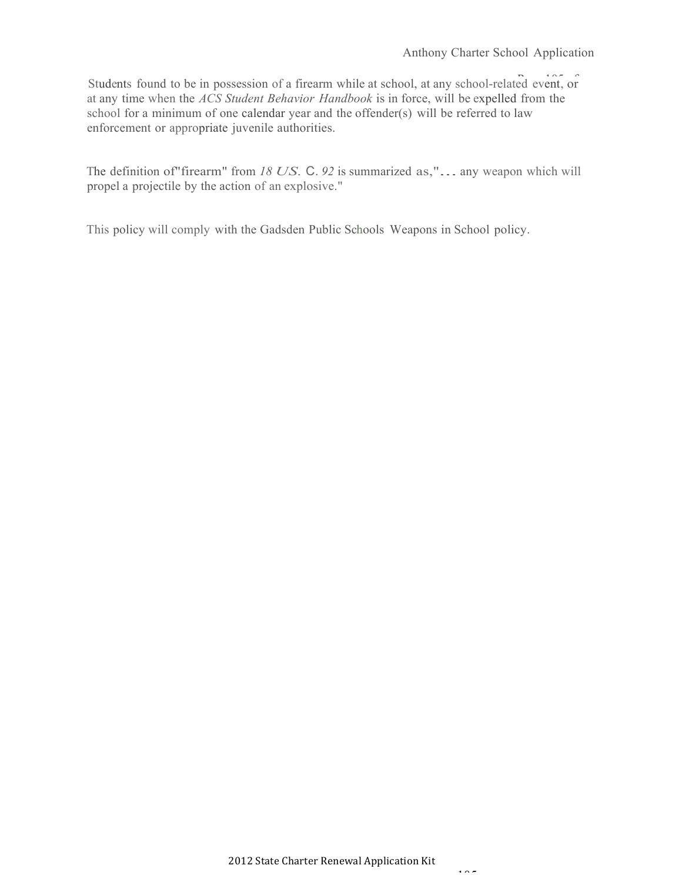Students found to be in possession of a firearm while at school, at any school-related event, or at any time when the *ACS Student Behavior Handbook* is in force, will be expelled from the school for a minimum of one calendar year and the offender(s) will be referred to law enforcement or appropriate juvenile authorities.

The definition of"firearm" from *18 US.* C. *92* is summarized as,"... any weapon which will propel a projectile by the action of an explosive."

This policy will comply with the Gadsden Public Schools Weapons in School policy.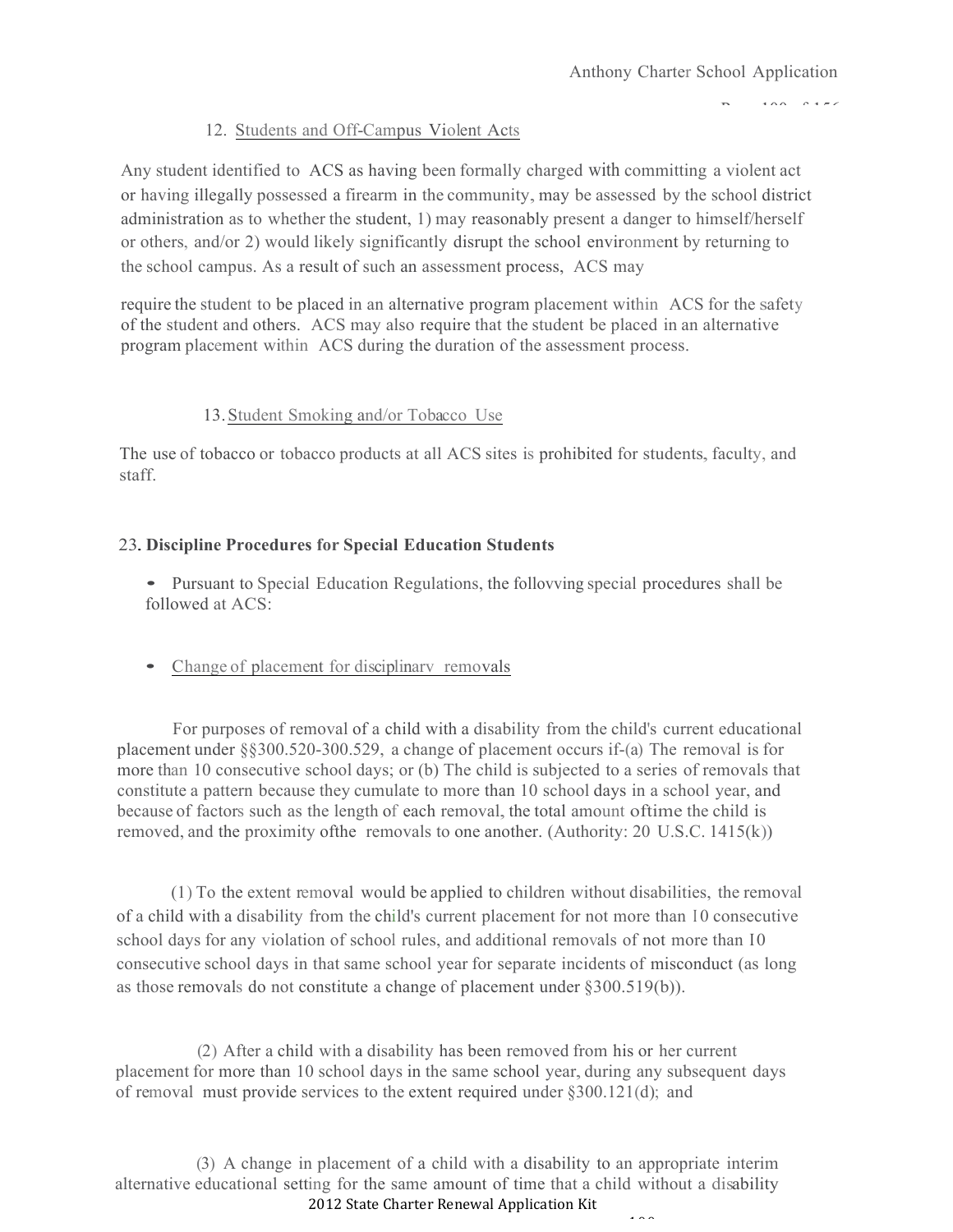12. Students and Off-Campus Violent Acts

Any student identified to ACS as having been formally charged with committing a violent act or having illegally possessed a firearm in the community, may be assessed by the school district administration as to whether the student, 1) may reasonably present a danger to himself/herself or others, and/or 2) would likely significantly disrupt the school environment by returning to the school campus. As a result of such an assessment process, ACS may

require the student to be placed in an alternative program placement within ACS for the safety of the student and others. ACS may also require that the student be placed in an alternative program placement within ACS during the duration of the assessment process.

13. Student Smoking and/or Tobacco Use

The use of tobacco or tobacco products at all ACS sites is prohibited for students, faculty, and staff.

**23. Discipline Procedures for Special Education Students**

- Pursuant to Special Education Regulations, the follovving special procedures shall be followed at ACS:

- Change of placement for disciplinarv removals

For purposes of removal of a child with a disability from the child's current educational placement under §§300.520-300.529, a change of placement occurs if-(a) The removal is for more than 10 consecutive school days; or (b) The child is subjected to a series of removals that constitute a pattern because they cumulate to more than 10 school days in a school year, and because of factors such as the length of each removal, the total amount oftime the child is removed, and the proximity ofthe removals to one another. (Authority: 20 U.S.C. 1415(k))

(1) To the extent removal would be applied to children without disabilities, the removal of a child with a disability from the child's current placement for not more than 10 consecutive school days for any violation of school rules, and additional removals of not more than I0 consecutive school days in that same school year for separate incidents of misconduct (as long as those removals do not constitute a change of placement under §300.519(b)).

(2) After a child with a disability has been removed from his or her current placement for more than 10 school days in the same school year, during any subsequent days of removal must provide services to the extent required under §300.121(d); and

(3) A change in placement of a child with a disability to an appropriate interim alternative educational setting for the same amount of time that a child without a disability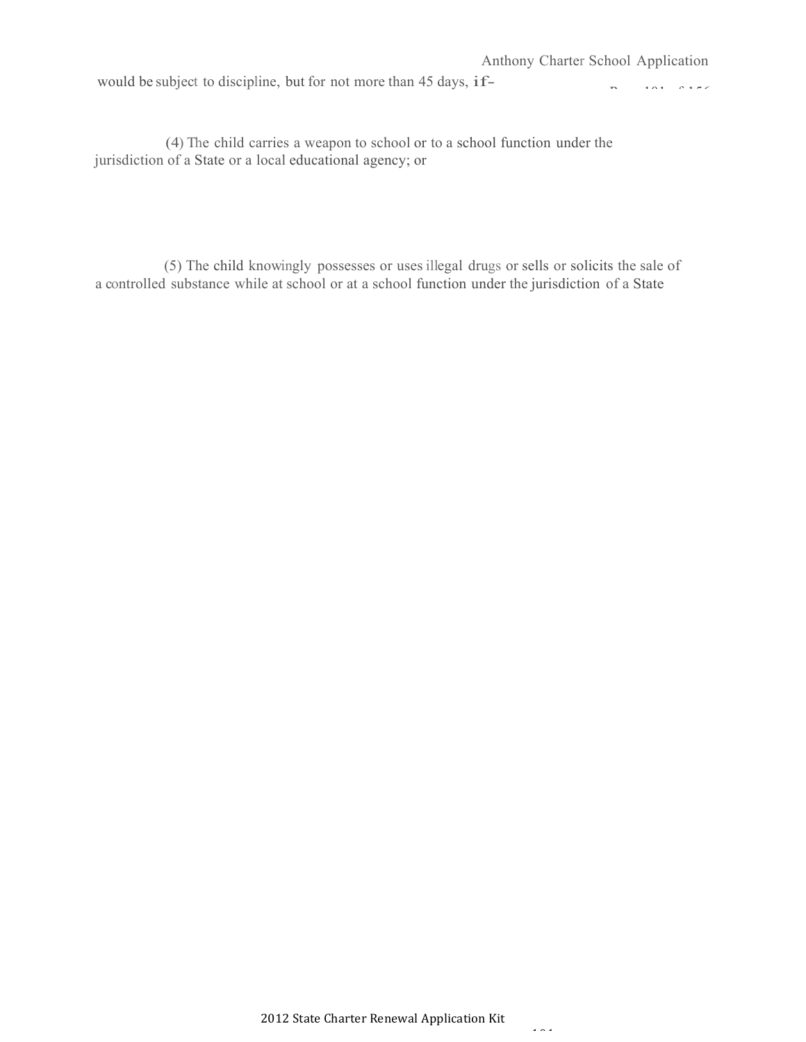would be subject to discipline, but for not more than 45 days, if–

(4) The child carries a weapon to school or to a school function under the jurisdiction of a State or a local educational agency; or

(5) The child knowingly possesses or uses illegal drugs or sells or solicits the sale of a controlled substance while at school or at a school function under the jurisdiction of a State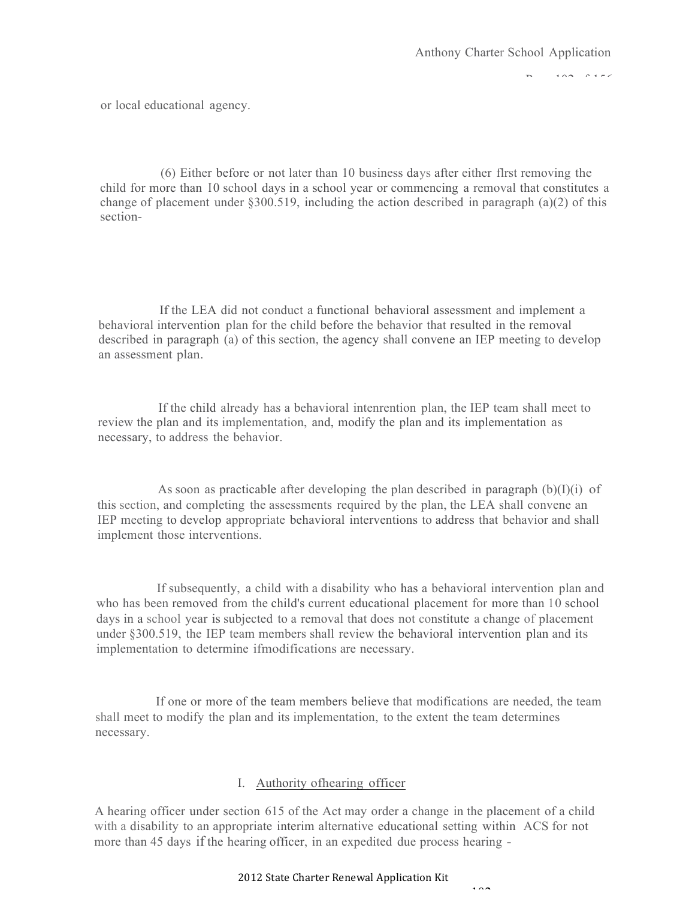or local educational agency.

(6) Either before or not later than 10 business days after either flrst removing the child for more than 10 school days in a school year or commencing a removal that constitutes a change of placement under §300.519, including the action described in paragraph (a)(2) of this section-

If the LEA did not conduct a functional behavioral assessment and implement a behavioral intervention plan for the child before the behavior that resulted in the removal described in paragraph (a) of this section, the agency shall convene an IEP meeting to develop an assessment plan.

If the child already has a behavioral intenrention plan, the IEP team shall meet to review the plan and its implementation, and, modify the plan and its implementation as necessary, to address the behavior.

As soon as practicable after developing the plan described in paragraph (b)(I)(i) of this section, and completing the assessments required by the plan, the LEA shall convene an IEP meeting to develop appropriate behavioral interventions to address that behavior and shall implement those interventions.

If subsequently, a child with a disability who has a behavioral intervention plan and who has been removed from the child's current educational placement for more than 10 school days in a school year is subjected to a removal that does not constitute a change of placement under §300.519, the IEP team members shall review the behavioral intervention plan and its implementation to determine ifmodifications are necessary.

If one or more of the team members believe that modifications are needed, the team shall meet to modify the plan and its implementation, to the extent the team determines necessary.

I. Authority ofhearing officer

A hearing officer under section 615 of the Act may order a change in the placement of a child with a disability to an appropriate interim alternative educational setting within ACS for not more than 45 days if the hearing officer, in an expedited due process hearing -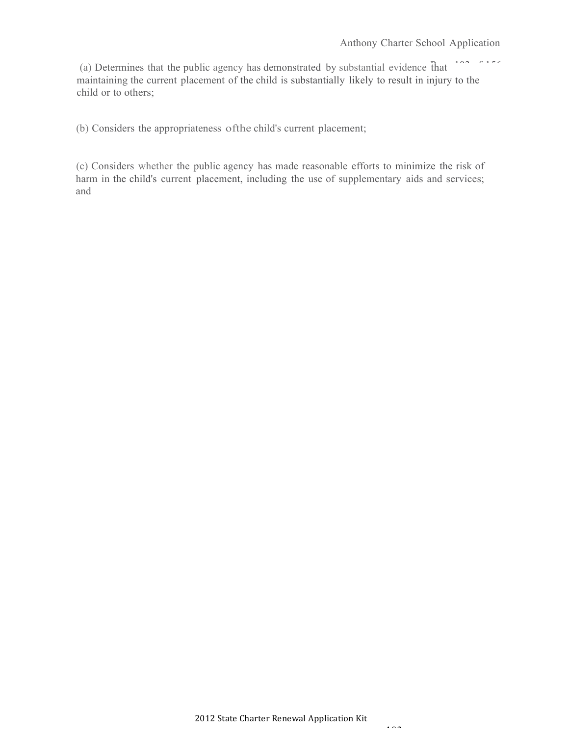(a) Determines that the public agency has demonstrated by substantial evidence that maintaining the current placement of the child is substantially likely to result in injury to the child or to others;

(b) Considers the appropriateness ofthe child's current placement;

(c) Considers whether the public agency has made reasonable efforts to minimize the risk of harm in the child's current placement, including the use of supplementary aids and services; and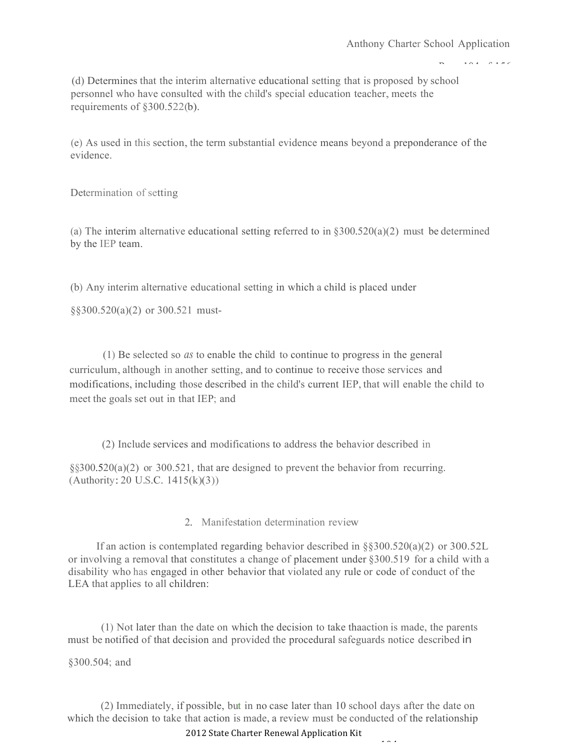(d) Determines that the interim alternative educational setting that is proposed by school personnel who have consulted with the child's special education teacher, meets the requirements of §300.522(b).

(e) As used in this section, the term substantial evidence means beyond a preponderance of the evidence.

Determination of setting

(a) The interim alternative educational setting referred to in §300.520(a)(2) must be determined by the IEP team.

(b) Any interim alternative educational setting in which a child is placed under

§§300.520(a)(2) or 300.521 must-

(1) Be selected so *as* to enable the child to continue to progress in the general curriculum, although in another setting, and to continue to receive those services and modifications, including those described in the child's current IEP, that will enable the child to meet the goals set out in that IEP; and

(2) Include services and modifications to address the behavior described in

§§300.520(a)(2) or 300.521, that are designed to prevent the behavior from recurring. (Authority: 20 U.S.C. 1415(k)(3))

2. Manifestation determination review

If an action is contemplated regarding behavior described in §§300.520(a)(2) or 300.52L or involving a removal that constitutes a change of placement under §300.519 for a child with a disability who has engaged in other behavior that violated any rule or code of conduct of the LEA that applies to all children:

(1) Not later than the date on which the decision to take thaaction is made, the parents must be notified of that decision and provided the procedural safeguards notice described in

§300.504; and

(2) Immediately, if possible, but in no case later than 10 school days after the date on which the decision to take that action is made, a review must be conducted of the relationship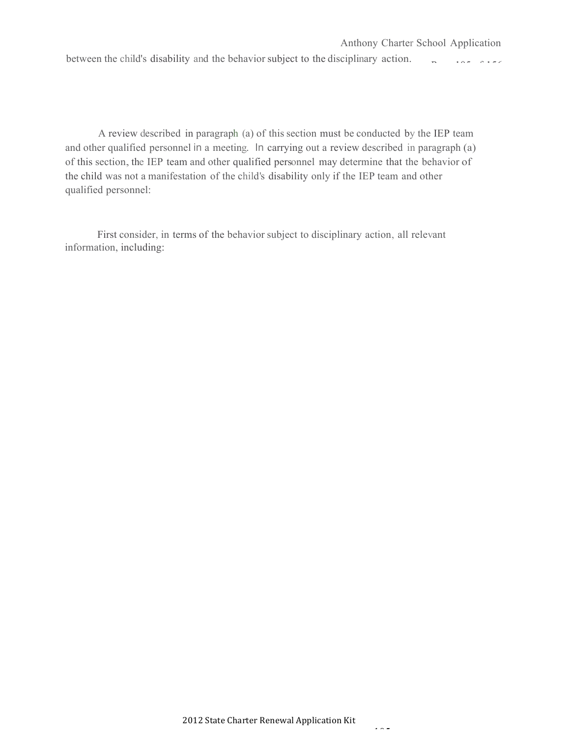between the child's disability and the behavior subject to the disciplinary action.

A review described in paragraph (a) of this section must be conducted by the IEP team and other qualified personnel in a meeting. In carrying out a review described in paragraph (a) of this section, the IEP team and other qualified personnel may determine that the behavior of the child was not a manifestation of the child's disability only if the IEP team and other qualified personnel:

First consider, in terms of the behavior subject to disciplinary action, all relevant information, including: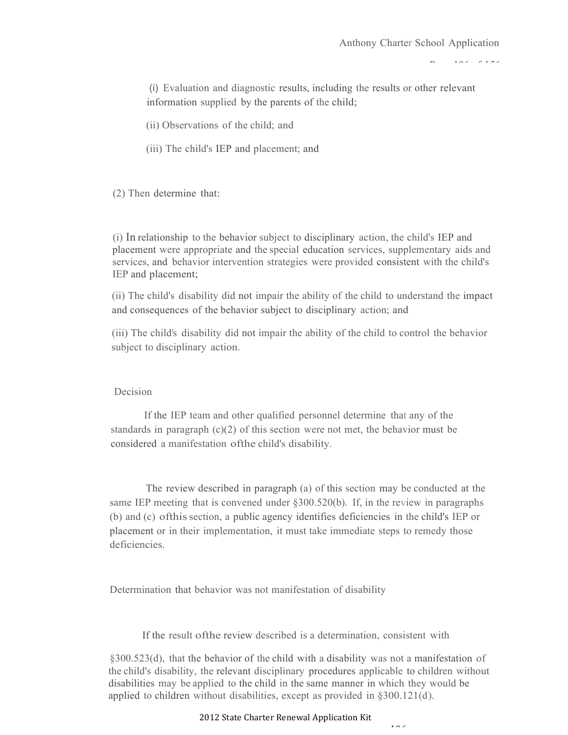(i) Evaluation and diagnostic results, including the results or other relevant information supplied by the parents of the child;

(ii) Observations of the child; and

(iii) The child's IEP and placement; and

(2) Then determine that:

(i) In relationship to the behavior subject to disciplinary action, the child's IEP and placement were appropriate and the special education services, supplementary aids and services, and behavior intervention strategies were provided consistent with the child's IEP and placement;

(ii) The child's disability did not impair the ability of the child to understand the impact and consequences of the behavior subject to disciplinary action; and

(iii) The child's disability did not impair the ability of the child to control the behavior subject to disciplinary action.

Decision

If the IEP team and other qualified personnel determine that any of the standards in paragraph (c)(2) of this section were not met, the behavior must be considered a manifestation ofthe child's disability.

The review described in paragraph (a) of this section may be conducted at the same IEP meeting that is convened under §300.520(b). If, in the review in paragraphs (b) and (c) ofthis section, a public agency identifies deficiencies in the child's IEP or placement or in their implementation, it must take immediate steps to remedy those deficiencies.

Determination that behavior was not manifestation of disability

If the result ofthe review described is a determination, consistent with §300.523(d), that the behavior of the child with a disability was not a manifestation of the child's disability, the relevant disciplinary procedures applicable to children without disabilities may be applied to the child in the same manner in which they would be applied to children without disabilities, except as provided in §300.121(d).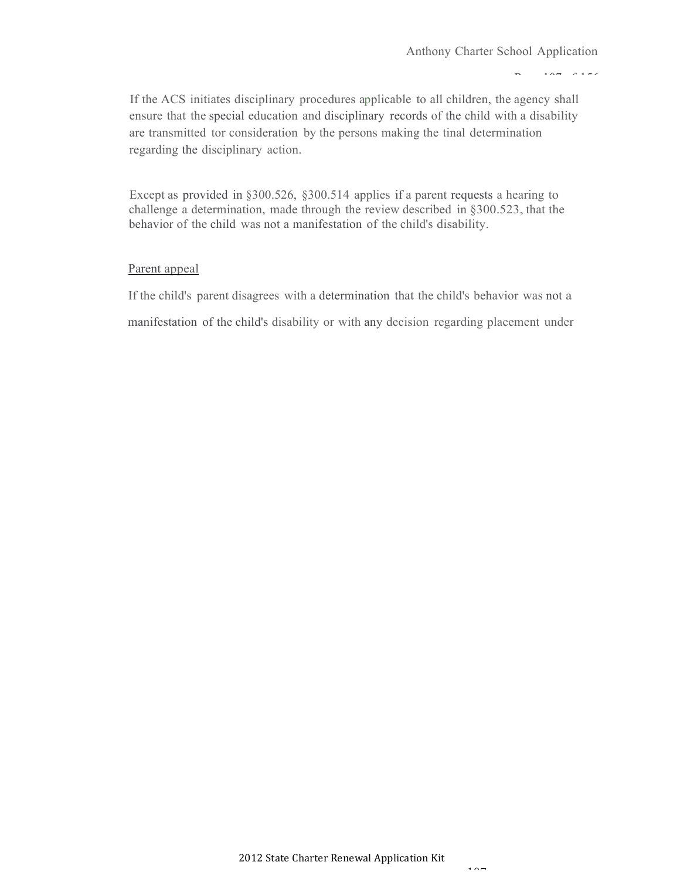If the ACS initiates disciplinary procedures applicable to all children, the agency shall ensure that the special education and disciplinary records of the child with a disability are transmitted tor consideration by the persons making the tinal determination regarding the disciplinary action.

Except as provided in §300.526, §300.514 applies if a parent requests a hearing to challenge a determination, made through the review described in §300.523, that the behavior of the child was not a manifestation of the child's disability.

<u>Parent appeal</u>

If the child's parent disagrees with a determination that the child's behavior was not a manifestation of the child's disability or with any decision regarding placement under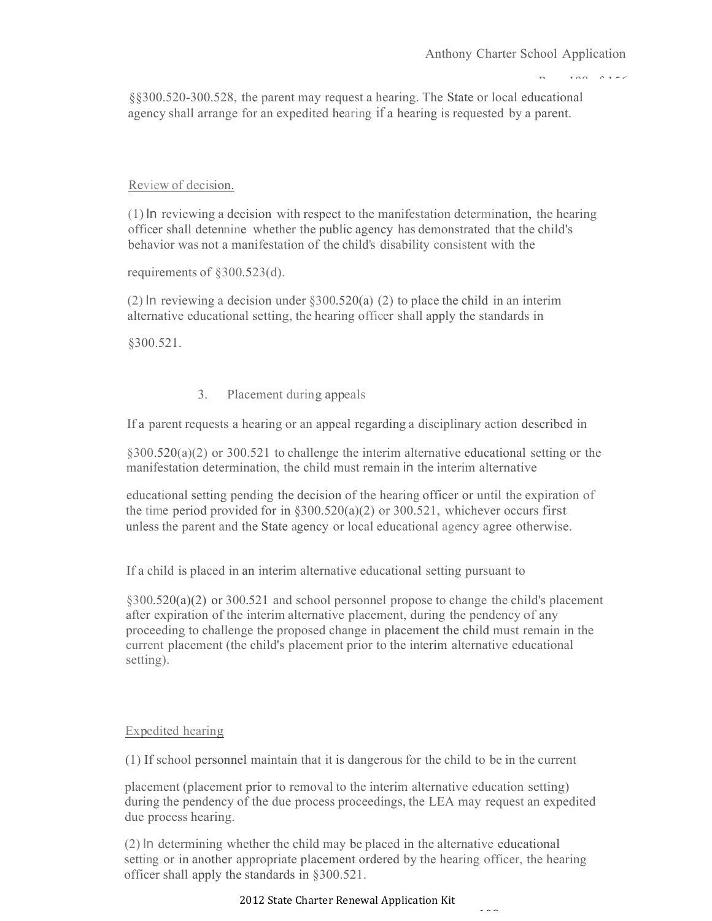§§300.520-300.528, the parent may request a hearing. The State or local educational agency shall arrange for an expedited hearing if a hearing is requested by a parent.

Review of decision.

(1) In reviewing a decision with respect to the manifestation determination, the hearing officer shall detennine whether the public agency has demonstrated that the child's behavior was not a manifestation of the child's disability consistent with the requirements of §300.523(d).

(2) In reviewing a decision under §300.520(a) (2) to place the child in an interim alternative educational setting, the hearing officer shall apply the standards in §300.521.

3. Placement during appeals

If a parent requests a hearing or an appeal regarding a disciplinary action described in §300.520(a)(2) or 300.521 to challenge the interim alternative educational setting or the manifestation determination, the child must remain in the interim alternative educational setting pending the decision of the hearing officer or until the expiration of the time period provided for in §300.520(a)(2) or 300.521, whichever occurs first unless the parent and the State agency or local educational agency agree otherwise.

If a child is placed in an interim alternative educational setting pursuant to §300.520(a)(2) or 300.521 and school personnel propose to change the child's placement after expiration of the interim alternative placement, during the pendency of any proceeding to challenge the proposed change in placement the child must remain in the current placement (the child's placement prior to the interim alternative educational setting).

Expedited hearing

(1) If school personnel maintain that it is dangerous for the child to be in the current placement (placement prior to removal to the interim alternative education setting) during the pendency of the due process proceedings, the LEA may request an expedited due process hearing.

(2) In determining whether the child may be placed in the alternative educational setting or in another appropriate placement ordered by the hearing officer, the hearing officer shall apply the standards in §300.521.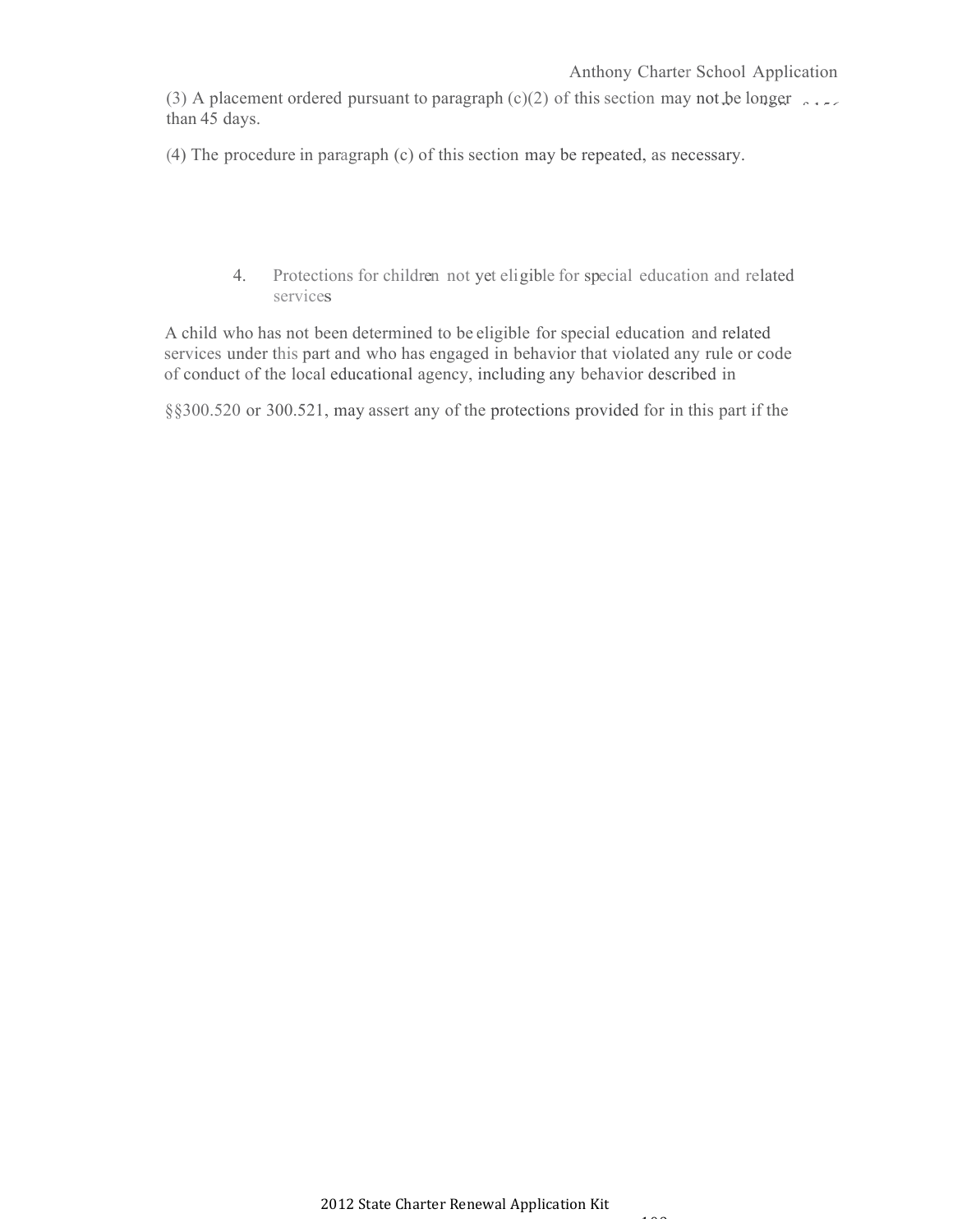(3) A placement ordered pursuant to paragraph (c)(2) of this section may not be longer than 45 days.

(4) The procedure in paragraph (c) of this section may be repeated, as necessary.

4. Protections for children not yet eligible for special education and related services

A child who has not been determined to be eligible for special education and related services under this part and who has engaged in behavior that violated any rule or code of conduct of the local educational agency, including any behavior described in

§§300.520 or 300.521, may assert any of the protections provided for in this part if the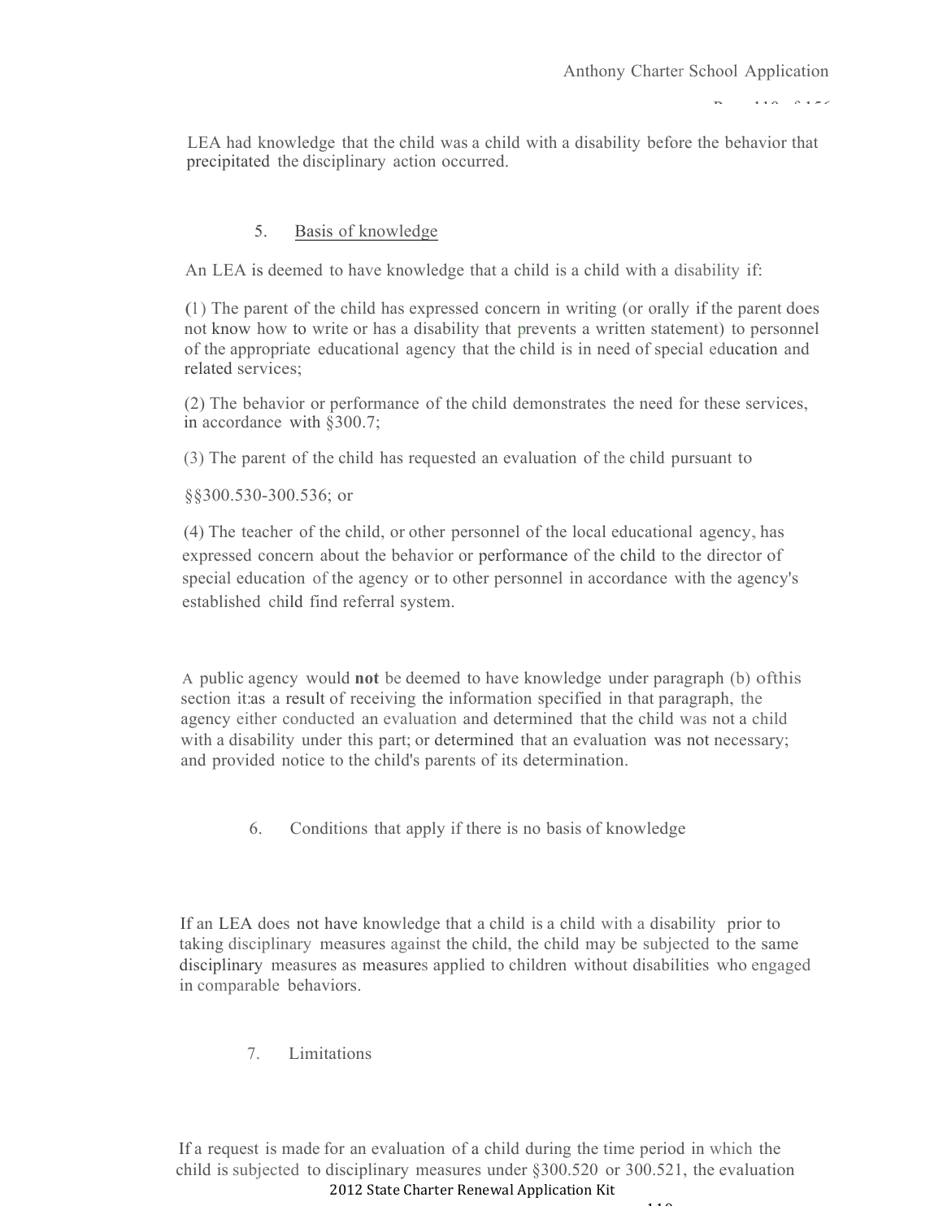LEA had knowledge that the child was a child with a disability before the behavior that precipitated the disciplinary action occurred.

5. Basis of knowledge

An LEA is deemed to have knowledge that a child is a child with a disability if:

(1) The parent of the child has expressed concern in writing (or orally if the parent does not know how to write or has a disability that prevents a written statement) to personnel of the appropriate educational agency that the child is in need of special education and related services;

(2) The behavior or performance of the child demonstrates the need for these services, in accordance with §300.7;

(3) The parent of the child has requested an evaluation of the child pursuant to

§§300.530-300.536; or

(4) The teacher of the child, or other personnel of the local educational agency, has expressed concern about the behavior or performance of the child to the director of special education of the agency or to other personnel in accordance with the agency's established child find referral system.

A public agency would **not** be deemed to have knowledge under paragraph (b) ofthis section it:as a result of receiving the information specified in that paragraph, the agency either conducted an evaluation and determined that the child was not a child with a disability under this part; or determined that an evaluation was not necessary; and provided notice to the child's parents of its determination.

6. Conditions that apply if there is no basis of knowledge

If an LEA does not have knowledge that a child is a child with a disability prior to taking disciplinary measures against the child, the child may be subjected to the same disciplinary measures as measures applied to children without disabilities who engaged in comparable behaviors.

7. Limitations

If a request is made for an evaluation of a child during the time period in which the child is subjected to disciplinary measures under §300.520 or 300.521, the evaluation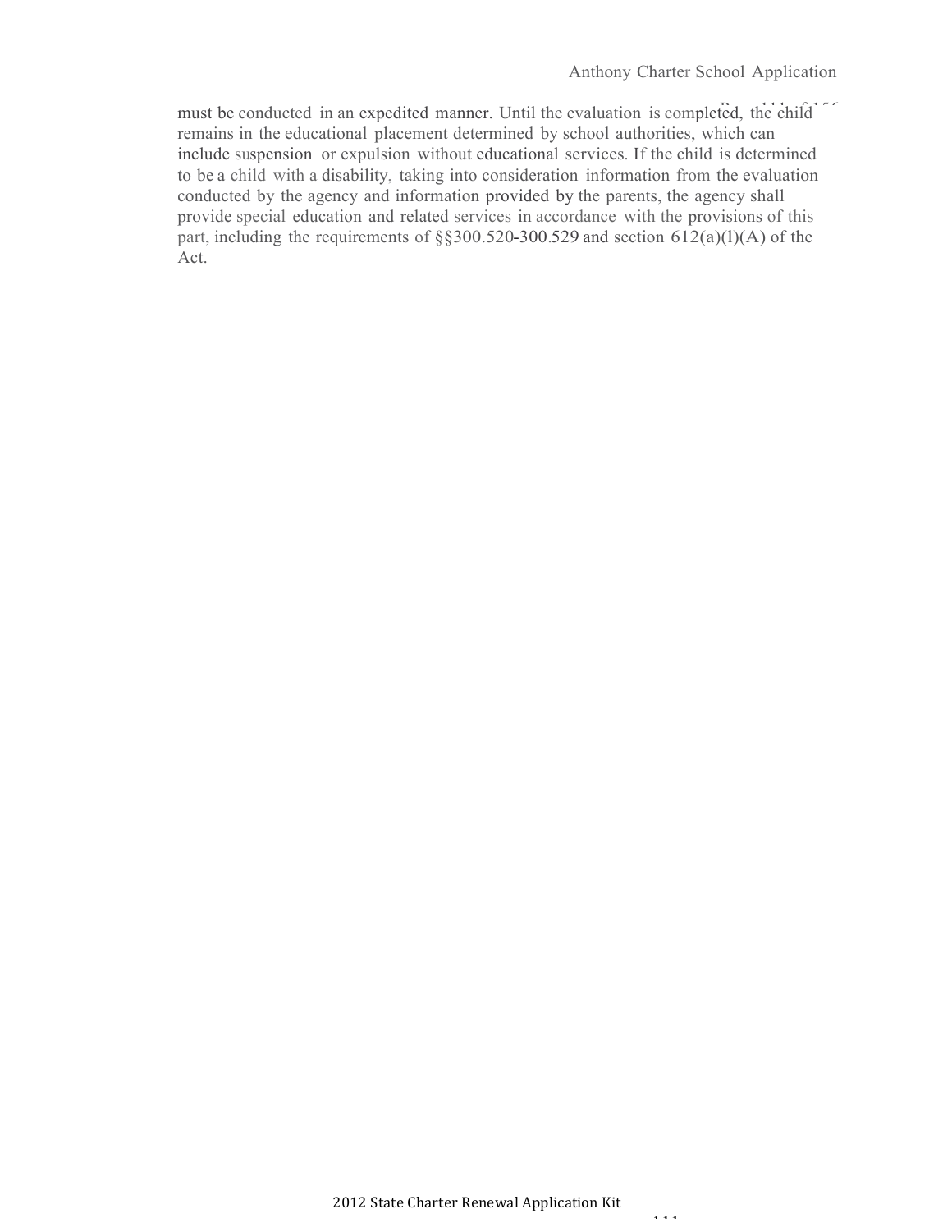must be conducted in an expedited manner. Until the evaluation is completed, the child remains in the educational placement determined by school authorities, which can include suspension or expulsion without educational services. If the child is determined to be a child with a disability, taking into consideration information from the evaluation conducted by the agency and information provided by the parents, the agency shall provide special education and related services in accordance with the provisions of this part, including the requirements of §§300.520-300.529 and section 612(a)(l)(A) of the Act.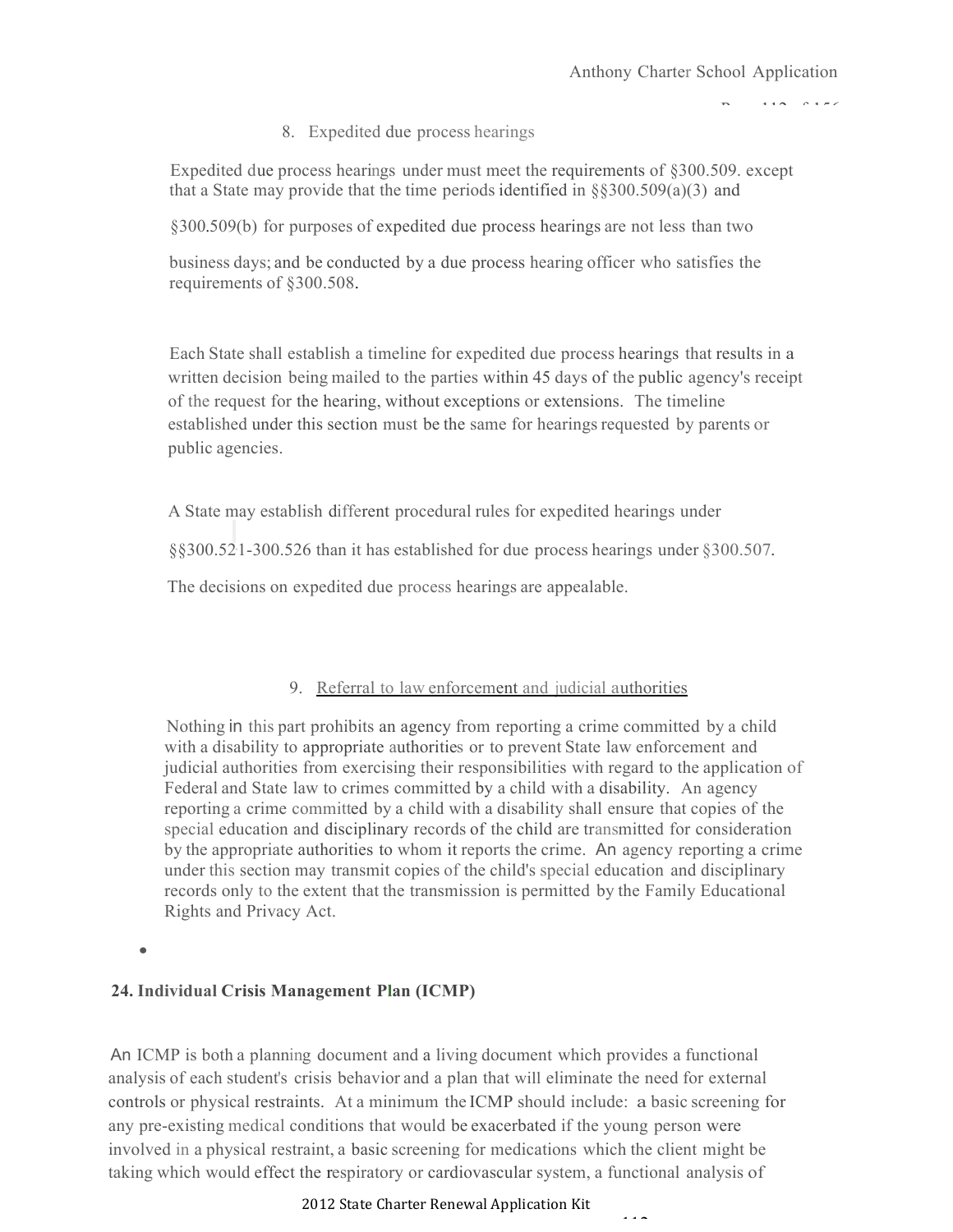8. Expedited due process hearings

Expedited due process hearings under must meet the requirements of §300.509. except that a State may provide that the time periods identified in §§300.509(a)(3) and §300.509(b) for purposes of expedited due process hearings are not less than two business days; and be conducted by a due process hearing officer who satisfies the requirements of §300.508.

Each State shall establish a timeline for expedited due process hearings that results in a written decision being mailed to the parties within 45 days of the public agency's receipt of the request for the hearing, without exceptions or extensions. The timeline established under this section must be the same for hearings requested by parents or public agencies.

A State may establish different procedural rules for expedited hearings under §§300.521-300.526 than it has established for due process hearings under §300.507.

The decisions on expedited due process hearings are appealable.

9. Referral to law enforcement and judicial authorities

Nothing in this part prohibits an agency from reporting a crime committed by a child with a disability to appropriate authorities or to prevent State law enforcement and judicial authorities from exercising their responsibilities with regard to the application of Federal and State law to crimes committed by a child with a disability. An agency reporting a crime committed by a child with a disability shall ensure that copies of the special education and disciplinary records of the child are transmitted for consideration by the appropriate authorities to whom it reports the crime. An agency reporting a crime under this section may transmit copies of the child's special education and disciplinary records only to the extent that the transmission is permitted by the Family Educational Rights and Privacy Act.

- 

**24. Individual Crisis Management Plan (ICMP)**

An ICMP is both a planning document and a living document which provides a functional analysis of each student's crisis behavior and a plan that will eliminate the need for external controls or physical restraints. At a minimum the ICMP should include: a basic screening for any pre-existing medical conditions that would be exacerbated if the young person were involved in a physical restraint, a basic screening for medications which the client might be taking which would effect the respiratory or cardiovascular system, a functional analysis of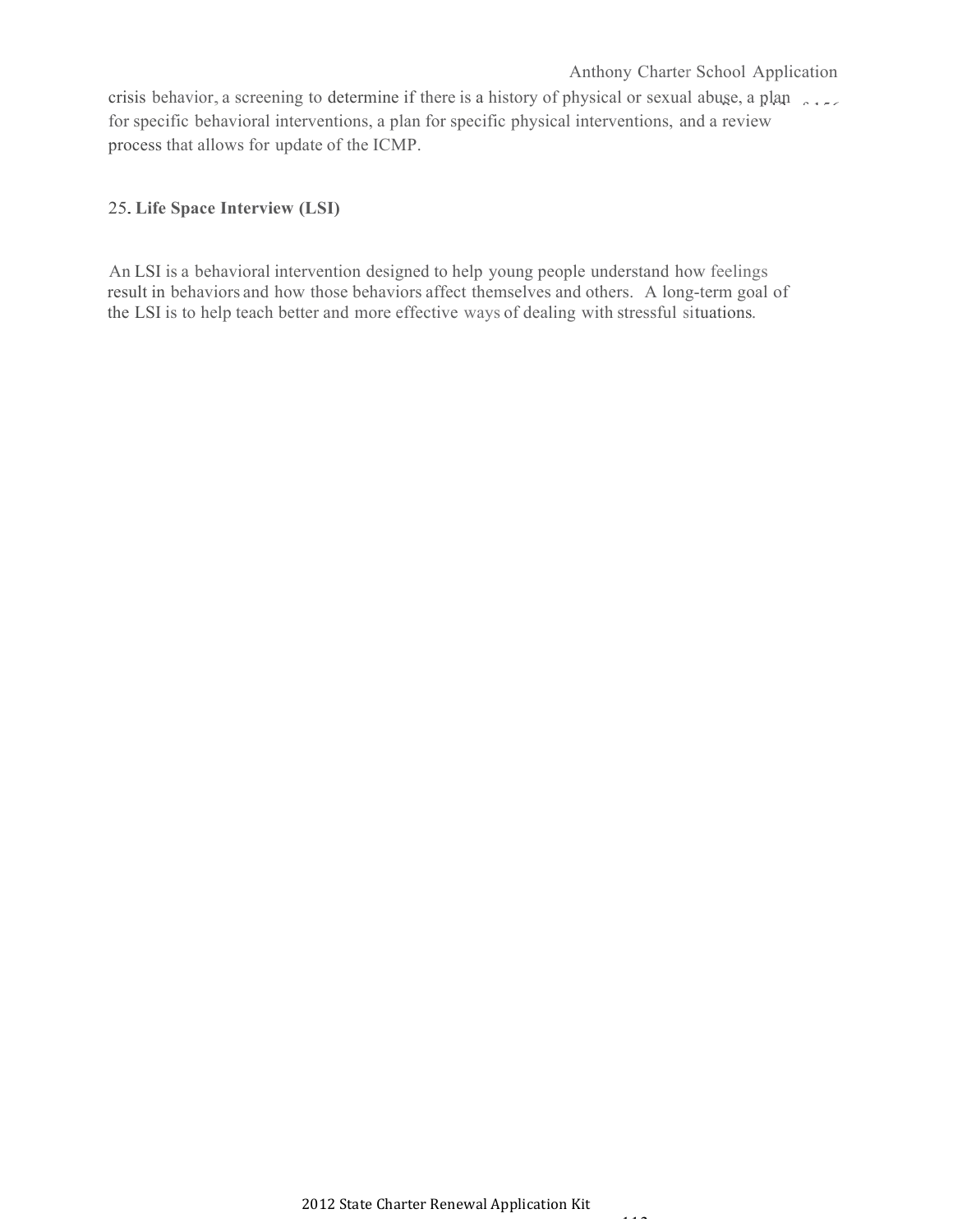crisis behavior, a screening to determine if there is a history of physical or sexual abuse, a plan for specific behavioral interventions, a plan for specific physical interventions, and a review process that allows for update of the ICMP.

25. **Life Space Interview (LSI)**

An LSI is a behavioral intervention designed to help young people understand how feelings result in behaviors and how those behaviors affect themselves and others. A long-term goal of the LSI is to help teach better and more effective ways of dealing with stressful situations.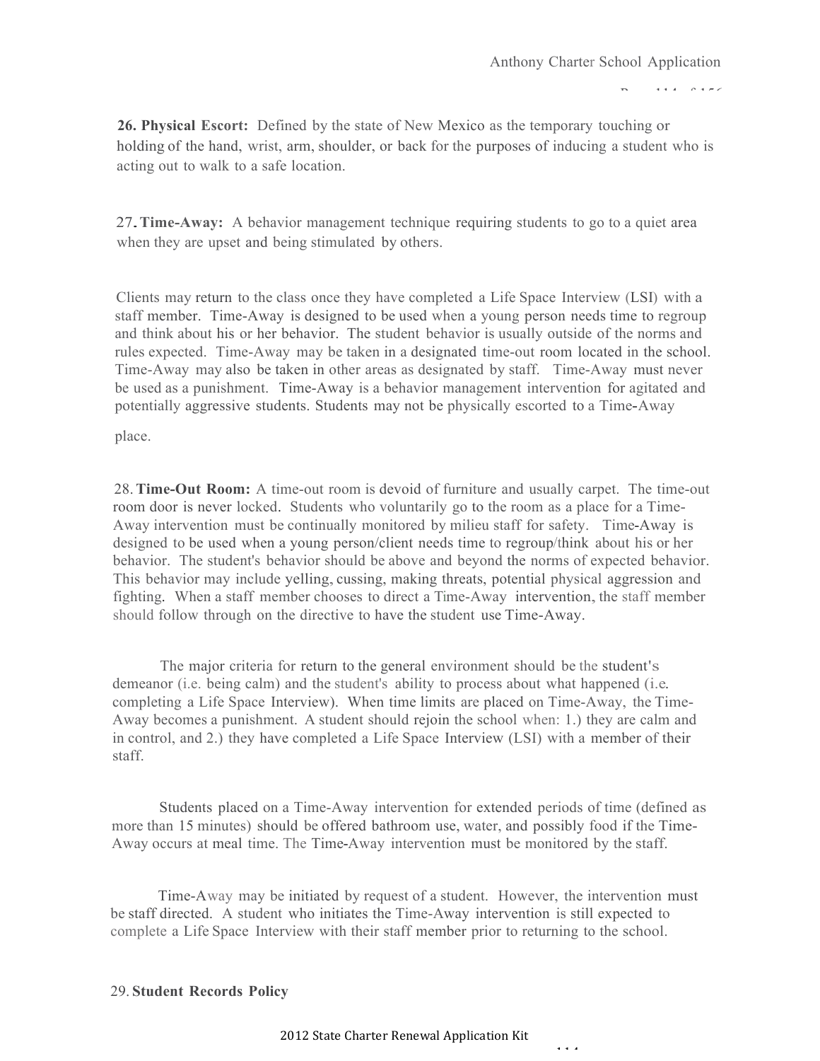**26. Physical Escort:** Defined by the state of New Mexico as the temporary touching or holding of the hand, wrist, arm, shoulder, or back for the purposes of inducing a student who is acting out to walk to a safe location.

**27. Time-Away:** A behavior management technique requiring students to go to a quiet area when they are upset and being stimulated by others.

Clients may return to the class once they have completed a Life Space Interview (LSI) with a staff member. Time-Away is designed to be used when a young person needs time to regroup and think about his or her behavior. The student behavior is usually outside of the norms and rules expected. Time-Away may be taken in a designated time-out room located in the school. Time-Away may also be taken in other areas as designated by staff. Time-Away must never be used as a punishment. Time-Away is a behavior management intervention for agitated and potentially aggressive students. Students may not be physically escorted to a Time-Away place.

**28. Time-Out Room:** A time-out room is devoid of furniture and usually carpet. The time-out room door is never locked. Students who voluntarily go to the room as a place for a Time-Away intervention must be continually monitored by milieu staff for safety. Time-Away is designed to be used when a young person/client needs time to regroup/think about his or her behavior. The student's behavior should be above and beyond the norms of expected behavior. This behavior may include yelling, cussing, making threats, potential physical aggression and fighting. When a staff member chooses to direct a Time-Away intervention, the staff member should follow through on the directive to have the student use Time-Away.

The major criteria for return to the general environment should be the student's demeanor (i.e. being calm) and the student's ability to process about what happened (i.e. completing a Life Space Interview). When time limits are placed on Time-Away, the Time-Away becomes a punishment. A student should rejoin the school when: 1.) they are calm and in control, and 2.) they have completed a Life Space Interview (LSI) with a member of their staff.

Students placed on a Time-Away intervention for extended periods of time (defined as more than 15 minutes) should be offered bathroom use, water, and possibly food if the Time-Away occurs at meal time. The Time-Away intervention must be monitored by the staff.

Time-Away may be initiated by request of a student. However, the intervention must be staff directed. A student who initiates the Time-Away intervention is still expected to complete a Life Space Interview with their staff member prior to returning to the school.

**29. Student Records Policy**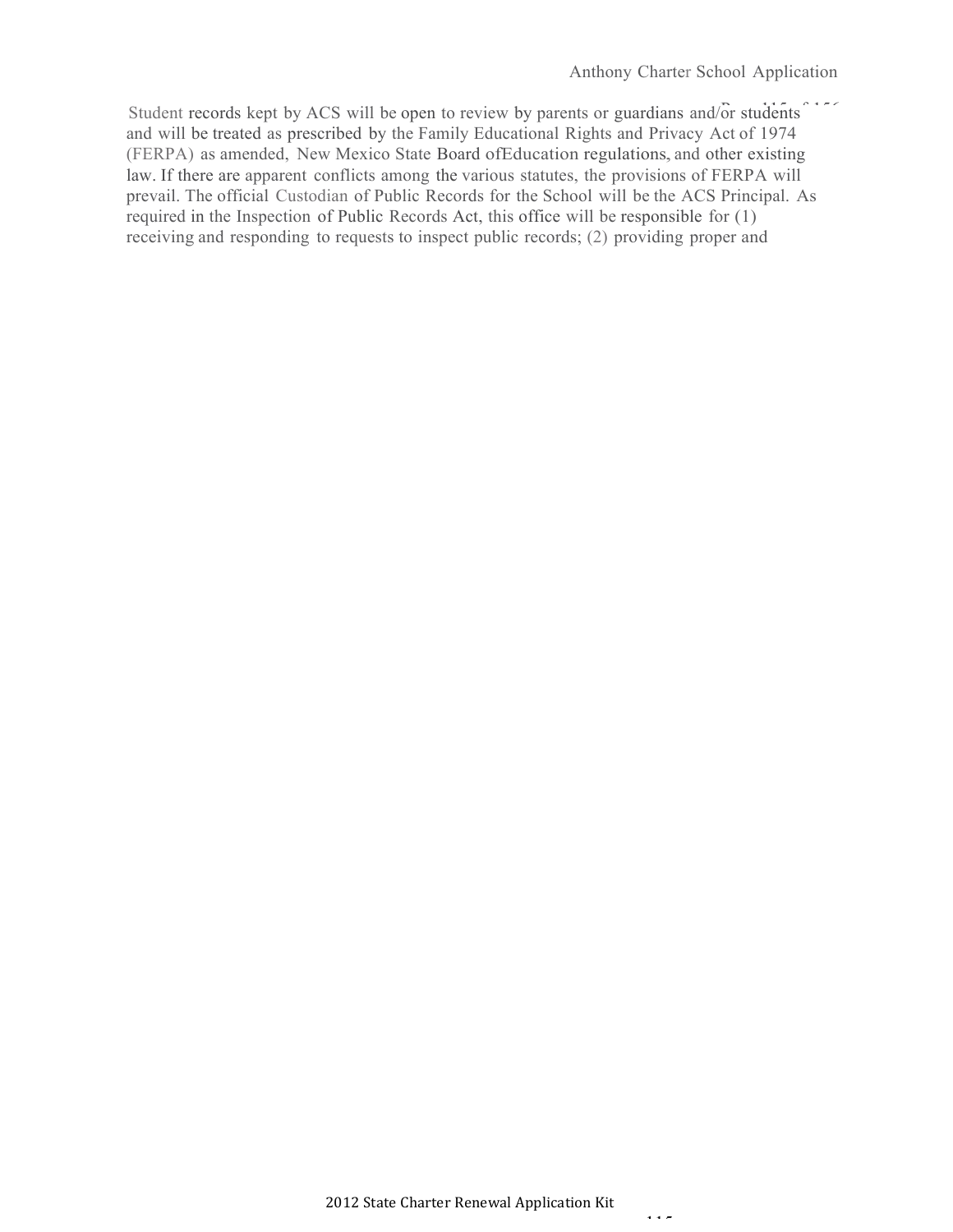Student records kept by ACS will be open to review by parents or guardians and/or students and will be treated as prescribed by the Family Educational Rights and Privacy Act of 1974 (FERPA) as amended, New Mexico State Board ofEducation regulations, and other existing law. If there are apparent conflicts among the various statutes, the provisions of FERPA will prevail. The official Custodian of Public Records for the School will be the ACS Principal. As required in the Inspection of Public Records Act, this office will be responsible for (1) receiving and responding to requests to inspect public records; (2) providing proper and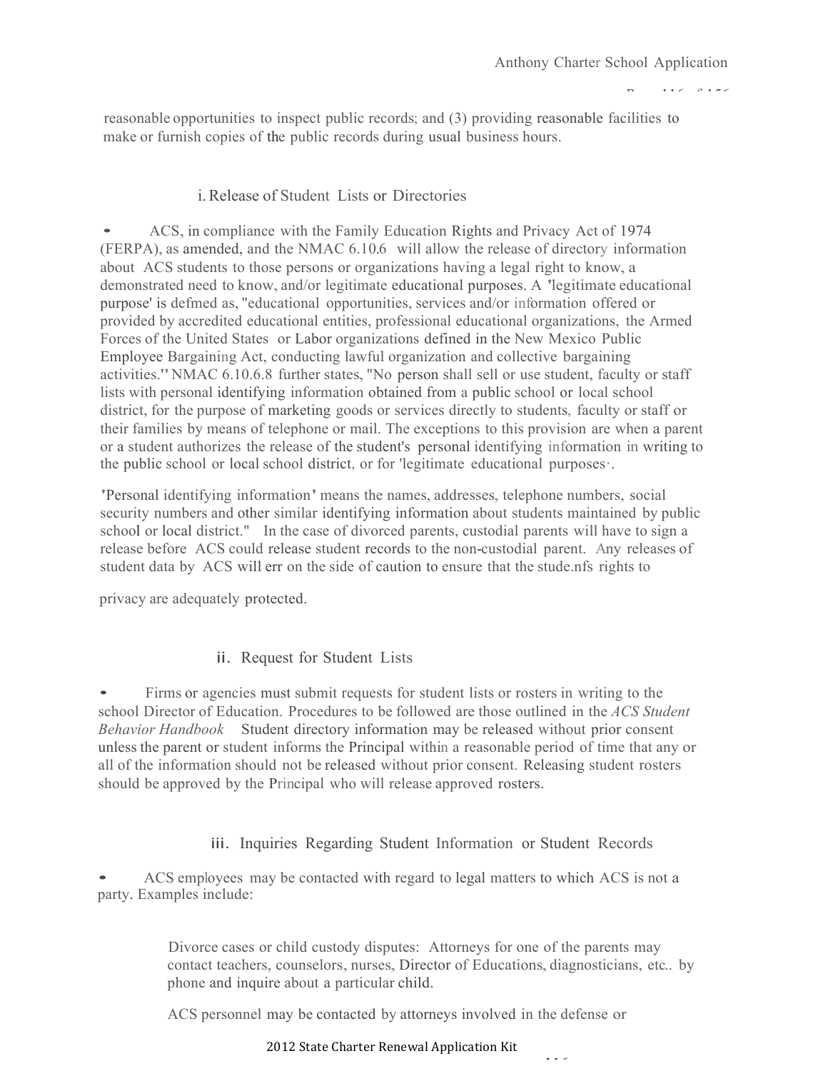reasonable opportunities to inspect public records; and (3) providing reasonable facilities to make or furnish copies of the public records during usual business hours.

### i. Release of Student Lists or Directories

- ACS, in compliance with the Family Education Rights and Privacy Act of 1974 (FERPA), as amended, and the NMAC 6.10.6 will allow the release of directory information about ACS students to those persons or organizations having a legal right to know, a demonstrated need to know, and/or legitimate educational purposes. A 'legitimate educational purpose' is defmed as, "educational opportunities, services and/or information offered or provided by accredited educational entities, professional educational organizations, the Armed Forces of the United States or Labor organizations defined in the New Mexico Public Employee Bargaining Act, conducting lawful organization and collective bargaining activities." NMAC 6.10.6.8 further states, "No person shall sell or use student, faculty or staff lists with personal identifying information obtained from a public school or local school district, for the purpose of marketing goods or services directly to students, faculty or staff or their families by means of telephone or mail. The exceptions to this provision are when a parent or a student authorizes the release of the student's personal identifying information in writing to the public school or local school district, or for 'legitimate educational purposes·.

'Personal identifying information' means the names, addresses, telephone numbers, social security numbers and other similar identifying information about students maintained by public school or local district." In the case of divorced parents, custodial parents will have to sign a release before ACS could release student records to the non-custodial parent. Any releases of student data by ACS will err on the side of caution to ensure that the stude.nfs rights to

privacy are adequately protected.

### ii. Request for Student Lists

- Firms or agencies must submit requests for student lists or rosters in writing to the school Director of Education. Procedures to be followed are those outlined in the *ACS Student Behavior Handbook* Student directory information may be released without prior consent unless the parent or student informs the Principal within a reasonable period of time that any or all of the information should not be released without prior consent. Releasing student rosters should be approved by the Principal who will release approved rosters.

### iii. Inquiries Regarding Student Information or Student Records

- ACS employees may be contacted with regard to legal matters to which ACS is not a party. Examples include:

  Divorce cases or child custody disputes: Attorneys for one of the parents may contact teachers, counselors, nurses, Director of Educations, diagnosticians, etc.. by phone and inquire about a particular child.

  ACS personnel may be contacted by attorneys involved in the defense or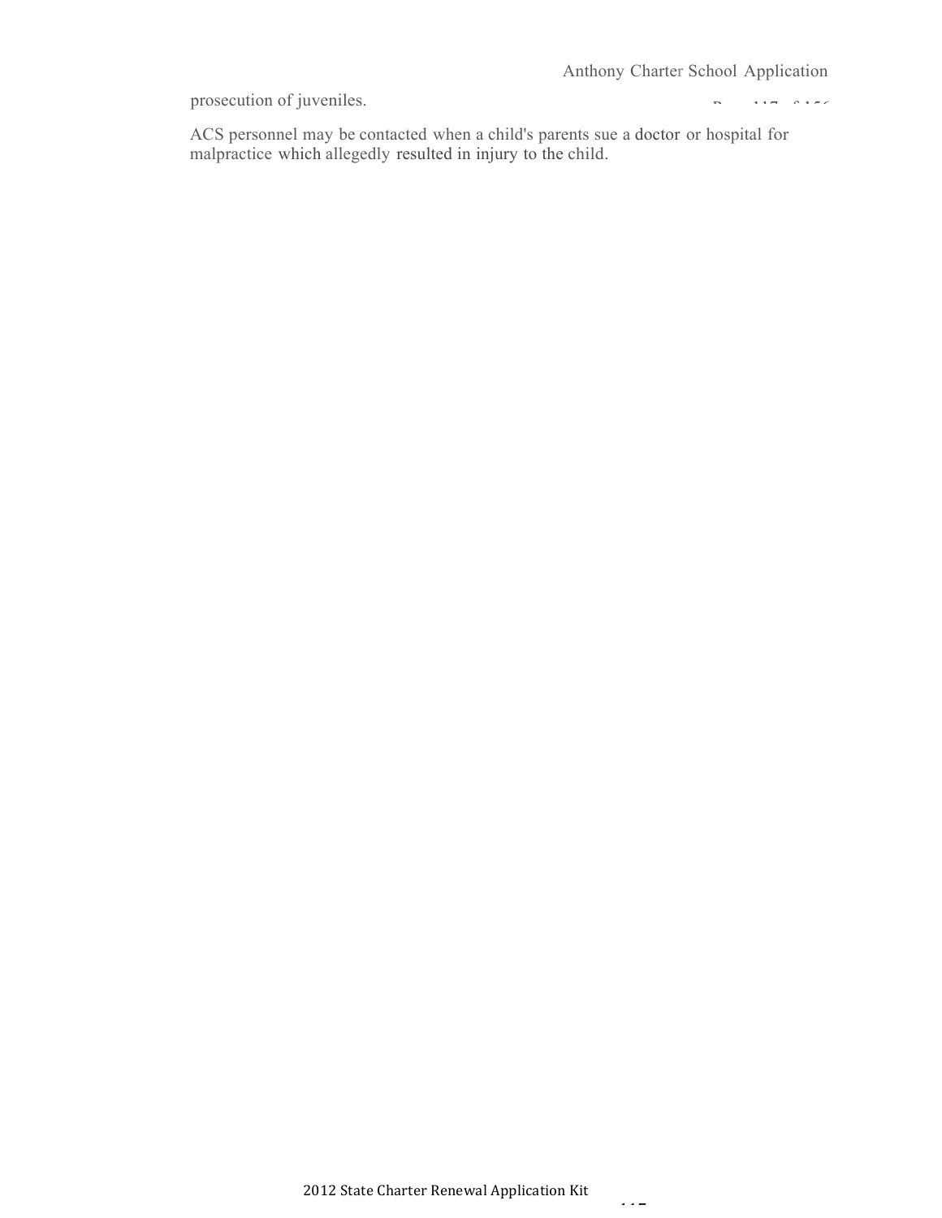prosecution of juveniles.

ACS personnel may be contacted when a child's parents sue a doctor or hospital for malpractice which allegedly resulted in injury to the child.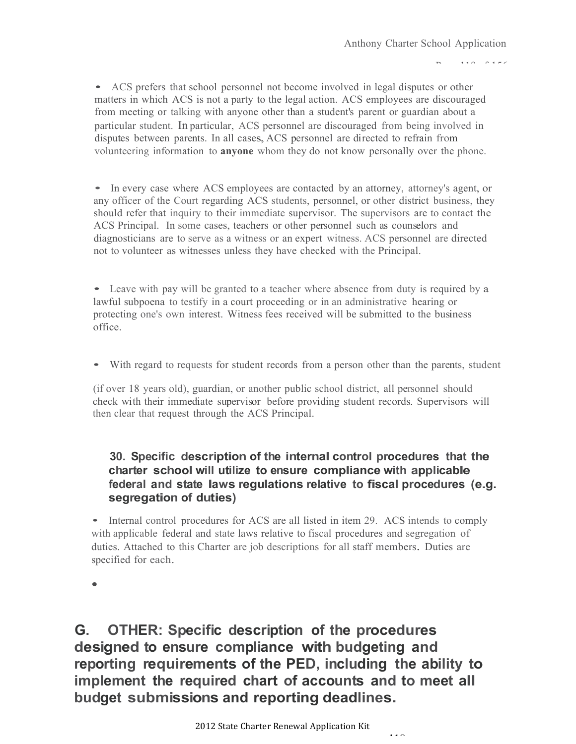- ACS prefers that school personnel not become involved in legal disputes or other matters in which ACS is not a party to the legal action. ACS employees are discouraged from meeting or talking with anyone other than a student's parent or guardian about a particular student. In particular, ACS personnel are discouraged from being involved in disputes between parents. In all cases, ACS personnel are directed to refrain from volunteering information to **anyone** whom they do not know personally over the phone.

- In every case where ACS employees are contacted by an attorney, attorney's agent, or any officer of the Court regarding ACS students, personnel, or other district business, they should refer that inquiry to their immediate supervisor. The supervisors are to contact the ACS Principal. In some cases, teachers or other personnel such as counselors and diagnosticians are to serve as a witness or an expert witness. ACS personnel are directed not to volunteer as witnesses unless they have checked with the Principal.

- Leave with pay will be granted to a teacher where absence from duty is required by a lawful subpoena to testify in a court proceeding or in an administrative hearing or protecting one's own interest. Witness fees received will be submitted to the business office.

- With regard to requests for student records from a person other than the parents, student (if over 18 years old), guardian, or another public school district, all personnel should check with their immediate supervisor before providing student records. Supervisors will then clear that request through the ACS Principal.

**30. Specific description of the internal control procedures that the charter school will utilize to ensure compliance with applicable federal and state laws regulations relative to fiscal procedures (e.g. segregation of duties)**

- Internal control procedures for ACS are all listed in item 29. ACS intends to comply with applicable federal and state laws relative to fiscal procedures and segregation of duties. Attached to this Charter are job descriptions for all staff members. Duties are specified for each.

## G. OTHER: Specific description of the procedures designed to ensure compliance with budgeting and reporting requirements of the PED, including the ability to implement the required chart of accounts and to meet all budget submissions and reporting deadlines.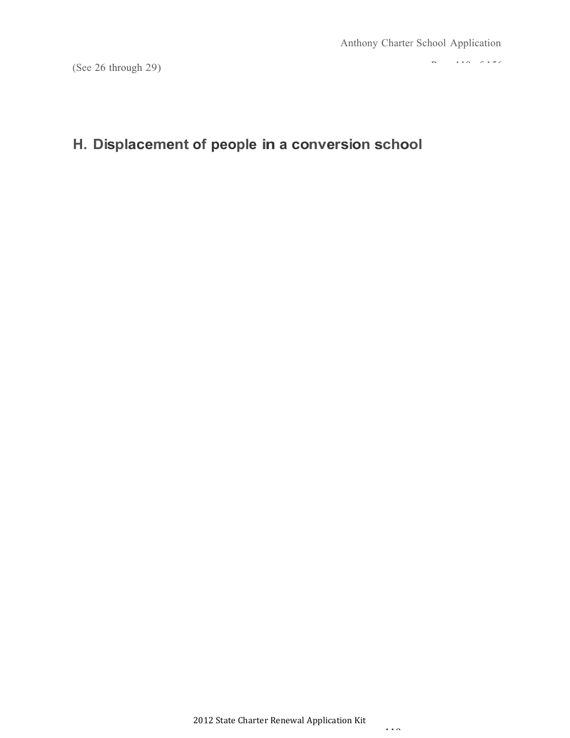(See 26 through 29)

## H. Displacement of people in a conversion school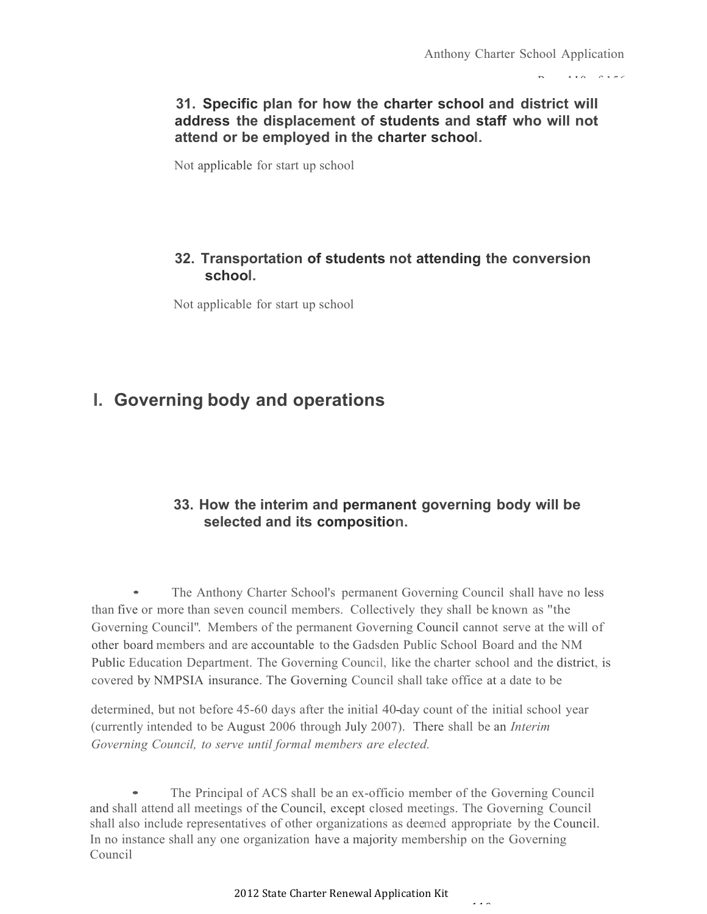**31. Specific plan for how the charter school and district will address the displacement of students and staff who will not attend or be employed in the charter school.**

Not applicable for start up school

**32. Transportation of students not attending the conversion school.**

Not applicable for start up school

# I. Governing body and operations

**33. How the interim and permanent governing body will be selected and its composition.**

- The Anthony Charter School's permanent Governing Council shall have no less than five or more than seven council members. Collectively they shall be known as "the Governing Council". Members of the permanent Governing Council cannot serve at the will of other board members and are accountable to the Gadsden Public School Board and the NM Public Education Department. The Governing Council, like the charter school and the district, is covered by NMPSIA insurance. The Governing Council shall take office at a date to be determined, but not before 45-60 days after the initial 40-day count of the initial school year (currently intended to be August 2006 through July 2007). There shall be an *Interim Governing Council, to serve until formal members are elected.*

- The Principal of ACS shall be an ex-officio member of the Governing Council and shall attend all meetings of the Council, except closed meetings. The Governing Council shall also include representatives of other organizations as deemed appropriate by the Council. In no instance shall any one organization have a majority membership on the Governing Council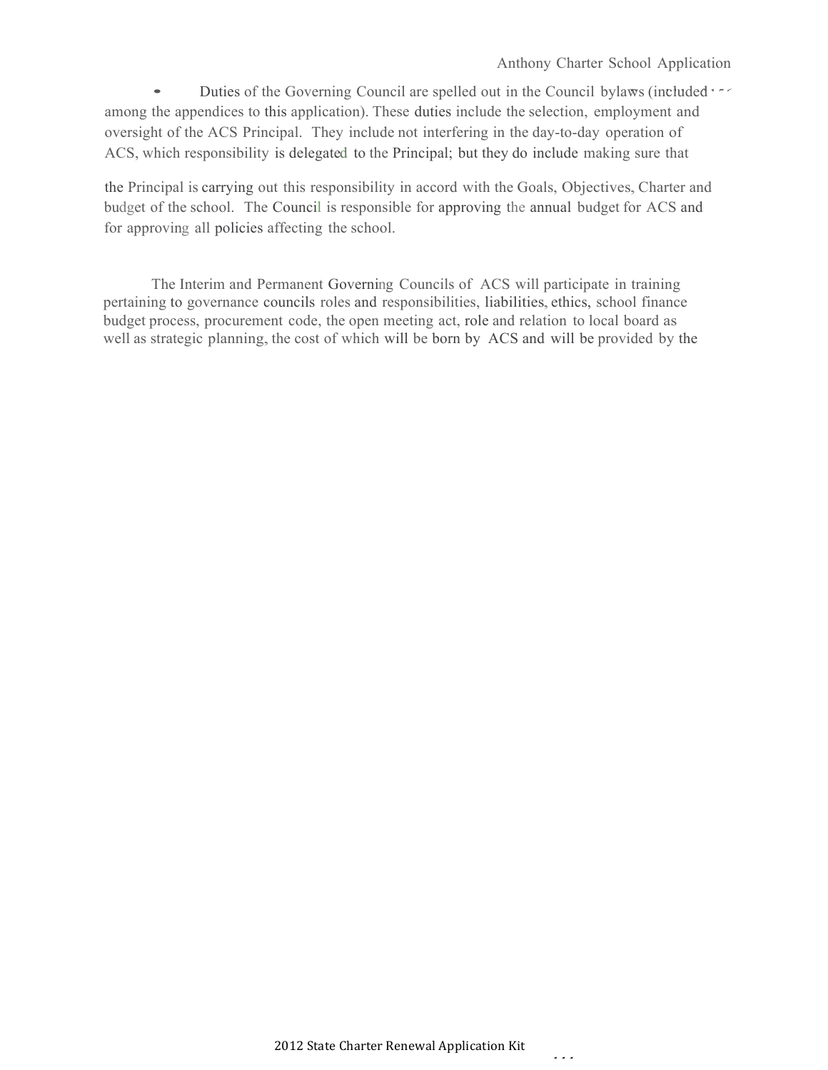- Duties of the Governing Council are spelled out in the Council bylaws (included among the appendices to this application). These duties include the selection, employment and oversight of the ACS Principal. They include not interfering in the day-to-day operation of ACS, which responsibility is delegated to the Principal; but they do include making sure that the Principal is carrying out this responsibility in accord with the Goals, Objectives, Charter and budget of the school. The Council is responsible for approving the annual budget for ACS and for approving all policies affecting the school.

The Interim and Permanent Governing Councils of ACS will participate in training pertaining to governance councils roles and responsibilities, liabilities, ethics, school finance budget process, procurement code, the open meeting act, role and relation to local board as well as strategic planning, the cost of which will be born by ACS and will be provided by the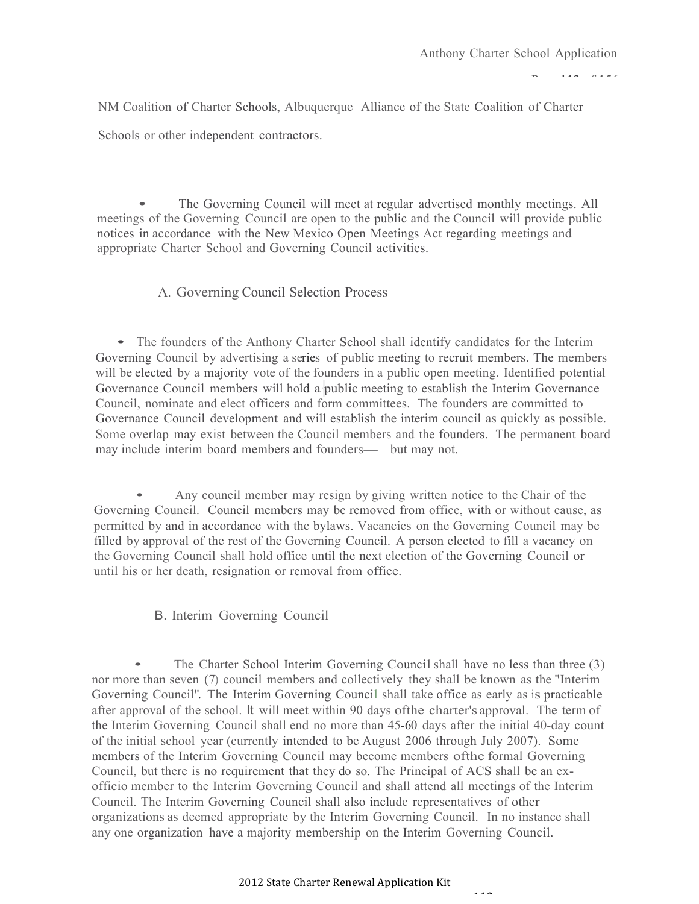NM Coalition of Charter Schools, Albuquerque Alliance of the State Coalition of Charter Schools or other independent contractors.

- The Governing Council will meet at regular advertised monthly meetings. All meetings of the Governing Council are open to the public and the Council will provide public notices in accordance with the New Mexico Open Meetings Act regarding meetings and appropriate Charter School and Governing Council activities.

A. Governing Council Selection Process

- The founders of the Anthony Charter School shall identify candidates for the Interim Governing Council by advertising a series of public meeting to recruit members. The members will be elected by a majority vote of the founders in a public open meeting. Identified potential Governance Council members will hold a public meeting to establish the Interim Governance Council, nominate and elect officers and form committees. The founders are committed to Governance Council development and will establish the interim council as quickly as possible. Some overlap may exist between the Council members and the founders. The permanent board may include interim board members and founders— but may not.

- Any council member may resign by giving written notice to the Chair of the Governing Council. Council members may be removed from office, with or without cause, as permitted by and in accordance with the bylaws. Vacancies on the Governing Council may be filled by approval of the rest of the Governing Council. A person elected to fill a vacancy on the Governing Council shall hold office until the next election of the Governing Council or until his or her death, resignation or removal from office.

B. Interim Governing Council

- The Charter School Interim Governing Council shall have no less than three (3) nor more than seven (7) council members and collectively they shall be known as the "Interim Governing Council". The Interim Governing Council shall take office as early as is practicable after approval of the school. It will meet within 90 days ofthe charter's approval. The term of the Interim Governing Council shall end no more than 45-60 days after the initial 40-day count of the initial school year (currently intended to be August 2006 through July 2007). Some members of the Interim Governing Council may become members ofthe formal Governing Council, but there is no requirement that they do so. The Principal of ACS shall be an ex-officio member to the Interim Governing Council and shall attend all meetings of the Interim Council. The Interim Governing Council shall also include representatives of other organizations as deemed appropriate by the Interim Governing Council. In no instance shall any one organization have a majority membership on the Interim Governing Council.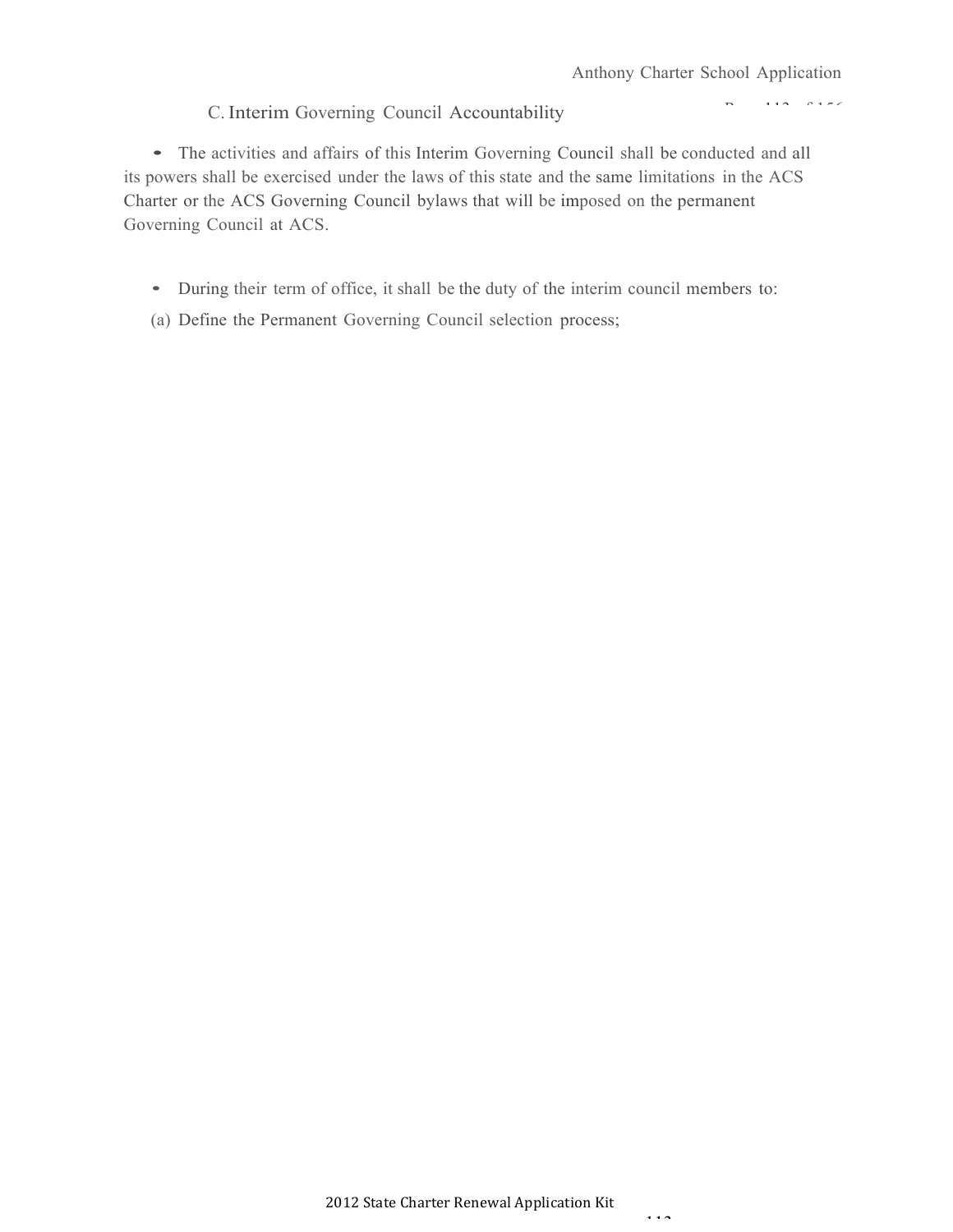## C. Interim Governing Council Accountability

- The activities and affairs of this Interim Governing Council shall be conducted and all its powers shall be exercised under the laws of this state and the same limitations in the ACS Charter or the ACS Governing Council bylaws that will be imposed on the permanent Governing Council at ACS.

- During their term of office, it shall be the duty of the interim council members to:

(a) Define the Permanent Governing Council selection process;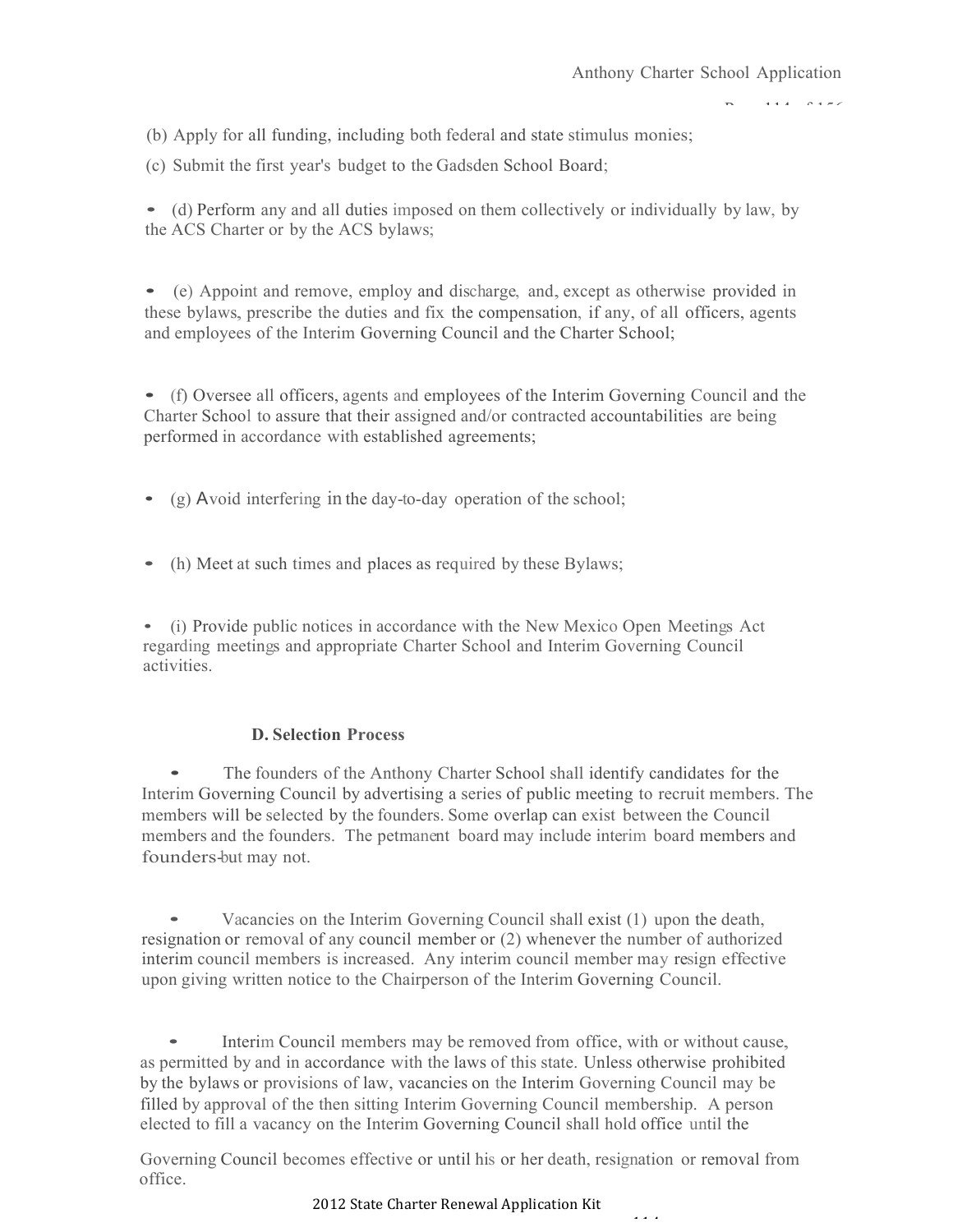(b) Apply for all funding, including both federal and state stimulus monies;

(c) Submit the first year's budget to the Gadsden School Board;

- (d) Perform any and all duties imposed on them collectively or individually by law, by the ACS Charter or by the ACS bylaws;

- (e) Appoint and remove, employ and discharge, and, except as otherwise provided in these bylaws, prescribe the duties and fix the compensation, if any, of all officers, agents and employees of the Interim Governing Council and the Charter School;

- (f) Oversee all officers, agents and employees of the Interim Governing Council and the Charter School to assure that their assigned and/or contracted accountabilities are being performed in accordance with established agreements;

- (g) Avoid interfering in the day-to-day operation of the school;

- (h) Meet at such times and places as required by these Bylaws;

- (i) Provide public notices in accordance with the New Mexico Open Meetings Act regarding meetings and appropriate Charter School and Interim Governing Council activities.

**D. Selection Process**

- The founders of the Anthony Charter School shall identify candidates for the Interim Governing Council by advertising a series of public meeting to recruit members. The members will be selected by the founders. Some overlap can exist between the Council members and the founders. The petmanent board may include interim board members and founders-but may not.

- Vacancies on the Interim Governing Council shall exist (1) upon the death, resignation or removal of any council member or (2) whenever the number of authorized interim council members is increased. Any interim council member may resign effective upon giving written notice to the Chairperson of the Interim Governing Council.

- Interim Council members may be removed from office, with or without cause, as permitted by and in accordance with the laws of this state. Unless otherwise prohibited by the bylaws or provisions of law, vacancies on the Interim Governing Council may be filled by approval of the then sitting Interim Governing Council membership. A person elected to fill a vacancy on the Interim Governing Council shall hold office until the Governing Council becomes effective or until his or her death, resignation or removal from office.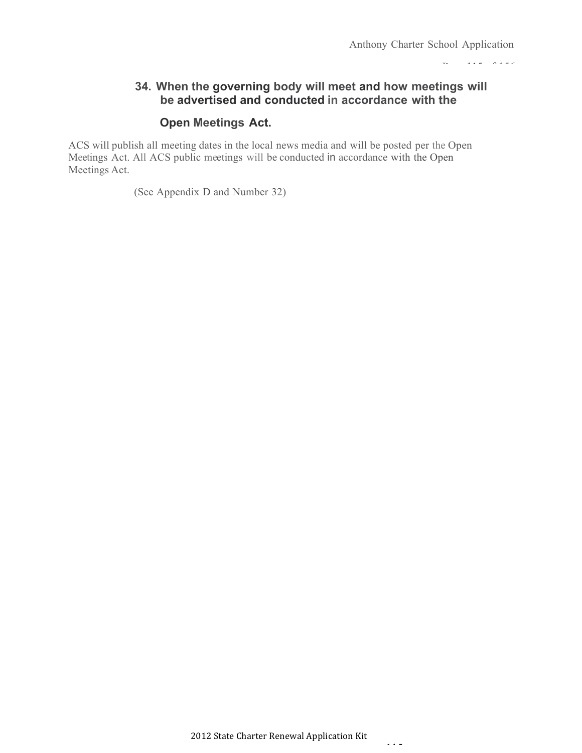## 34. When the governing body will meet and how meetings will be advertised and conducted in accordance with the Open Meetings Act.

ACS will publish all meeting dates in the local news media and will be posted per the Open Meetings Act. All ACS public meetings will be conducted in accordance with the Open Meetings Act.

(See Appendix D and Number 32)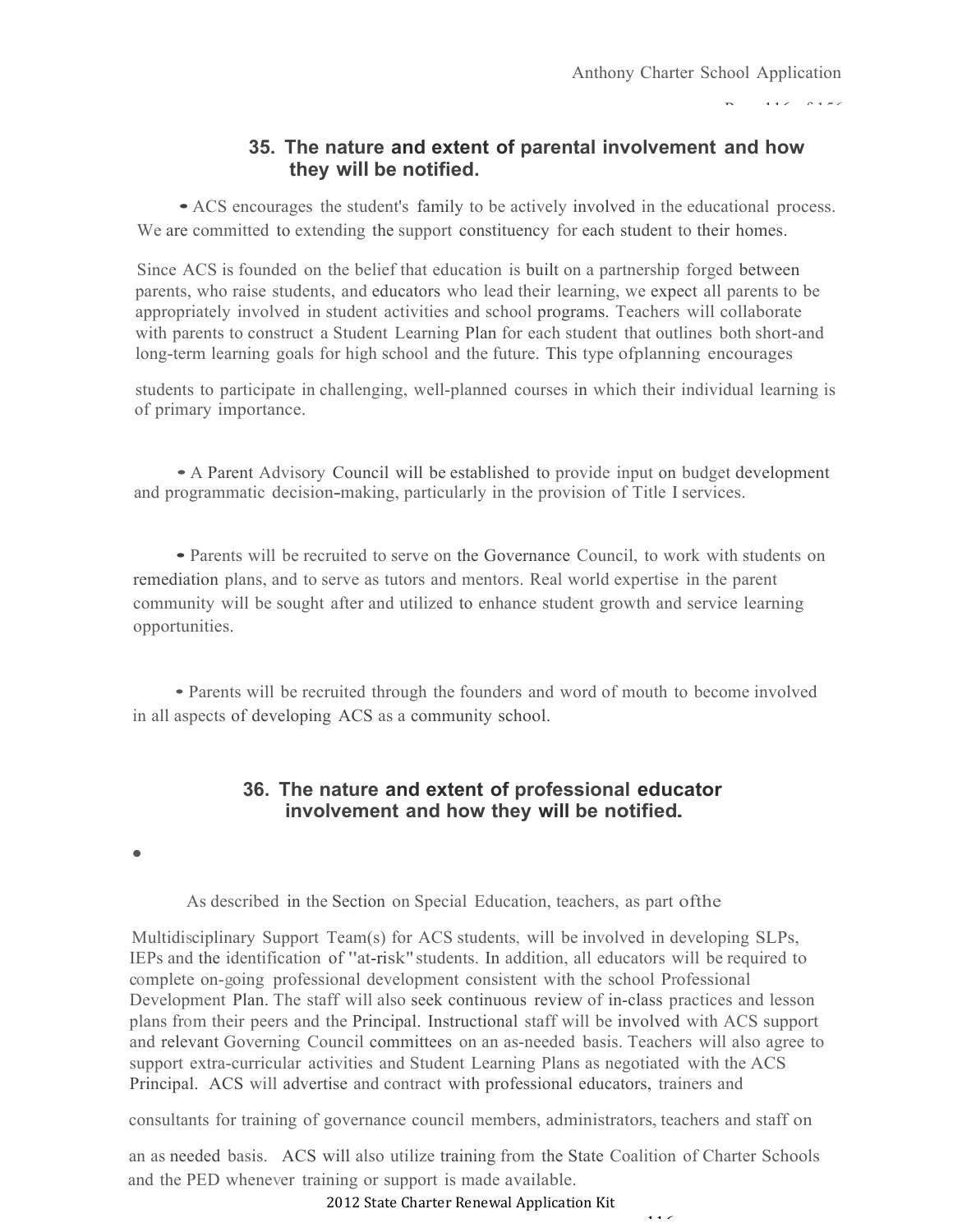### 35. The nature and extent of parental involvement and how they will be notified.

- ACS encourages the student's family to be actively involved in the educational process. We are committed to extending the support constituency for each student to their homes.

Since ACS is founded on the belief that education is built on a partnership forged between parents, who raise students, and educators who lead their learning, we expect all parents to be appropriately involved in student activities and school programs. Teachers will collaborate with parents to construct a Student Learning Plan for each student that outlines both short-and long-term learning goals for high school and the future. This type ofplanning encourages students to participate in challenging, well-planned courses in which their individual learning is of primary importance.

- A Parent Advisory Council will be established to provide input on budget development and programmatic decision-making, particularly in the provision of Title I services.

- Parents will be recruited to serve on the Governance Council, to work with students on remediation plans, and to serve as tutors and mentors. Real world expertise in the parent community will be sought after and utilized to enhance student growth and service learning opportunities.

- Parents will be recruited through the founders and word of mouth to become involved in all aspects of developing ACS as a community school.

### 36. The nature and extent of professional educator involvement and how they will be notified.

- As described in the Section on Special Education, teachers, as part ofthe Multidisciplinary Support Team(s) for ACS students, will be involved in developing SLPs, IEPs and the identification of "at-risk" students. In addition, all educators will be required to complete on-going professional development consistent with the school Professional Development Plan. The staff will also seek continuous review of in-class practices and lesson plans from their peers and the Principal. Instructional staff will be involved with ACS support and relevant Governing Council committees on an as-needed basis. Teachers will also agree to support extra-curricular activities and Student Learning Plans as negotiated with the ACS Principal. ACS will advertise and contract with professional educators, trainers and consultants for training of governance council members, administrators, teachers and staff on an as needed basis. ACS will also utilize training from the State Coalition of Charter Schools and the PED whenever training or support is made available.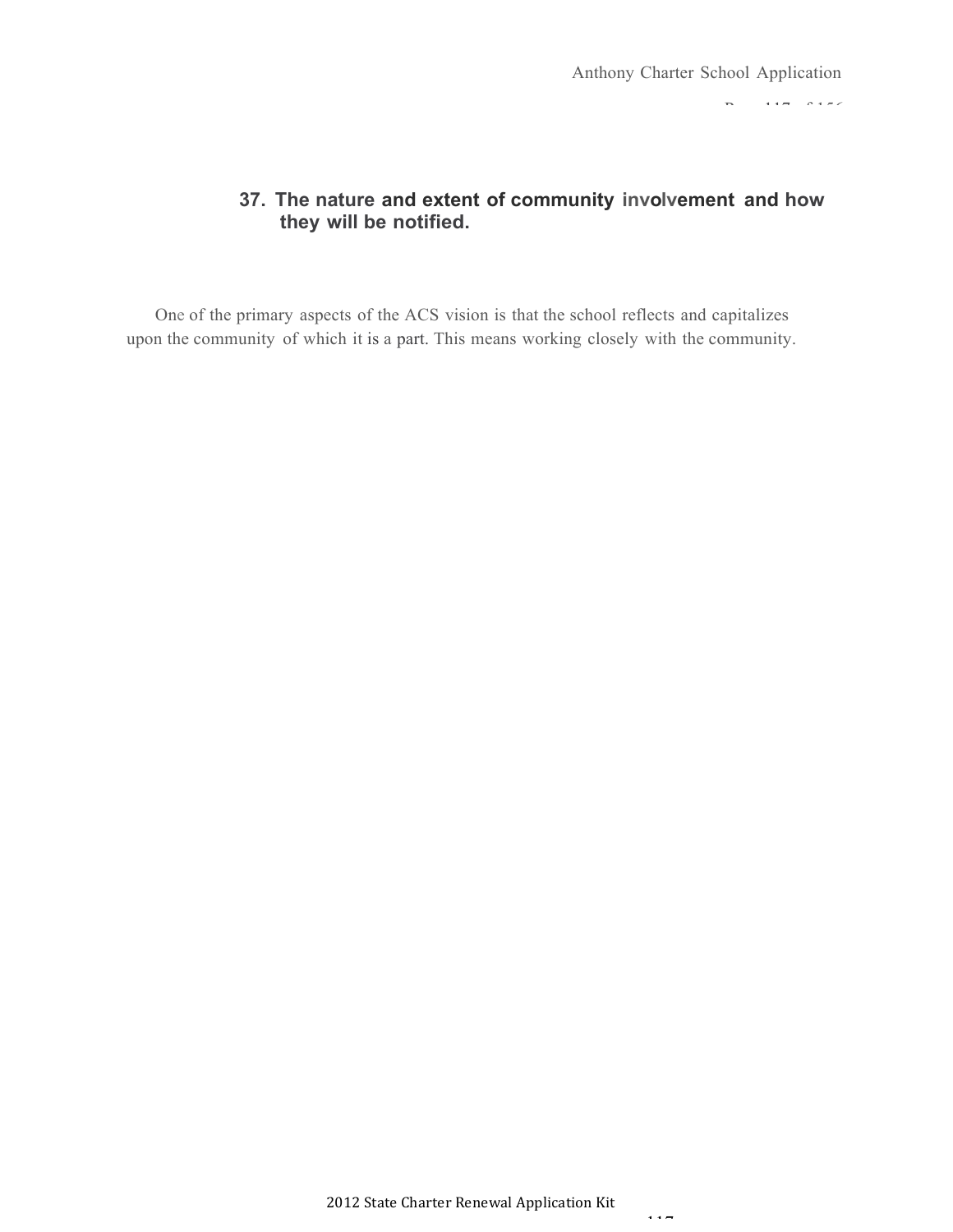### 37. The nature and extent of community involvement and how they will be notified.

One of the primary aspects of the ACS vision is that the school reflects and capitalizes upon the community of which it is a part. This means working closely with the community.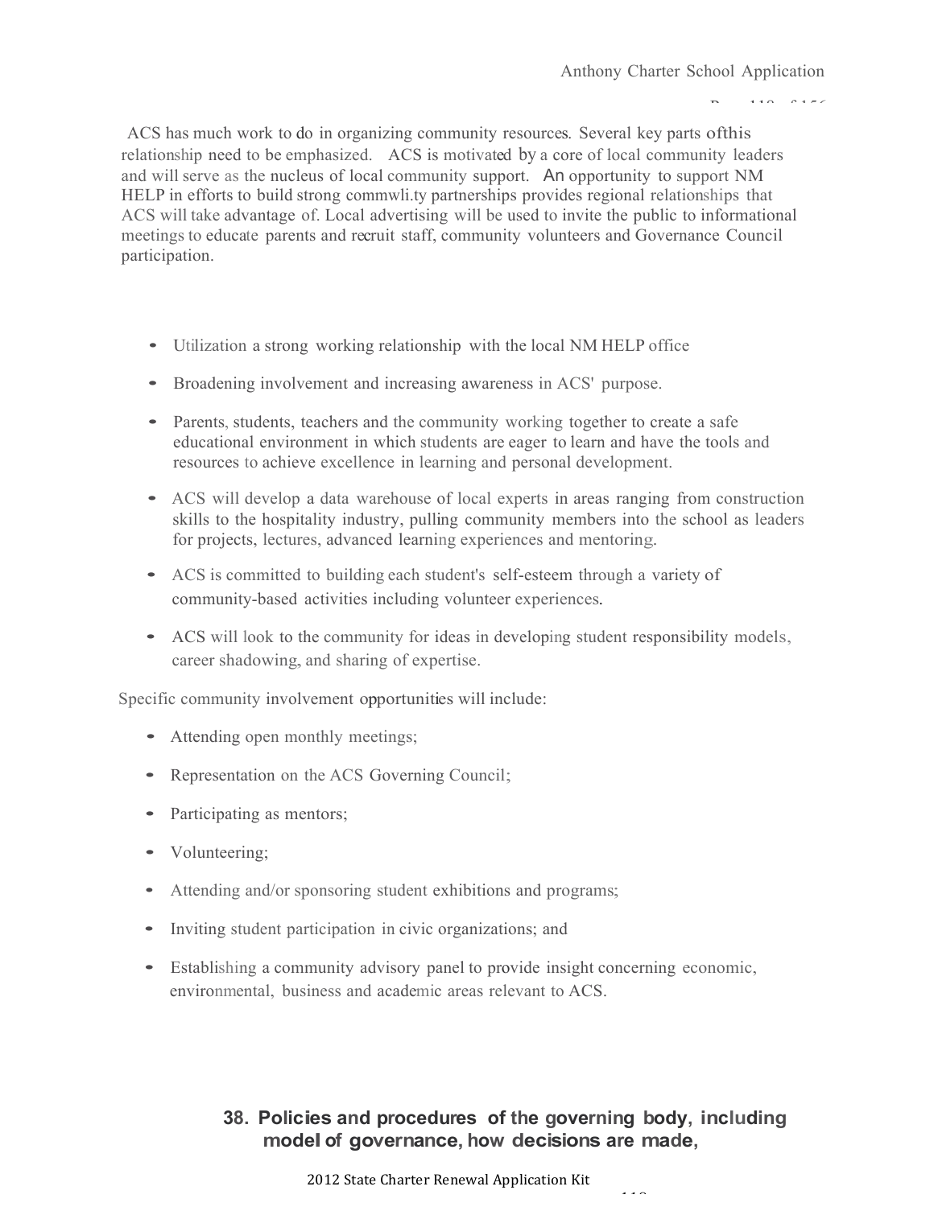ACS has much work to do in organizing community resources. Several key parts ofthis relationship need to be emphasized. ACS is motivated by a core of local community leaders and will serve as the nucleus of local community support. An opportunity to support NM HELP in efforts to build strong commwli.ty partnerships provides regional relationships that ACS will take advantage of. Local advertising will be used to invite the public to informational meetings to educate parents and recruit staff, community volunteers and Governance Council participation.

- Utilization a strong working relationship with the local NM HELP office
- Broadening involvement and increasing awareness in ACS' purpose.
- Parents, students, teachers and the community working together to create a safe educational environment in which students are eager to learn and have the tools and resources to achieve excellence in learning and personal development.
- ACS will develop a data warehouse of local experts in areas ranging from construction skills to the hospitality industry, pulling community members into the school as leaders for projects, lectures, advanced learning experiences and mentoring.
- ACS is committed to building each student's self-esteem through a variety of community-based activities including volunteer experiences.
- ACS will look to the community for ideas in developing student responsibility models, career shadowing, and sharing of expertise.

Specific community involvement opportunities will include:

- Attending open monthly meetings;
- Representation on the ACS Governing Council;
- Participating as mentors;
- Volunteering;
- Attending and/or sponsoring student exhibitions and programs;
- Inviting student participation in civic organizations; and
- Establishing a community advisory panel to provide insight concerning economic, environmental, business and academic areas relevant to ACS.

## 38. Policies and procedures of the governing body, including model of governance, how decisions are made,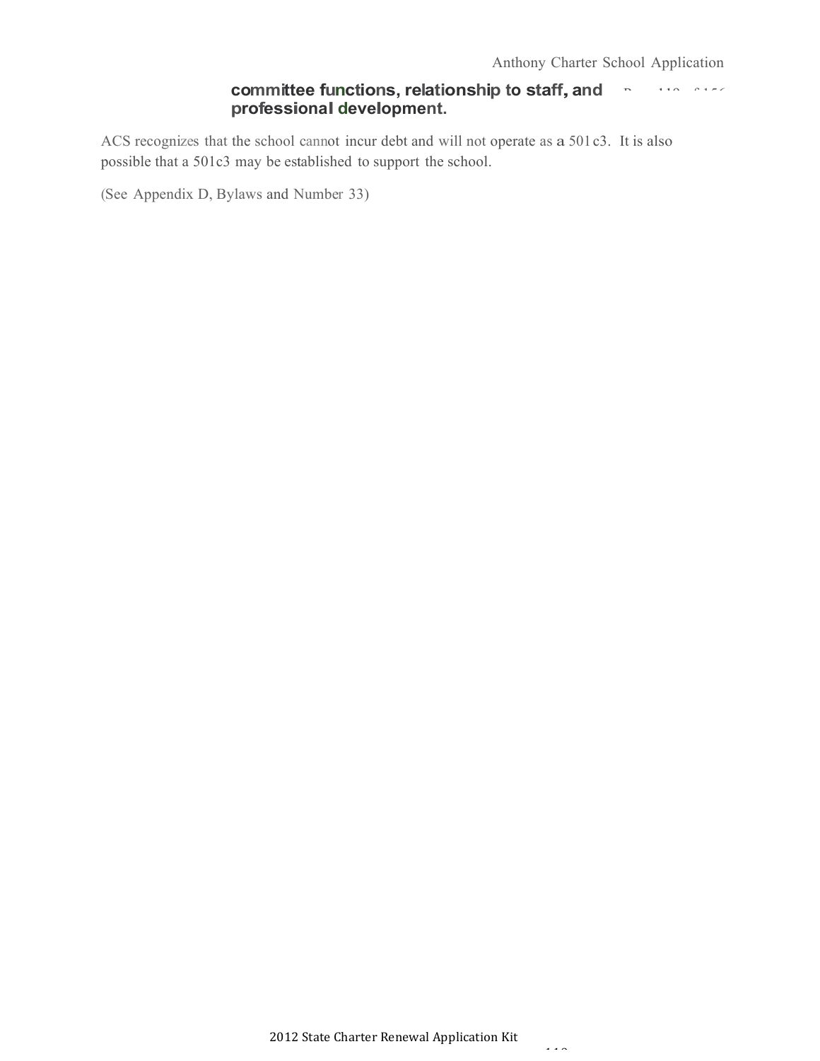**committee functions, relationship to staff, and professional development.**

ACS recognizes that the school cannot incur debt and will not operate as a 501c3. It is also possible that a 501c3 may be established to support the school.

(See Appendix D, Bylaws and Number 33)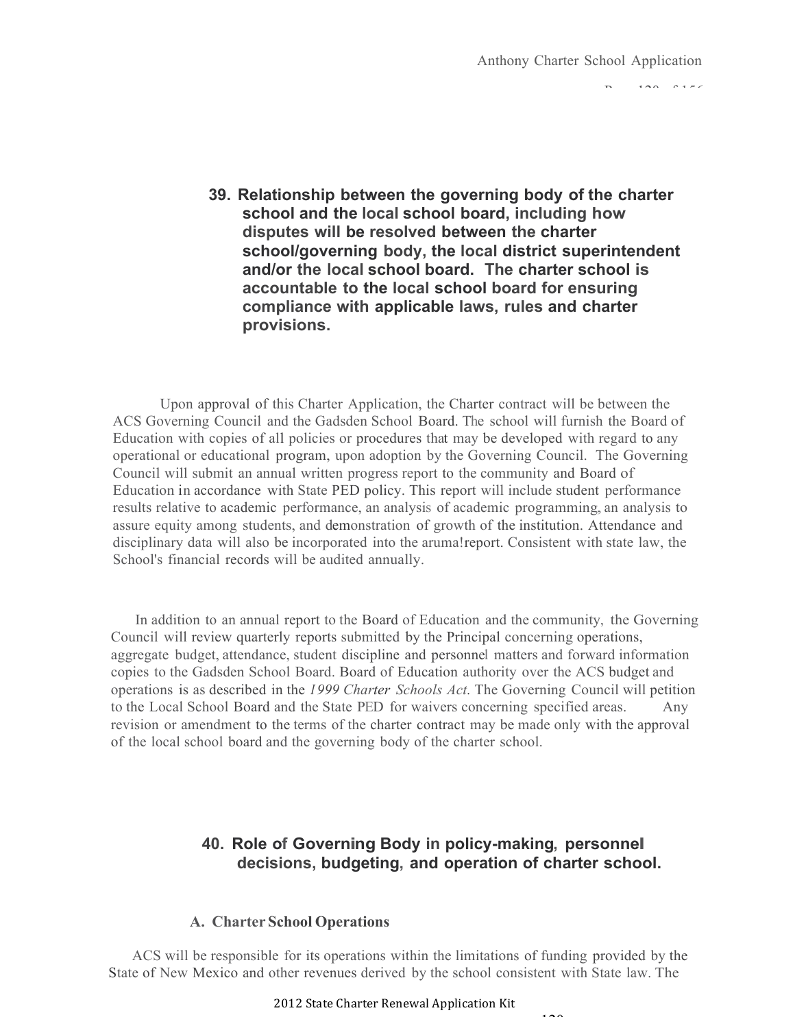## 39. Relationship between the governing body of the charter school and the local school board, including how disputes will be resolved between the charter school/governing body, the local district superintendent and/or the local school board. The charter school is accountable to the local school board for ensuring compliance with applicable laws, rules and charter provisions.

Upon approval of this Charter Application, the Charter contract will be between the ACS Governing Council and the Gadsden School Board. The school will furnish the Board of Education with copies of all policies or procedures that may be developed with regard to any operational or educational program, upon adoption by the Governing Council. The Governing Council will submit an annual written progress report to the community and Board of Education in accordance with State PED policy. This report will include student performance results relative to academic performance, an analysis of academic programming, an analysis to assure equity among students, and demonstration of growth of the institution. Attendance and disciplinary data will also be incorporated into the aruma!report. Consistent with state law, the School's financial records will be audited annually.

In addition to an annual report to the Board of Education and the community, the Governing Council will review quarterly reports submitted by the Principal concerning operations, aggregate budget, attendance, student discipline and personnel matters and forward information copies to the Gadsden School Board. Board of Education authority over the ACS budget and operations is as described in the *1999 Charter Schools Act*. The Governing Council will petition to the Local School Board and the State PED for waivers concerning specified areas. Any revision or amendment to the terms of the charter contract may be made only with the approval of the local school board and the governing body of the charter school.

## 40. Role of Governing Body in policy-making, personnel decisions, budgeting, and operation of charter school.

### A. Charter School Operations

ACS will be responsible for its operations within the limitations of funding provided by the State of New Mexico and other revenues derived by the school consistent with State law. The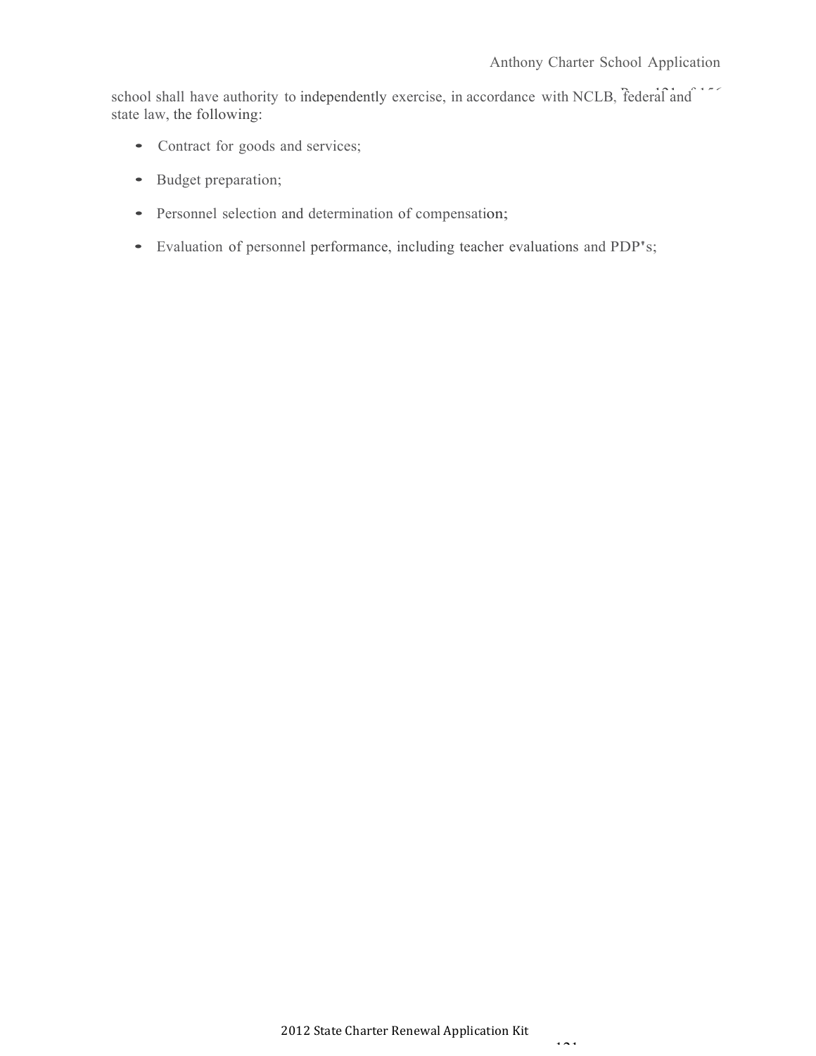school shall have authority to independently exercise, in accordance with NCLB, federal and state law, the following:

- Contract for goods and services;
- Budget preparation;
- Personnel selection and determination of compensation;
- Evaluation of personnel performance, including teacher evaluations and PDP's;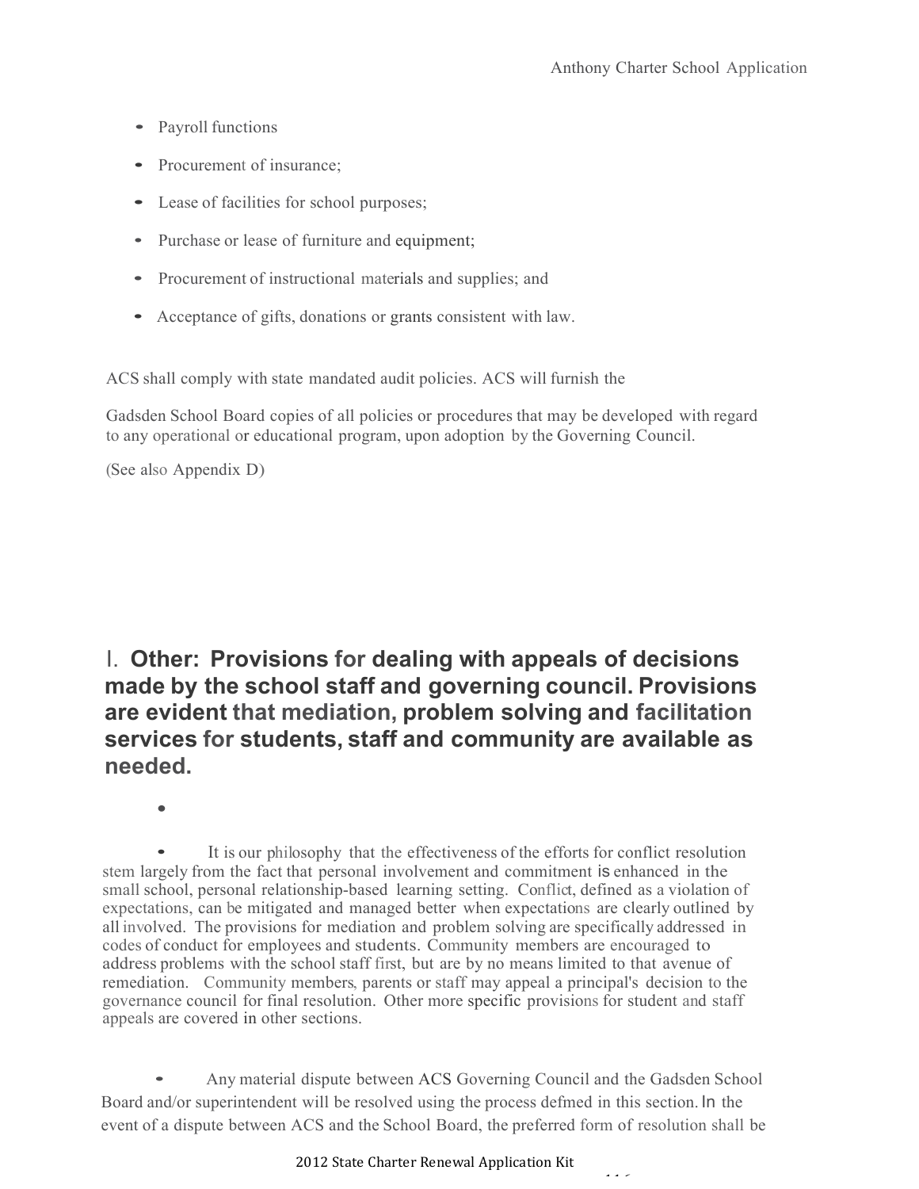- Payroll functions
- Procurement of insurance;
- Lease of facilities for school purposes;
- Purchase or lease of furniture and equipment;
- Procurement of instructional materials and supplies; and
- Acceptance of gifts, donations or grants consistent with law.

ACS shall comply with state mandated audit policies. ACS will furnish the

Gadsden School Board copies of all policies or procedures that may be developed with regard to any operational or educational program, upon adoption by the Governing Council.

(See also Appendix D)

## I. Other: Provisions for dealing with appeals of decisions made by the school staff and governing council. Provisions are evident that mediation, problem solving and facilitation services for students, staff and community are available as needed.

- It is our philosophy that the effectiveness of the efforts for conflict resolution stem largely from the fact that personal involvement and commitment is enhanced in the small school, personal relationship-based learning setting. Conflict, defined as a violation of expectations, can be mitigated and managed better when expectations are clearly outlined by all involved. The provisions for mediation and problem solving are specifically addressed in codes of conduct for employees and students. Community members are encouraged to address problems with the school staff first, but are by no means limited to that avenue of remediation. Community members, parents or staff may appeal a principal's decision to the governance council for final resolution. Other more specific provisions for student and staff appeals are covered in other sections.

- Any material dispute between ACS Governing Council and the Gadsden School Board and/or superintendent will be resolved using the process defmed in this section. In the event of a dispute between ACS and the School Board, the preferred form of resolution shall be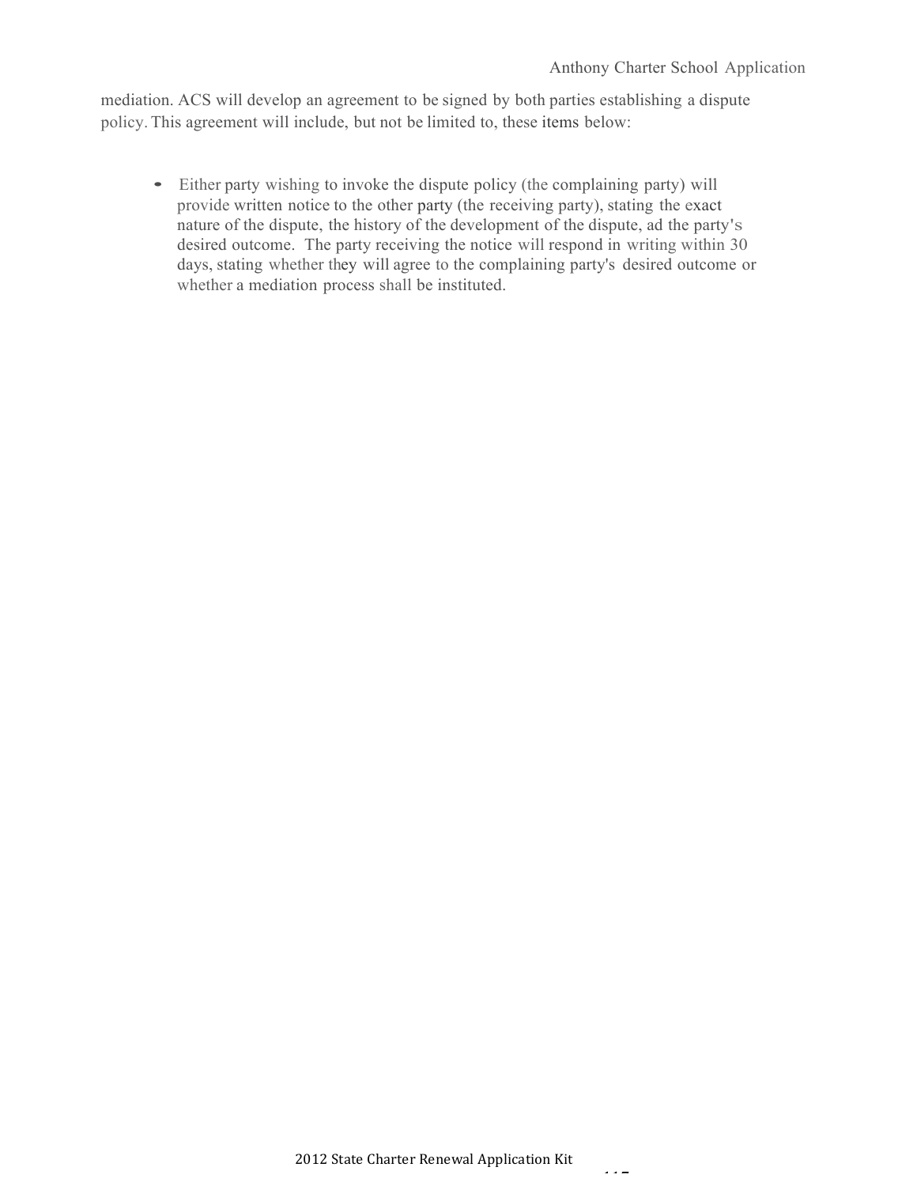mediation. ACS will develop an agreement to be signed by both parties establishing a dispute policy. This agreement will include, but not be limited to, these items below:

- Either party wishing to invoke the dispute policy (the complaining party) will provide written notice to the other party (the receiving party), stating the exact nature of the dispute, the history of the development of the dispute, ad the party's desired outcome. The party receiving the notice will respond in writing within 30 days, stating whether they will agree to the complaining party's desired outcome or whether a mediation process shall be instituted.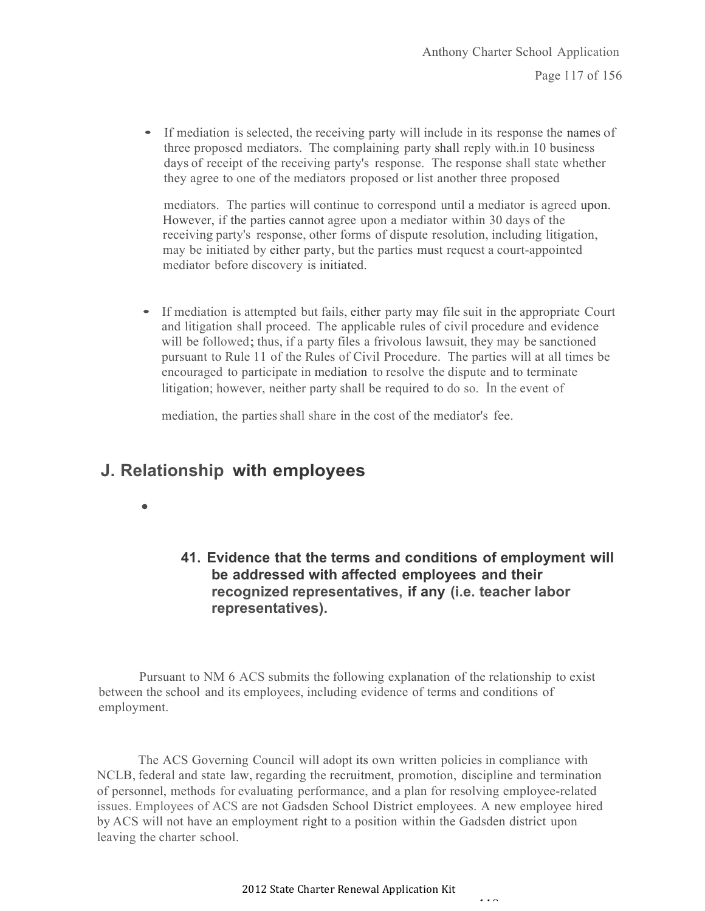- If mediation is selected, the receiving party will include in its response the names of three proposed mediators. The complaining party shall reply with.in 10 business days of receipt of the receiving party's response. The response shall state whether they agree to one of the mediators proposed or list another three proposed mediators. The parties will continue to correspond until a mediator is agreed upon. However, if the parties cannot agree upon a mediator within 30 days of the receiving party's response, other forms of dispute resolution, including litigation, may be initiated by either party, but the parties must request a court-appointed mediator before discovery is initiated.

- If mediation is attempted but fails, either party may file suit in the appropriate Court and litigation shall proceed. The applicable rules of civil procedure and evidence will be followed; thus, if a party files a frivolous lawsuit, they may be sanctioned pursuant to Rule 11 of the Rules of Civil Procedure. The parties will at all times be encouraged to participate in mediation to resolve the dispute and to terminate litigation; however, neither party shall be required to do so. In the event of mediation, the parties shall share in the cost of the mediator's fee.

## J. Relationship with employees

### 41. Evidence that the terms and conditions of employment will be addressed with affected employees and their recognized representatives, if any (i.e. teacher labor representatives).

Pursuant to NM 6 ACS submits the following explanation of the relationship to exist between the school and its employees, including evidence of terms and conditions of employment.

The ACS Governing Council will adopt its own written policies in compliance with NCLB, federal and state law, regarding the recruitment, promotion, discipline and termination of personnel, methods for evaluating performance, and a plan for resolving employee-related issues. Employees of ACS are not Gadsden School District employees. A new employee hired by ACS will not have an employment right to a position within the Gadsden district upon leaving the charter school.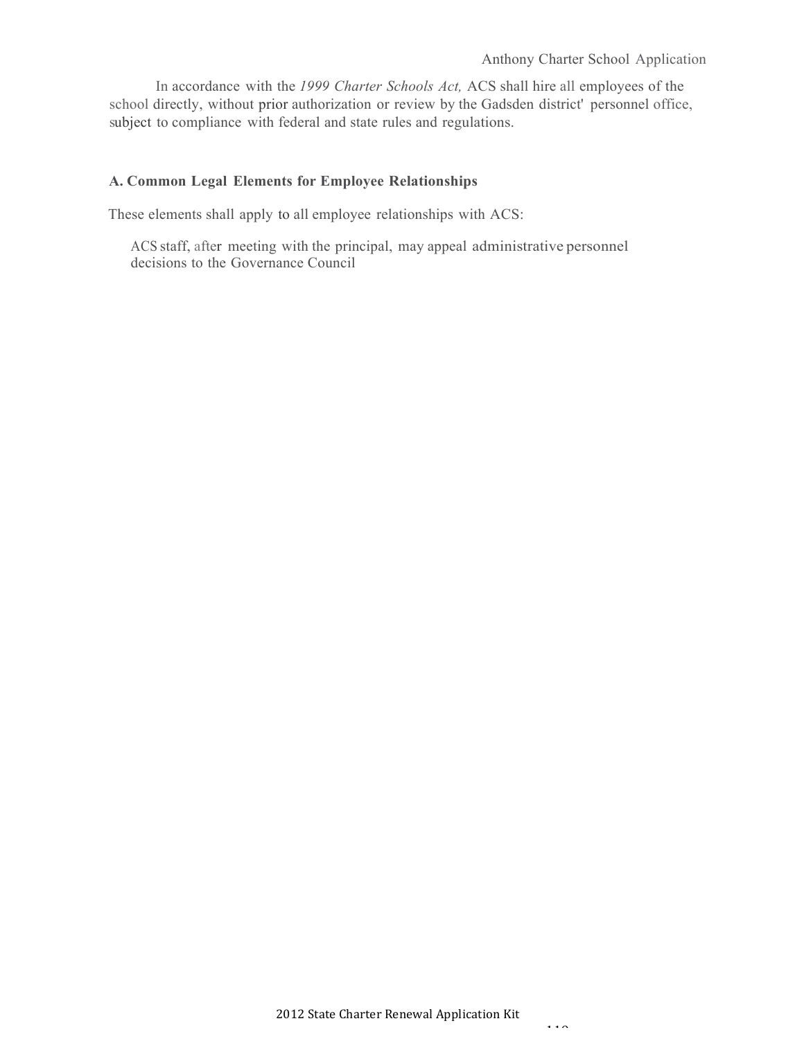In accordance with the *1999 Charter Schools Act,* ACS shall hire all employees of the school directly, without prior authorization or review by the Gadsden district' personnel office, subject to compliance with federal and state rules and regulations.

**A. Common Legal Elements for Employee Relationships**

These elements shall apply to all employee relationships with ACS:

ACS staff, after meeting with the principal, may appeal administrative personnel decisions to the Governance Council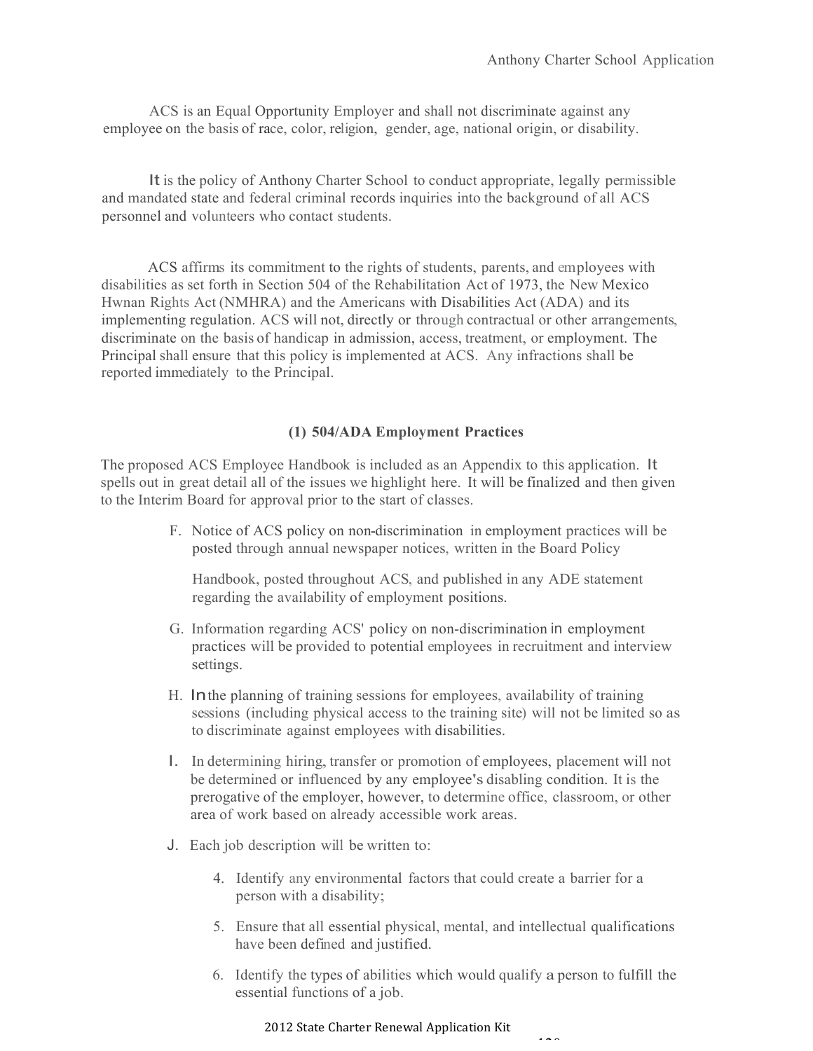ACS is an Equal Opportunity Employer and shall not discriminate against any employee on the basis of race, color, religion, gender, age, national origin, or disability.

It is the policy of Anthony Charter School to conduct appropriate, legally permissible and mandated state and federal criminal records inquiries into the background of all ACS personnel and volunteers who contact students.

ACS affirms its commitment to the rights of students, parents, and employees with disabilities as set forth in Section 504 of the Rehabilitation Act of 1973, the New Mexico Hwnan Rights Act (NMHRA) and the Americans with Disabilities Act (ADA) and its implementing regulation. ACS will not, directly or through contractual or other arrangements, discriminate on the basis of handicap in admission, access, treatment, or employment. The Principal shall ensure that this policy is implemented at ACS. Any infractions shall be reported immediately to the Principal.

**(1) 504/ADA Employment Practices**

The proposed ACS Employee Handbook is included as an Appendix to this application. It spells out in great detail all of the issues we highlight here. It will be finalized and then given to the Interim Board for approval prior to the start of classes.

F. Notice of ACS policy on non-discrimination in employment practices will be posted through annual newspaper notices, written in the Board Policy Handbook, posted throughout ACS, and published in any ADE statement regarding the availability of employment positions.

G. Information regarding ACS' policy on non-discrimination in employment practices will be provided to potential employees in recruitment and interview settings.

H. In the planning of training sessions for employees, availability of training sessions (including physical access to the training site) will not be limited so as to discriminate against employees with disabilities.

I. In determining hiring, transfer or promotion of employees, placement will not be determined or influenced by any employee's disabling condition. It is the prerogative of the employer, however, to determine office, classroom, or other area of work based on already accessible work areas.

J. Each job description will be written to:

   4. Identify any environmental factors that could create a barrier for a person with a disability;

   5. Ensure that all essential physical, mental, and intellectual qualifications have been defined and justified.

   6. Identify the types of abilities which would qualify a person to fulfill the essential functions of a job.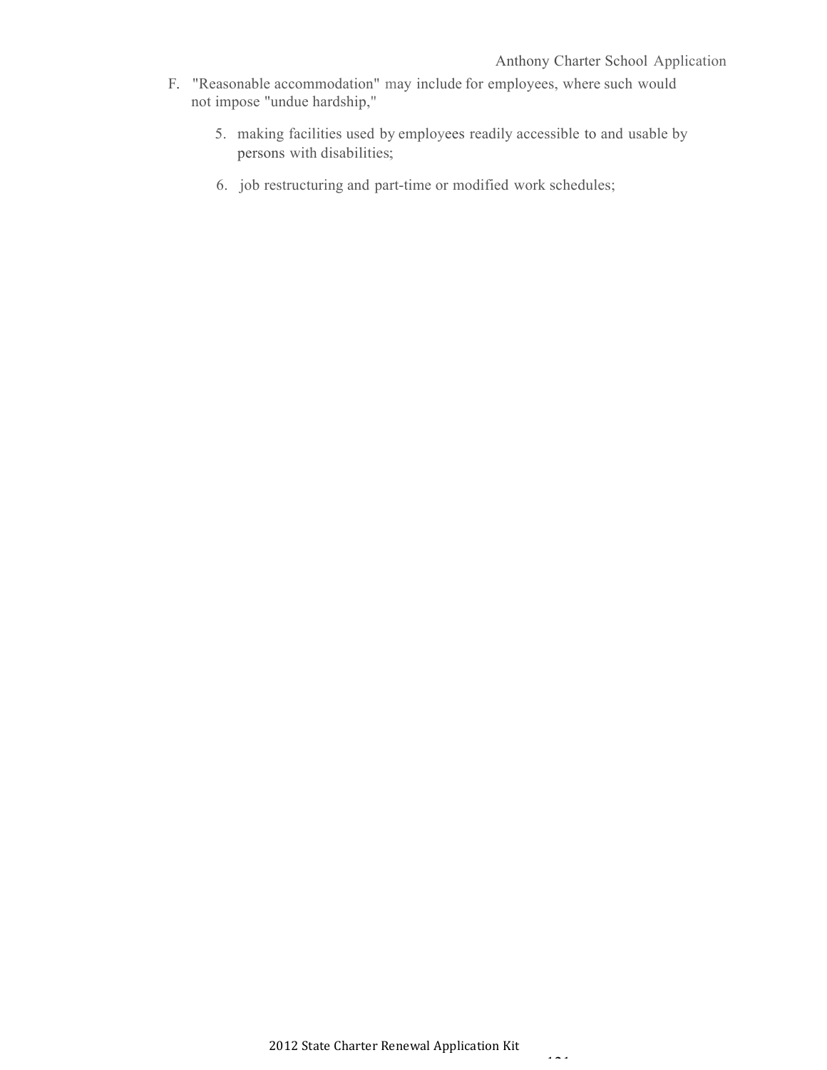F. "Reasonable accommodation" may include for employees, where such would not impose "undue hardship,"

5. making facilities used by employees readily accessible to and usable by persons with disabilities;
6. job restructuring and part-time or modified work schedules;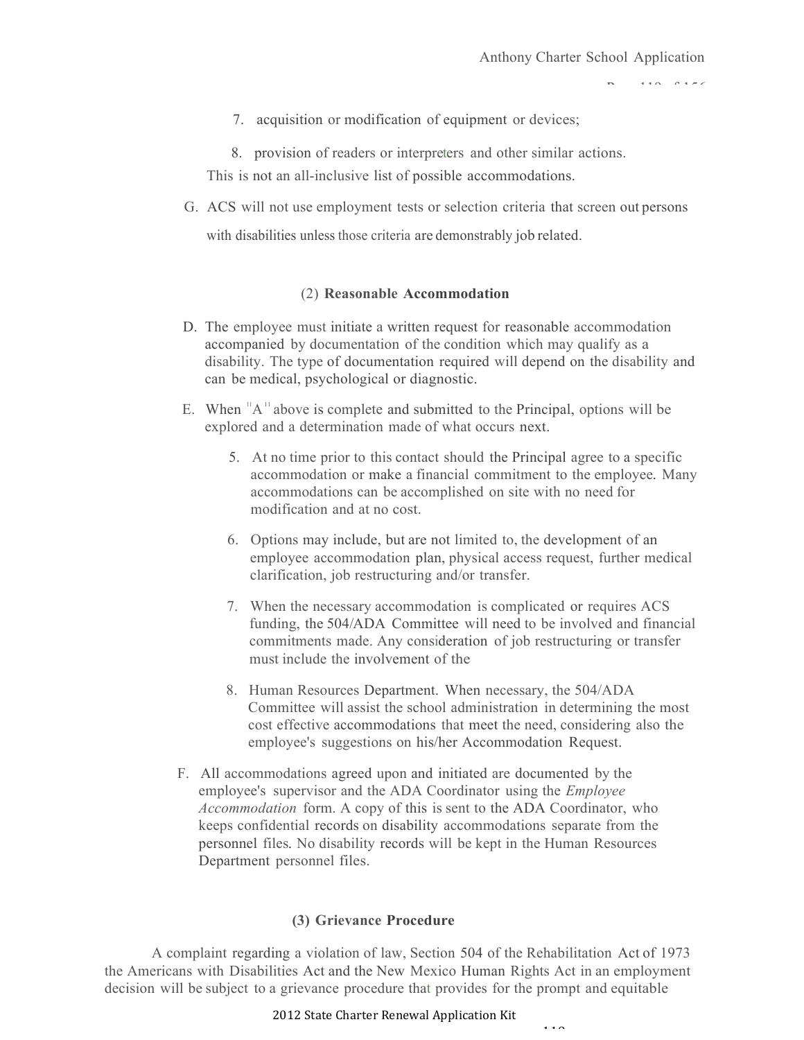7. acquisition or modification of equipment or devices;
8. provision of readers or interpreters and other similar actions.

This is not an all-inclusive list of possible accommodations.

G. ACS will not use employment tests or selection criteria that screen out persons with disabilities unless those criteria are demonstrably job related.

### (2) **Reasonable Accommodation**

D. The employee must initiate a written request for reasonable accommodation accompanied by documentation of the condition which may qualify as a disability. The type of documentation required will depend on the disability and can be medical, psychological or diagnostic.

E. When "A" above is complete and submitted to the Principal, options will be explored and a determination made of what occurs next.

5. At no time prior to this contact should the Principal agree to a specific accommodation or make a financial commitment to the employee. Many accommodations can be accomplished on site with no need for modification and at no cost.
6. Options may include, but are not limited to, the development of an employee accommodation plan, physical access request, further medical clarification, job restructuring and/or transfer.
7. When the necessary accommodation is complicated or requires ACS funding, the 504/ADA Committee will need to be involved and financial commitments made. Any consideration of job restructuring or transfer must include the involvement of the
8. Human Resources Department. When necessary, the 504/ADA Committee will assist the school administration in determining the most cost effective accommodations that meet the need, considering also the employee's suggestions on his/her Accommodation Request.

F. All accommodations agreed upon and initiated are documented by the employee's supervisor and the ADA Coordinator using the *Employee Accommodation* form. A copy of this is sent to the ADA Coordinator, who keeps confidential records on disability accommodations separate from the personnel files. No disability records will be kept in the Human Resources Department personnel files.

### (3) **Grievance Procedure**

A complaint regarding a violation of law, Section 504 of the Rehabilitation Act of 1973 the Americans with Disabilities Act and the New Mexico Human Rights Act in an employment decision will be subject to a grievance procedure that provides for the prompt and equitable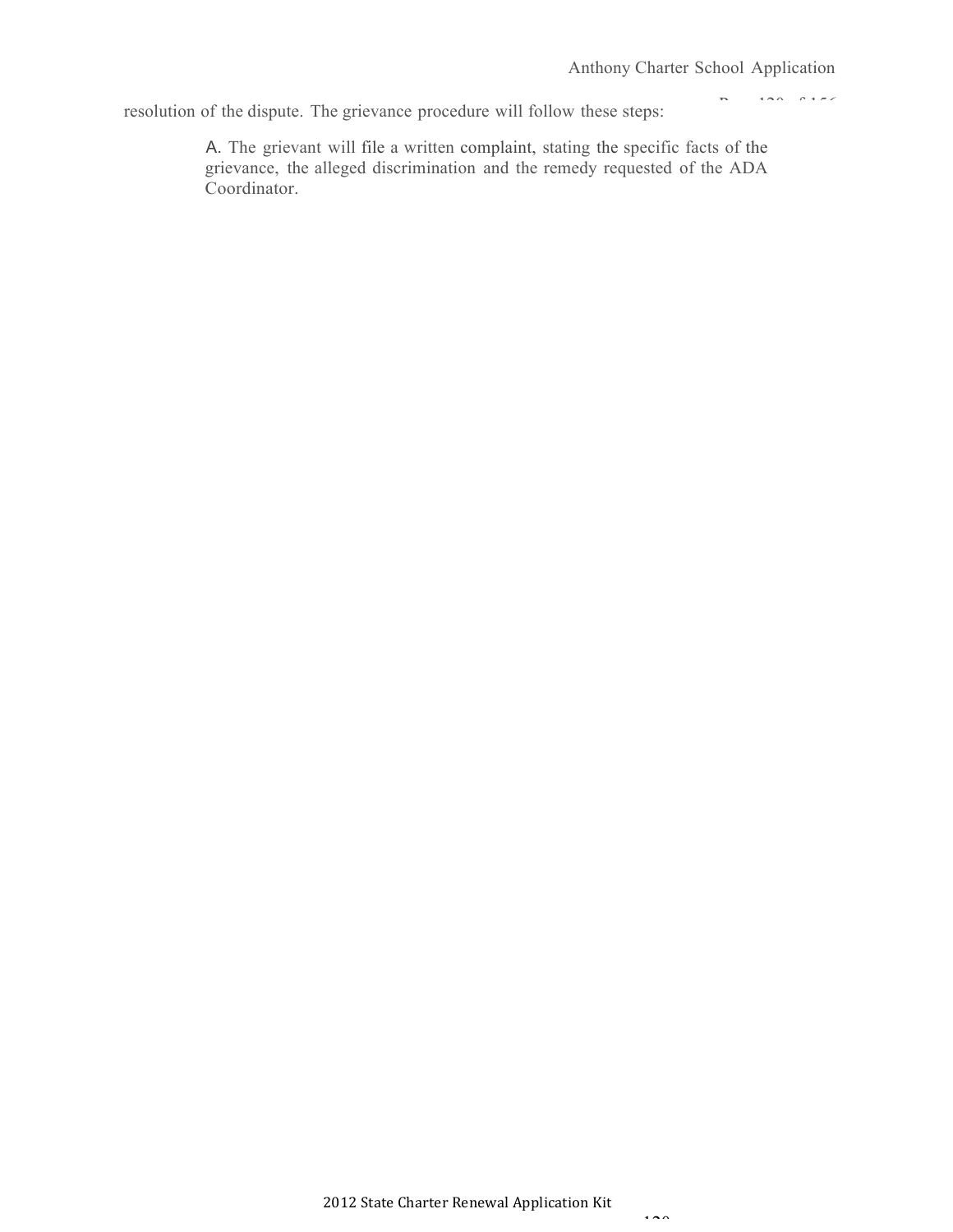resolution of the dispute. The grievance procedure will follow these steps:

A. The grievant will file a written complaint, stating the specific facts of the grievance, the alleged discrimination and the remedy requested of the ADA Coordinator.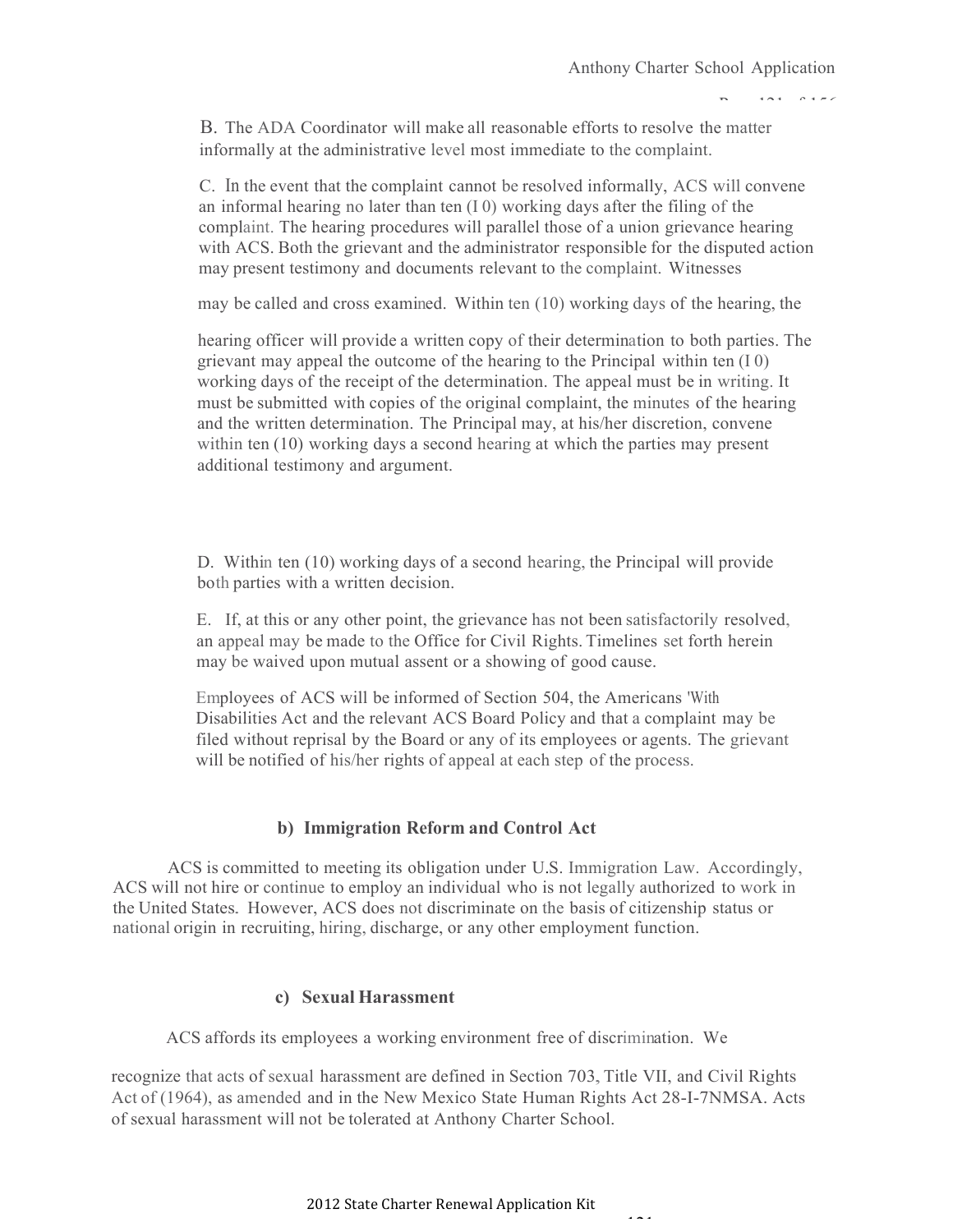B. The ADA Coordinator will make all reasonable efforts to resolve the matter informally at the administrative level most immediate to the complaint.

C. In the event that the complaint cannot be resolved informally, ACS will convene an informal hearing no later than ten (I 0) working days after the filing of the complaint. The hearing procedures will parallel those of a union grievance hearing with ACS. Both the grievant and the administrator responsible for the disputed action may present testimony and documents relevant to the complaint. Witnesses may be called and cross examined. Within ten (10) working days of the hearing, the hearing officer will provide a written copy of their determination to both parties. The grievant may appeal the outcome of the hearing to the Principal within ten (I 0) working days of the receipt of the determination. The appeal must be in writing. It must be submitted with copies of the original complaint, the minutes of the hearing and the written determination. The Principal may, at his/her discretion, convene within ten (10) working days a second hearing at which the parties may present additional testimony and argument.

D. Within ten (10) working days of a second hearing, the Principal will provide both parties with a written decision.

E. If, at this or any other point, the grievance has not been satisfactorily resolved, an appeal may be made to the Office for Civil Rights. Timelines set forth herein may be waived upon mutual assent or a showing of good cause.

Employees of ACS will be informed of Section 504, the Americans 'With Disabilities Act and the relevant ACS Board Policy and that a complaint may be filed without reprisal by the Board or any of its employees or agents. The grievant will be notified of his/her rights of appeal at each step of the process.

### b) Immigration Reform and Control Act

ACS is committed to meeting its obligation under U.S. Immigration Law. Accordingly, ACS will not hire or continue to employ an individual who is not legally authorized to work in the United States. However, ACS does not discriminate on the basis of citizenship status or national origin in recruiting, hiring, discharge, or any other employment function.

### c) Sexual Harassment

ACS affords its employees a working environment free of discrimination. We recognize that acts of sexual harassment are defined in Section 703, Title VII, and Civil Rights Act of (1964), as amended and in the New Mexico State Human Rights Act 28-I-7NMSA. Acts of sexual harassment will not be tolerated at Anthony Charter School.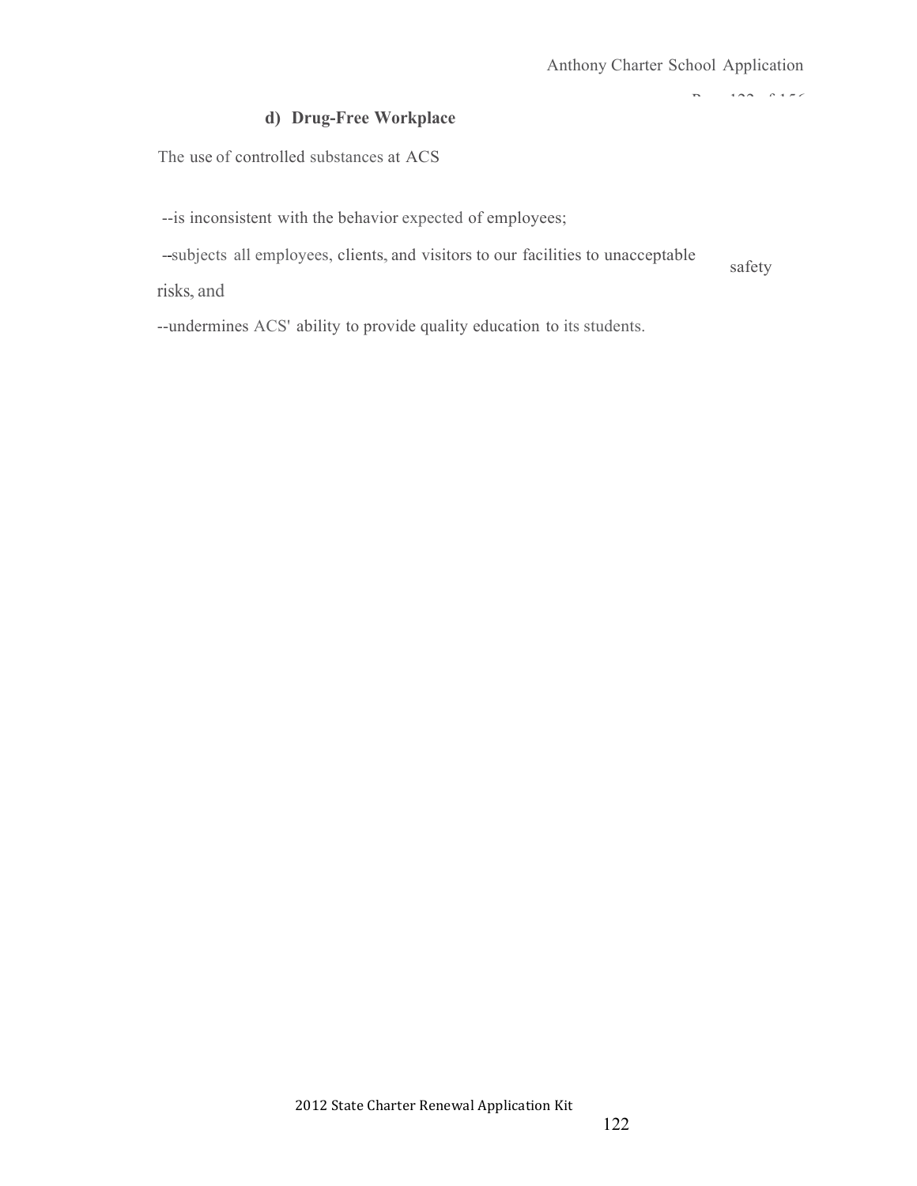#### d) Drug-Free Workplace

The use of controlled substances at ACS

--is inconsistent with the behavior expected of employees;

--subjects all employees, clients, and visitors to our facilities to unacceptable safety risks, and

--undermines ACS' ability to provide quality education to its students.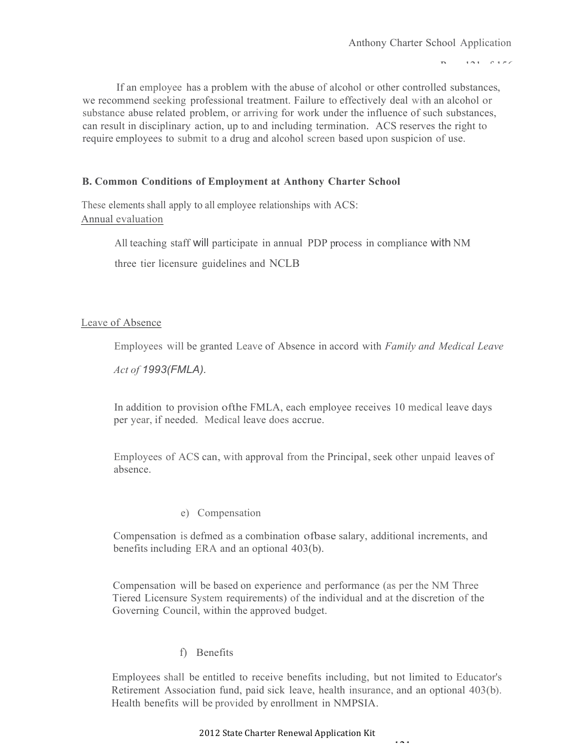If an employee has a problem with the abuse of alcohol or other controlled substances, we recommend seeking professional treatment. Failure to effectively deal with an alcohol or substance abuse related problem, or arriving for work under the influence of such substances, can result in disciplinary action, up to and including termination. ACS reserves the right to require employees to submit to a drug and alcohol screen based upon suspicion of use.

**B. Common Conditions of Employment at Anthony Charter School**

These elements shall apply to all employee relationships with ACS:

Annual evaluation

All teaching staff will participate in annual PDP process in compliance with NM three tier licensure guidelines and NCLB

Leave of Absence

Employees will be granted Leave of Absence in accord with *Family and Medical Leave Act of 1993(FMLA).*

In addition to provision ofthe FMLA, each employee receives 10 medical leave days per year, if needed. Medical leave does accrue.

Employees of ACS can, with approval from the Principal, seek other unpaid leaves of absence.

e) Compensation

Compensation is defmed as a combination ofbase salary, additional increments, and benefits including ERA and an optional 403(b).

Compensation will be based on experience and performance (as per the NM Three Tiered Licensure System requirements) of the individual and at the discretion of the Governing Council, within the approved budget.

f) Benefits

Employees shall be entitled to receive benefits including, but not limited to Educator's Retirement Association fund, paid sick leave, health insurance, and an optional 403(b). Health benefits will be provided by enrollment in NMPSIA.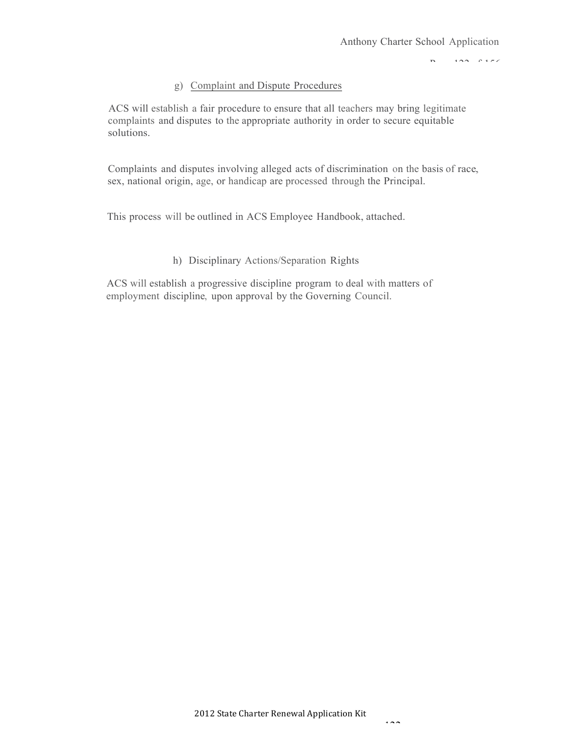g) <u>Complaint and Dispute Procedures</u>

ACS will establish a fair procedure to ensure that all teachers may bring legitimate complaints and disputes to the appropriate authority in order to secure equitable solutions.

Complaints and disputes involving alleged acts of discrimination on the basis of race, sex, national origin, age, or handicap are processed through the Principal.

This process will be outlined in ACS Employee Handbook, attached.

h) Disciplinary Actions/Separation Rights

ACS will establish a progressive discipline program to deal with matters of employment discipline, upon approval by the Governing Council.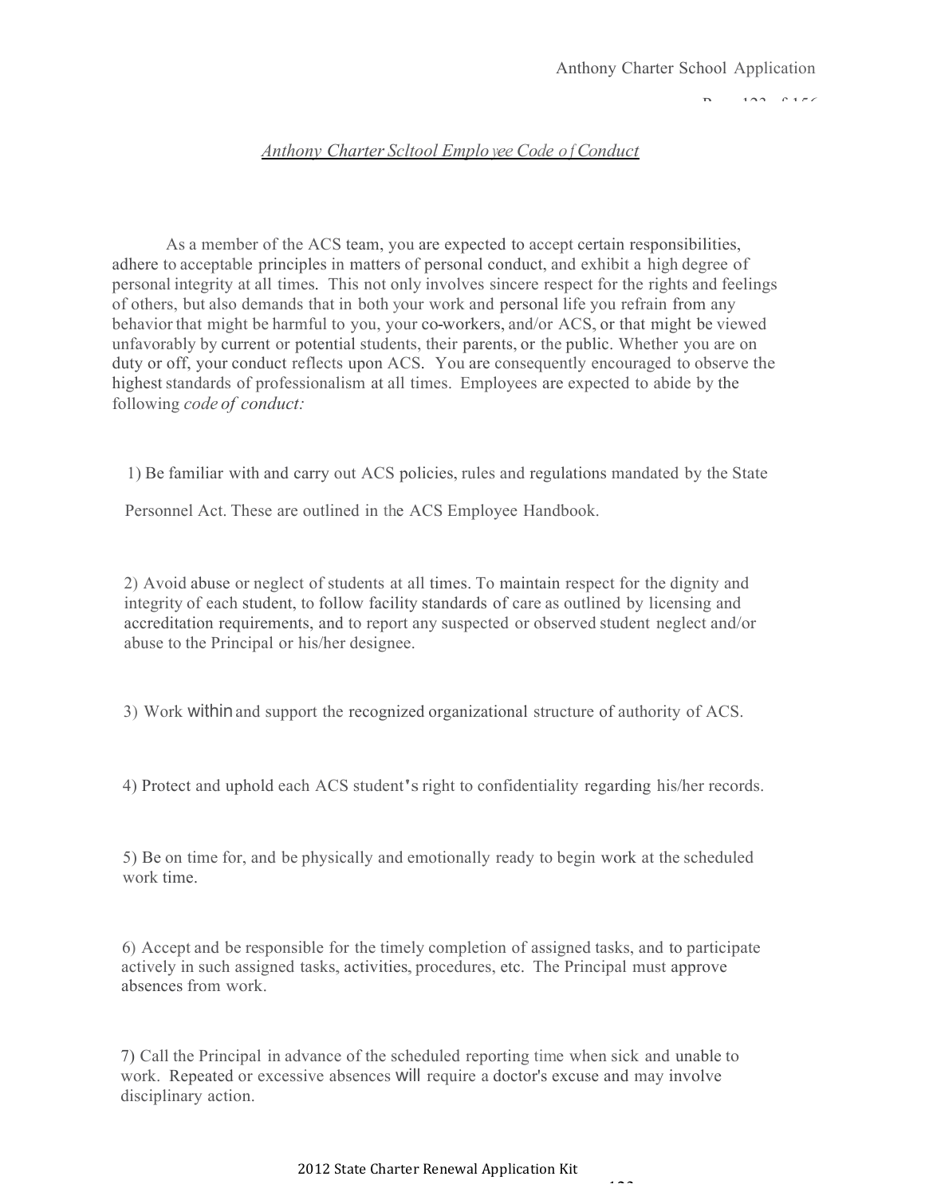*Anthony Charter Scltool Emplo yee Code o f Conduct*

As a member of the ACS team, you are expected to accept certain responsibilities, adhere to acceptable principles in matters of personal conduct, and exhibit a high degree of personal integrity at all times. This not only involves sincere respect for the rights and feelings of others, but also demands that in both your work and personal life you refrain from any behavior that might be harmful to you, your co-workers, and/or ACS, or that might be viewed unfavorably by current or potential students, their parents, or the public. Whether you are on duty or off, your conduct reflects upon ACS. You are consequently encouraged to observe the highest standards of professionalism at all times. Employees are expected to abide by the following *code of conduct:*

1) Be familiar with and carry out ACS policies, rules and regulations mandated by the State Personnel Act. These are outlined in the ACS Employee Handbook.

2) Avoid abuse or neglect of students at all times. To maintain respect for the dignity and integrity of each student, to follow facility standards of care as outlined by licensing and accreditation requirements, and to report any suspected or observed student neglect and/or abuse to the Principal or his/her designee.

3) Work within and support the recognized organizational structure of authority of ACS.

4) Protect and uphold each ACS student's right to confidentiality regarding his/her records.

5) Be on time for, and be physically and emotionally ready to begin work at the scheduled work time.

6) Accept and be responsible for the timely completion of assigned tasks, and to participate actively in such assigned tasks, activities, procedures, etc. The Principal must approve absences from work.

7) Call the Principal in advance of the scheduled reporting time when sick and unable to work. Repeated or excessive absences will require a doctor's excuse and may involve disciplinary action.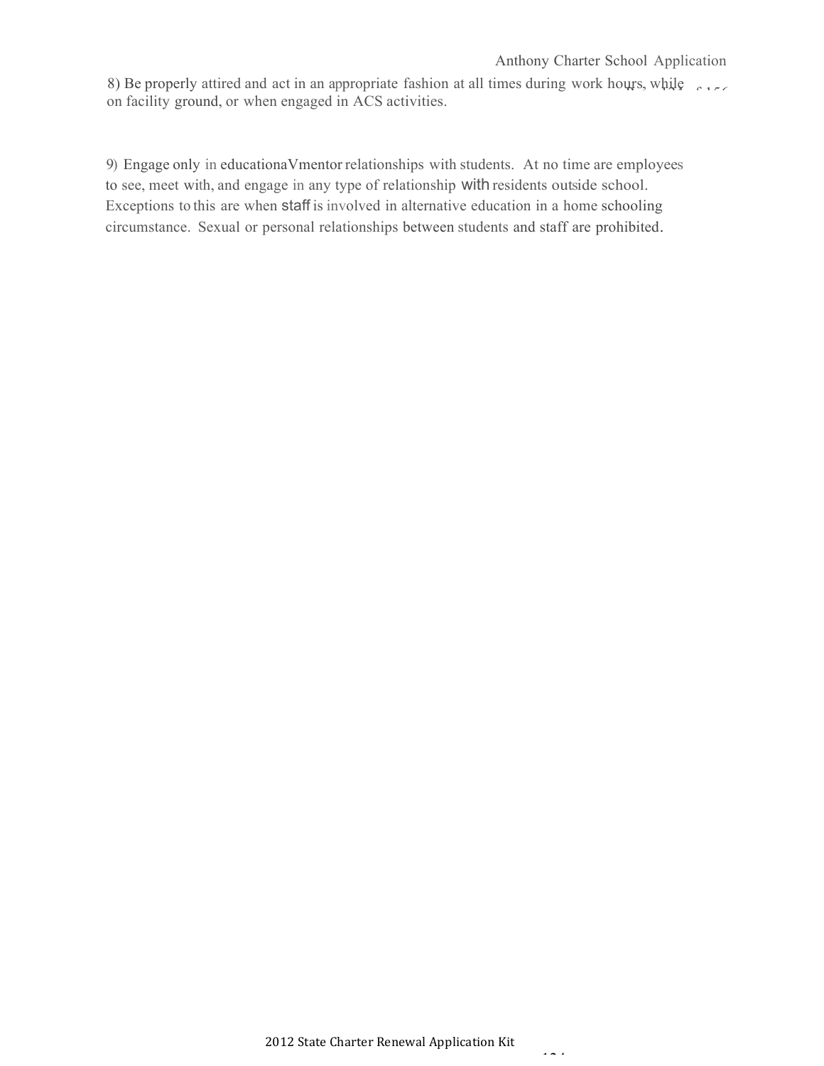8) Be properly attired and act in an appropriate fashion at all times during work hours, while on facility ground, or when engaged in ACS activities.

9) Engage only in educationaVmentor relationships with students. At no time are employees to see, meet with, and engage in any type of relationship with residents outside school. Exceptions to this are when staff is involved in alternative education in a home schooling circumstance. Sexual or personal relationships between students and staff are prohibited.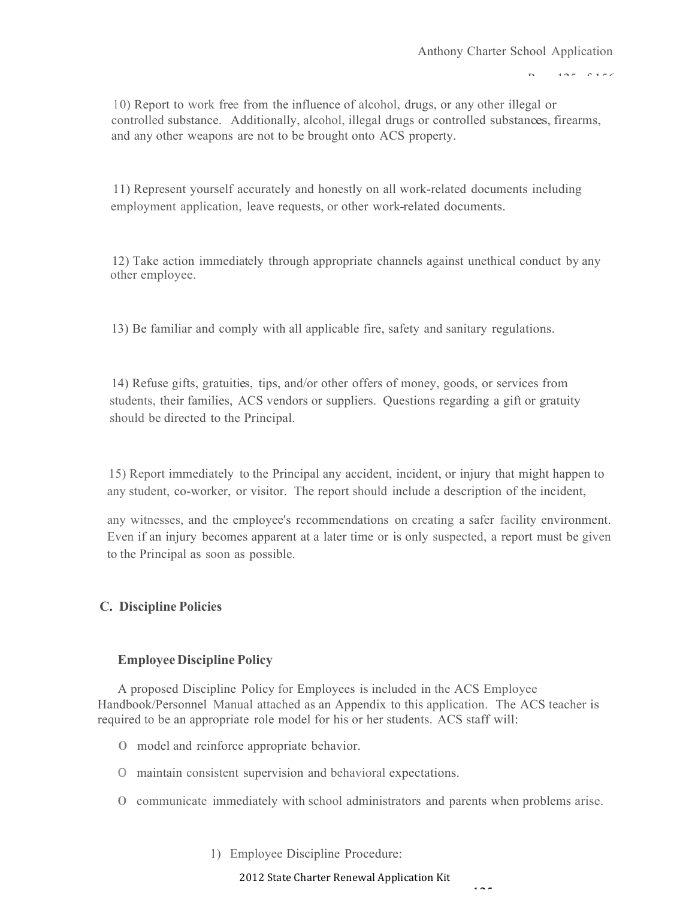10) Report to work free from the influence of alcohol, drugs, or any other illegal or controlled substance. Additionally, alcohol, illegal drugs or controlled substances, firearms, and any other weapons are not to be brought onto ACS property.

11) Represent yourself accurately and honestly on all work-related documents including employment application, leave requests, or other work-related documents.

12) Take action immediately through appropriate channels against unethical conduct by any other employee.

13) Be familiar and comply with all applicable fire, safety and sanitary regulations.

14) Refuse gifts, gratuities, tips, and/or other offers of money, goods, or services from students, their families, ACS vendors or suppliers. Questions regarding a gift or gratuity should be directed to the Principal.

15) Report immediately to the Principal any accident, incident, or injury that might happen to any student, co-worker, or visitor. The report should include a description of the incident, any witnesses, and the employee's recommendations on creating a safer facility environment. Even if an injury becomes apparent at a later time or is only suspected, a report must be given to the Principal as soon as possible.

## C. Discipline Policies

### Employee Discipline Policy

A proposed Discipline Policy for Employees is included in the ACS Employee Handbook/Personnel Manual attached as an Appendix to this application. The ACS teacher is required to be an appropriate role model for his or her students. ACS staff will:

- model and reinforce appropriate behavior.
- maintain consistent supervision and behavioral expectations.
- communicate immediately with school administrators and parents when problems arise.

1) Employee Discipline Procedure: